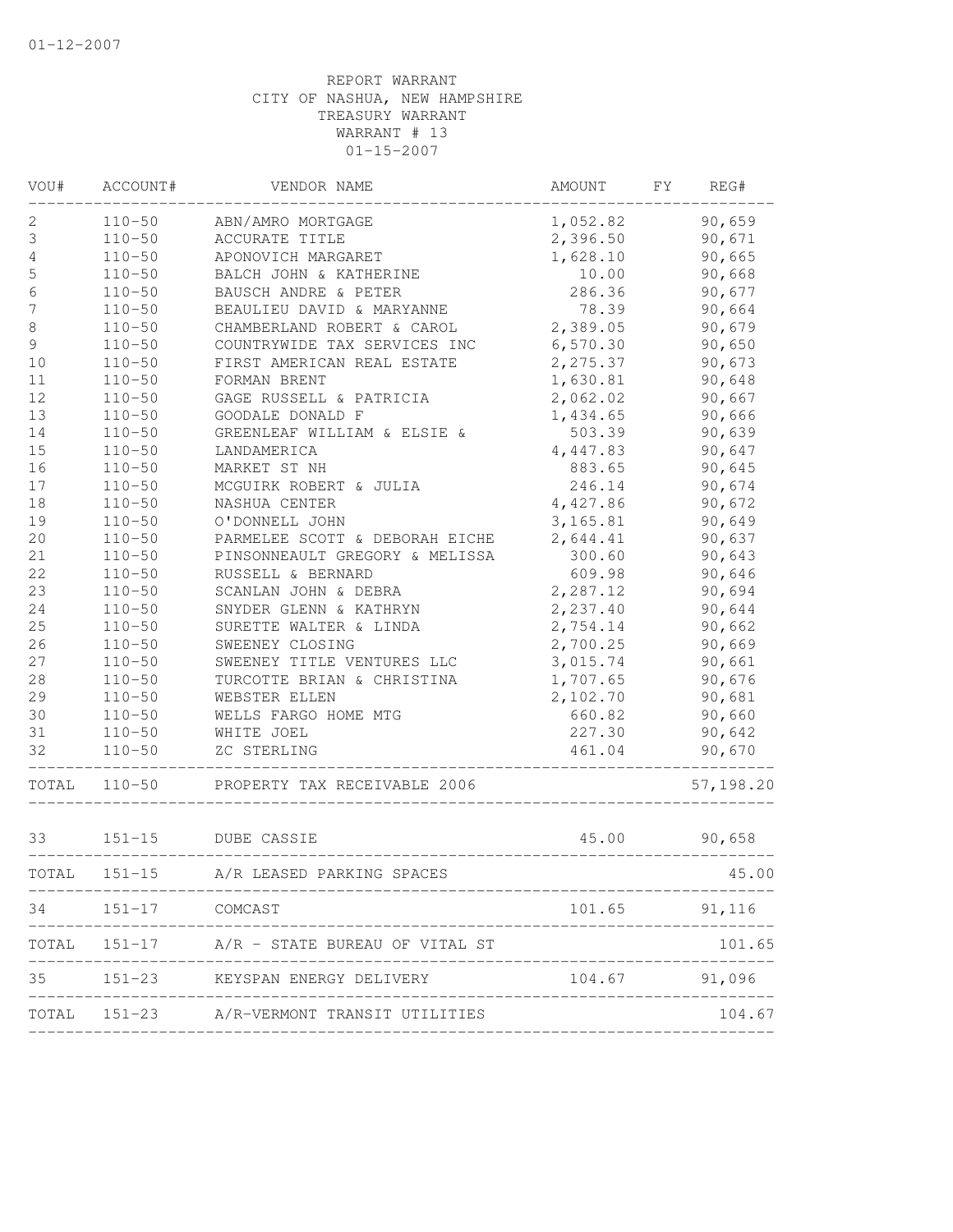01-12-2007

REPORT WARRANT
CITY OF NASHUA, NEW HAMPSHIRE
TREASURY WARRANT
WARRANT # 13
01-15-2007

| VOU# | ACCOUNT# | VENDOR NAME | AMOUNT | FY | REG# |
|---|---|---|---|---|---|
| 2 | 110-50 | ABN/AMRO MORTGAGE | 1,052.82 | | 90,659 |
| 3 | 110-50 | ACCURATE TITLE | 2,396.50 | | 90,671 |
| 4 | 110-50 | APONOVICH MARGARET | 1,628.10 | | 90,665 |
| 5 | 110-50 | BALCH JOHN & KATHERINE | 10.00 | | 90,668 |
| 6 | 110-50 | BAUSCH ANDRE & PETER | 286.36 | | 90,677 |
| 7 | 110-50 | BEAULIEU DAVID & MARYANNE | 78.39 | | 90,664 |
| 8 | 110-50 | CHAMBERLAND ROBERT & CAROL | 2,389.05 | | 90,679 |
| 9 | 110-50 | COUNTRYWIDE TAX SERVICES INC | 6,570.30 | | 90,650 |
| 10 | 110-50 | FIRST AMERICAN REAL ESTATE | 2,275.37 | | 90,673 |
| 11 | 110-50 | FORMAN BRENT | 1,630.81 | | 90,648 |
| 12 | 110-50 | GAGE RUSSELL & PATRICIA | 2,062.02 | | 90,667 |
| 13 | 110-50 | GOODALE DONALD F | 1,434.65 | | 90,666 |
| 14 | 110-50 | GREENLEAF WILLIAM & ELSIE & | 503.39 | | 90,639 |
| 15 | 110-50 | LANDAMERICA | 4,447.83 | | 90,647 |
| 16 | 110-50 | MARKET ST NH | 883.65 | | 90,645 |
| 17 | 110-50 | MCGUIRK ROBERT & JULIA | 246.14 | | 90,674 |
| 18 | 110-50 | NASHUA CENTER | 4,427.86 | | 90,672 |
| 19 | 110-50 | O'DONNELL JOHN | 3,165.81 | | 90,649 |
| 20 | 110-50 | PARMELEE SCOTT & DEBORAH EICHE | 2,644.41 | | 90,637 |
| 21 | 110-50 | PINSONNEAULT GREGORY & MELISSA | 300.60 | | 90,643 |
| 22 | 110-50 | RUSSELL & BERNARD | 609.98 | | 90,646 |
| 23 | 110-50 | SCANLAN JOHN & DEBRA | 2,287.12 | | 90,694 |
| 24 | 110-50 | SNYDER GLENN & KATHRYN | 2,237.40 | | 90,644 |
| 25 | 110-50 | SURETTE WALTER & LINDA | 2,754.14 | | 90,662 |
| 26 | 110-50 | SWEENEY CLOSING | 2,700.25 | | 90,669 |
| 27 | 110-50 | SWEENEY TITLE VENTURES LLC | 3,015.74 | | 90,661 |
| 28 | 110-50 | TURCOTTE BRIAN & CHRISTINA | 1,707.65 | | 90,676 |
| 29 | 110-50 | WEBSTER ELLEN | 2,102.70 | | 90,681 |
| 30 | 110-50 | WELLS FARGO HOME MTG | 660.82 | | 90,660 |
| 31 | 110-50 | WHITE JOEL | 227.30 | | 90,642 |
| 32 | 110-50 | ZC STERLING | 461.04 | | 90,670 |
| TOTAL | 110-50 | PROPERTY TAX RECEIVABLE 2006 | | | 57,198.20 |
| 33 | 151-15 | DUBE CASSIE | 45.00 | | 90,658 |
| TOTAL | 151-15 | A/R LEASED PARKING SPACES | | | 45.00 |
| 34 | 151-17 | COMCAST | 101.65 | | 91,116 |
| TOTAL | 151-17 | A/R - STATE BUREAU OF VITAL ST | | | 101.65 |
| 35 | 151-23 | KEYSPAN ENERGY DELIVERY | 104.67 | | 91,096 |
| TOTAL | 151-23 | A/R-VERMONT TRANSIT UTILITIES | | | 104.67 |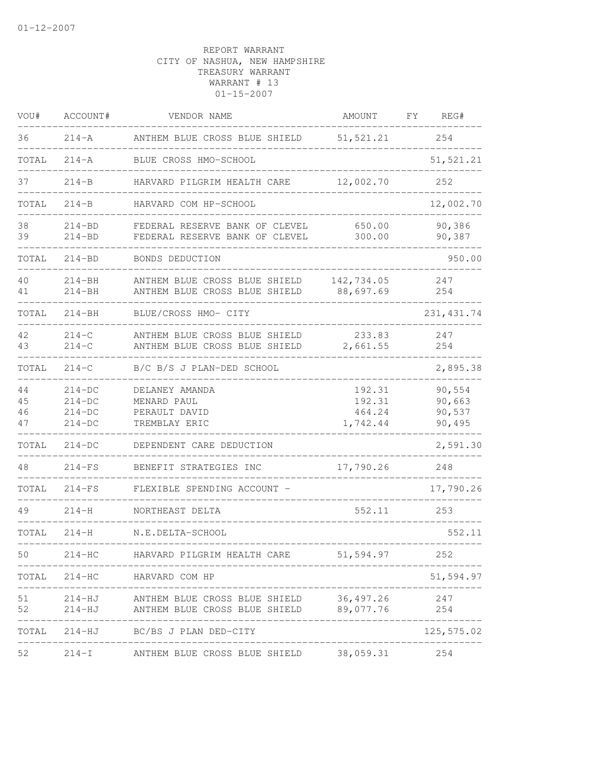01-12-2007

REPORT WARRANT
CITY OF NASHUA, NEW HAMPSHIRE
TREASURY WARRANT
WARRANT # 13
01-15-2007

| VOU# | ACCOUNT# | VENDOR NAME | AMOUNT | FY | REG# |
|---|---|---|---|---|---|
| 36 | 214-A | ANTHEM BLUE CROSS BLUE SHIELD | 51,521.21 | | 254 |
| TOTAL | 214-A | BLUE CROSS HMO-SCHOOL | | | 51,521.21 |
| 37 | 214-B | HARVARD PILGRIM HEALTH CARE | 12,002.70 | | 252 |
| TOTAL | 214-B | HARVARD COM HP-SCHOOL | | | 12,002.70 |
| 38 | 214-BD | FEDERAL RESERVE BANK OF CLEVEL | 650.00 | | 90,386 |
| 39 | 214-BD | FEDERAL RESERVE BANK OF CLEVEL | 300.00 | | 90,387 |
| TOTAL | 214-BD | BONDS DEDUCTION | | | 950.00 |
| 40 | 214-BH | ANTHEM BLUE CROSS BLUE SHIELD | 142,734.05 | | 247 |
| 41 | 214-BH | ANTHEM BLUE CROSS BLUE SHIELD | 88,697.69 | | 254 |
| TOTAL | 214-BH | BLUE/CROSS HMO- CITY | | | 231,431.74 |
| 42 | 214-C | ANTHEM BLUE CROSS BLUE SHIELD | 233.83 | | 247 |
| 43 | 214-C | ANTHEM BLUE CROSS BLUE SHIELD | 2,661.55 | | 254 |
| TOTAL | 214-C | B/C B/S J PLAN-DED SCHOOL | | | 2,895.38 |
| 44 | 214-DC | DELANEY AMANDA | 192.31 | | 90,554 |
| 45 | 214-DC | MENARD PAUL | 192.31 | | 90,663 |
| 46 | 214-DC | PERAULT DAVID | 464.24 | | 90,537 |
| 47 | 214-DC | TREMBLAY ERIC | 1,742.44 | | 90,495 |
| TOTAL | 214-DC | DEPENDENT CARE DEDUCTION | | | 2,591.30 |
| 48 | 214-FS | BENEFIT STRATEGIES INC | 17,790.26 | | 248 |
| TOTAL | 214-FS | FLEXIBLE SPENDING ACCOUNT - | | | 17,790.26 |
| 49 | 214-H | NORTHEAST DELTA | 552.11 | | 253 |
| TOTAL | 214-H | N.E.DELTA-SCHOOL | | | 552.11 |
| 50 | 214-HC | HARVARD PILGRIM HEALTH CARE | 51,594.97 | | 252 |
| TOTAL | 214-HC | HARVARD COM HP | | | 51,594.97 |
| 51 | 214-HJ | ANTHEM BLUE CROSS BLUE SHIELD | 36,497.26 | | 247 |
| 52 | 214-HJ | ANTHEM BLUE CROSS BLUE SHIELD | 89,077.76 | | 254 |
| TOTAL | 214-HJ | BC/BS J PLAN DED-CITY | | | 125,575.02 |
| 52 | 214-I | ANTHEM BLUE CROSS BLUE SHIELD | 38,059.31 | | 254 |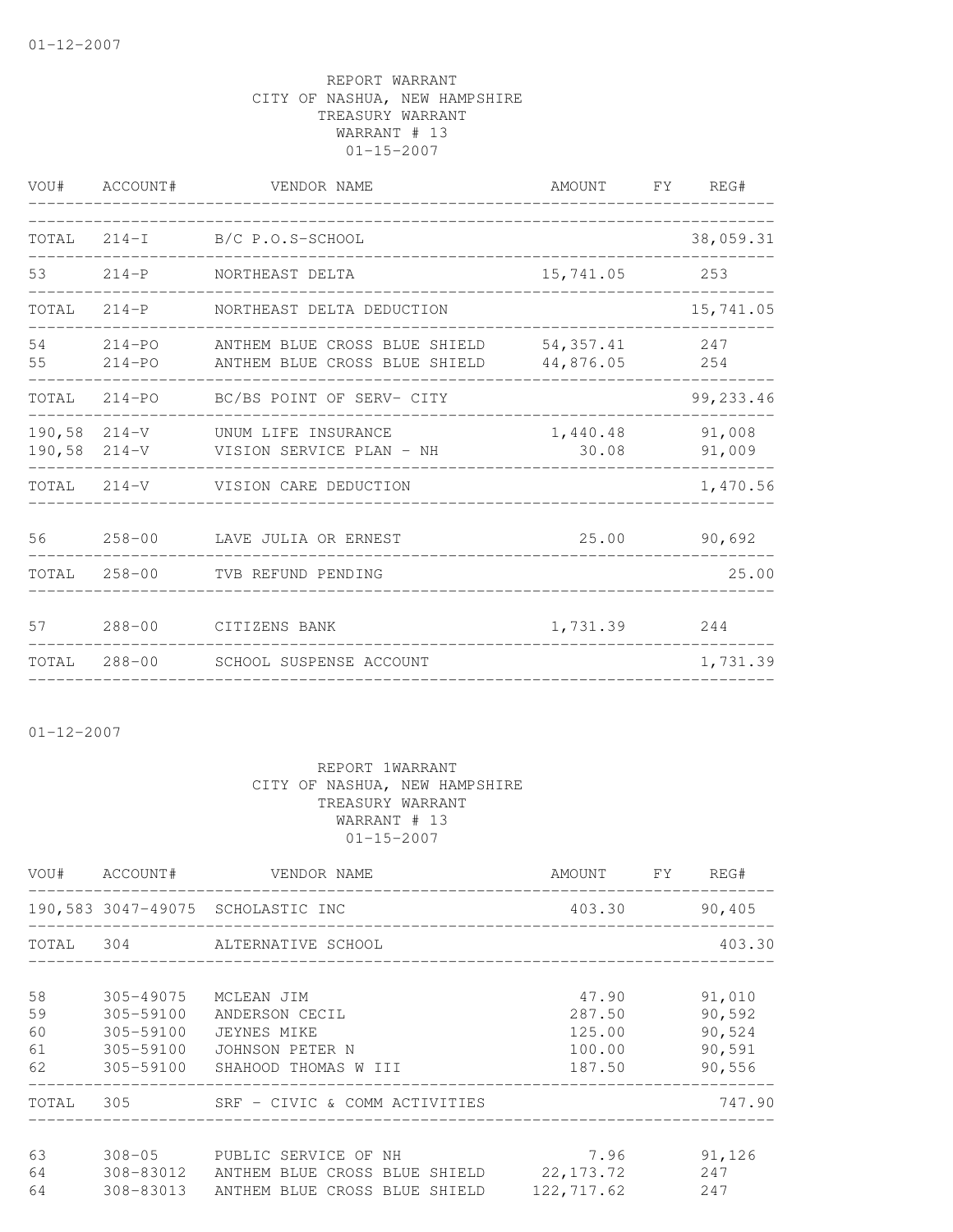01-12-2007

REPORT WARRANT
CITY OF NASHUA, NEW HAMPSHIRE
TREASURY WARRANT
WARRANT # 13
01-15-2007

| VOU# | ACCOUNT# | VENDOR NAME | AMOUNT | FY | REG# |
|---|---|---|---|---|---|
| TOTAL | 214-I | B/C P.O.S-SCHOOL | | | 38,059.31 |
| 53 | 214-P | NORTHEAST DELTA | 15,741.05 | | 253 |
| TOTAL | 214-P | NORTHEAST DELTA DEDUCTION | | | 15,741.05 |
| 54 | 214-PO | ANTHEM BLUE CROSS BLUE SHIELD | 54,357.41 | | 247 |
| 55 | 214-PO | ANTHEM BLUE CROSS BLUE SHIELD | 44,876.05 | | 254 |
| TOTAL | 214-PO | BC/BS POINT OF SERV- CITY | | | 99,233.46 |
| 190,58 | 214-V | UNUM LIFE INSURANCE | 1,440.48 | | 91,008 |
| 190,58 | 214-V | VISION SERVICE PLAN - NH | 30.08 | | 91,009 |
| TOTAL | 214-V | VISION CARE DEDUCTION | | | 1,470.56 |
| 56 | 258-00 | LAVE JULIA OR ERNEST | 25.00 | | 90,692 |
| TOTAL | 258-00 | TVB REFUND PENDING | | | 25.00 |
| 57 | 288-00 | CITIZENS BANK | 1,731.39 | | 244 |
| TOTAL | 288-00 | SCHOOL SUSPENSE ACCOUNT | | | 1,731.39 |

01-12-2007

REPORT 1WARRANT
CITY OF NASHUA, NEW HAMPSHIRE
TREASURY WARRANT
WARRANT # 13
01-15-2007

| VOU# | ACCOUNT# | VENDOR NAME | AMOUNT | FY | REG# |
|---|---|---|---|---|---|
| 190,583 | 3047-49075 | SCHOLASTIC INC | 403.30 | | 90,405 |
| TOTAL | 304 | ALTERNATIVE SCHOOL | | | 403.30 |
| 58 | 305-49075 | MCLEAN JIM | 47.90 | | 91,010 |
| 59 | 305-59100 | ANDERSON CECIL | 287.50 | | 90,592 |
| 60 | 305-59100 | JEYNES MIKE | 125.00 | | 90,524 |
| 61 | 305-59100 | JOHNSON PETER N | 100.00 | | 90,591 |
| 62 | 305-59100 | SHAHOOD THOMAS W III | 187.50 | | 90,556 |
| TOTAL | 305 | SRF - CIVIC & COMM ACTIVITIES | | | 747.90 |
| 63 | 308-05 | PUBLIC SERVICE OF NH | 7.96 | | 91,126 |
| 64 | 308-83012 | ANTHEM BLUE CROSS BLUE SHIELD | 22,173.72 | | 247 |
| 64 | 308-83013 | ANTHEM BLUE CROSS BLUE SHIELD | 122,717.62 | | 247 |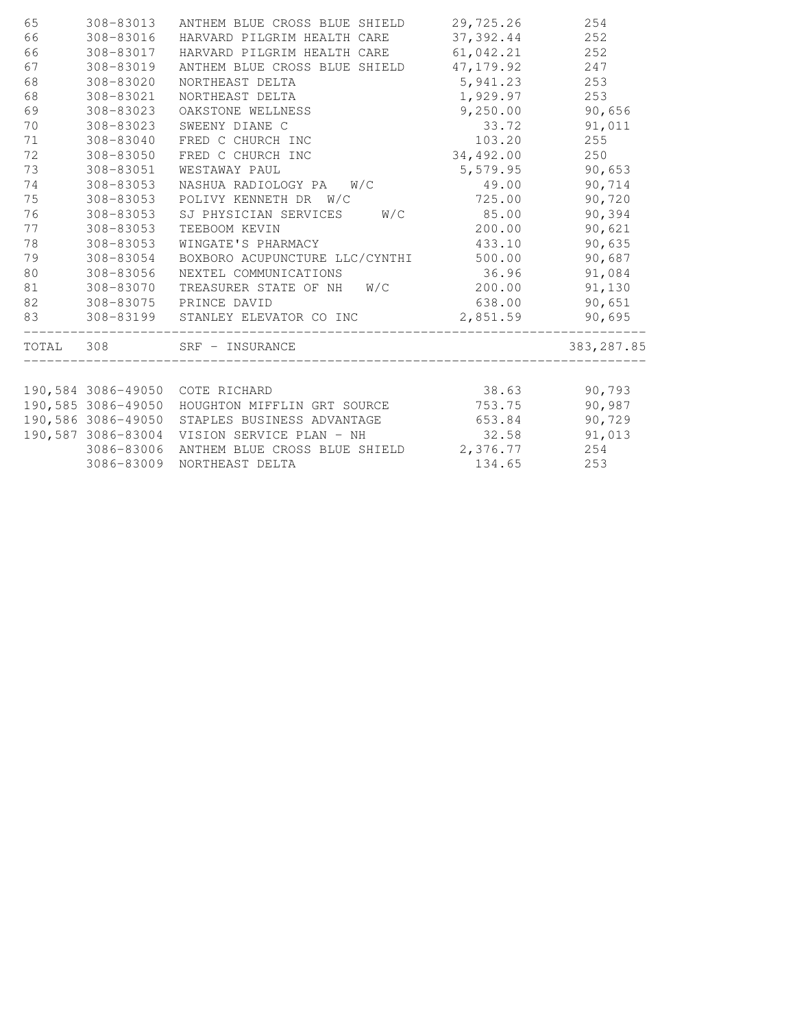| | | | | |
|---|---|---|---|---|
| 65 | 308-83013 | ANTHEM BLUE CROSS BLUE SHIELD | 29,725.26 | 254 |
| 66 | 308-83016 | HARVARD PILGRIM HEALTH CARE | 37,392.44 | 252 |
| 66 | 308-83017 | HARVARD PILGRIM HEALTH CARE | 61,042.21 | 252 |
| 67 | 308-83019 | ANTHEM BLUE CROSS BLUE SHIELD | 47,179.92 | 247 |
| 68 | 308-83020 | NORTHEAST DELTA | 5,941.23 | 253 |
| 68 | 308-83021 | NORTHEAST DELTA | 1,929.97 | 253 |
| 69 | 308-83023 | OAKSTONE WELLNESS | 9,250.00 | 90,656 |
| 70 | 308-83023 | SWEENY DIANE C | 33.72 | 91,011 |
| 71 | 308-83040 | FRED C CHURCH INC | 103.20 | 255 |
| 72 | 308-83050 | FRED C CHURCH INC | 34,492.00 | 250 |
| 73 | 308-83051 | WESTAWAY PAUL | 5,579.95 | 90,653 |
| 74 | 308-83053 | NASHUA RADIOLOGY PA W/C | 49.00 | 90,714 |
| 75 | 308-83053 | POLIVY KENNETH DR W/C | 725.00 | 90,720 |
| 76 | 308-83053 | SJ PHYSICIAN SERVICES W/C | 85.00 | 90,394 |
| 77 | 308-83053 | TEEBOOM KEVIN | 200.00 | 90,621 |
| 78 | 308-83053 | WINGATE'S PHARMACY | 433.10 | 90,635 |
| 79 | 308-83054 | BOXBORO ACUPUNCTURE LLC/CYNTHI | 500.00 | 90,687 |
| 80 | 308-83056 | NEXTEL COMMUNICATIONS | 36.96 | 91,084 |
| 81 | 308-83070 | TREASURER STATE OF NH W/C | 200.00 | 91,130 |
| 82 | 308-83075 | PRINCE DAVID | 638.00 | 90,651 |
| 83 | 308-83199 | STANLEY ELEVATOR CO INC | 2,851.59 | 90,695 |
| TOTAL | 308 | SRF - INSURANCE | | 383,287.85 |

| | | | | |
|---|---|---|---|---|
| 190,584 | 3086-49050 | COTE RICHARD | 38.63 | 90,793 |
| 190,585 | 3086-49050 | HOUGHTON MIFFLIN GRT SOURCE | 753.75 | 90,987 |
| 190,586 | 3086-49050 | STAPLES BUSINESS ADVANTAGE | 653.84 | 90,729 |
| 190,587 | 3086-83004 | VISION SERVICE PLAN - NH | 32.58 | 91,013 |
| | 3086-83006 | ANTHEM BLUE CROSS BLUE SHIELD | 2,376.77 | 254 |
| | 3086-83009 | NORTHEAST DELTA | 134.65 | 253 |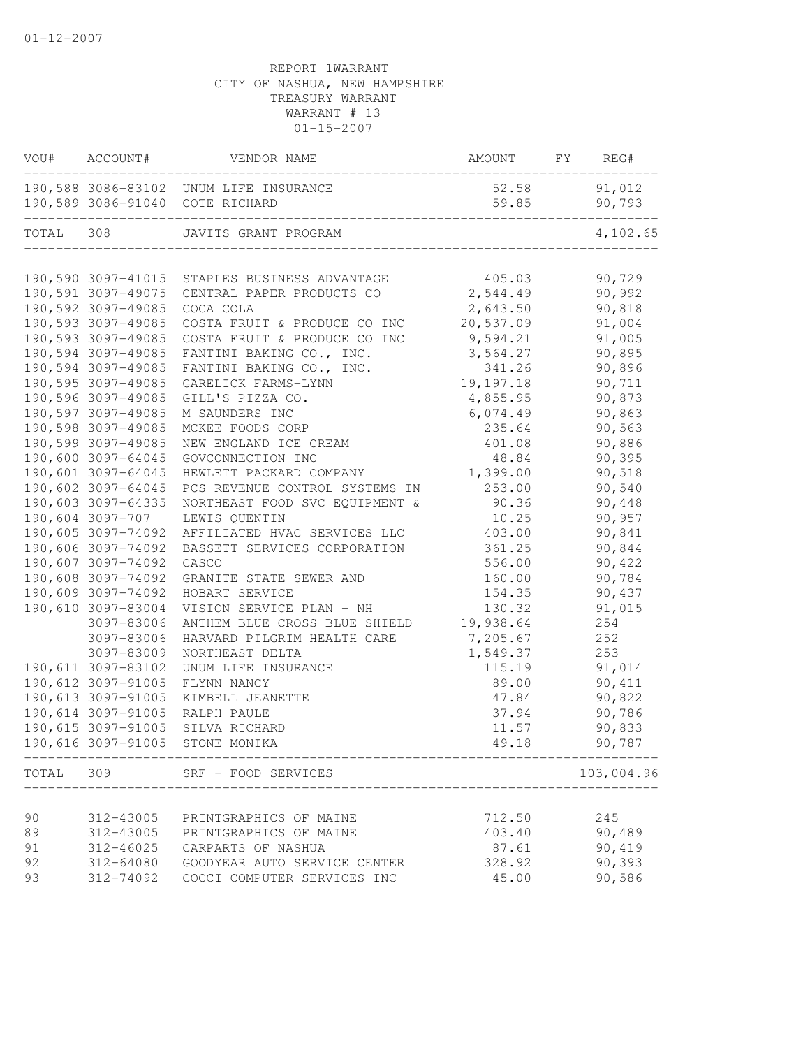01-12-2007

REPORT 1WARRANT
CITY OF NASHUA, NEW HAMPSHIRE
TREASURY WARRANT
WARRANT # 13
01-15-2007

| VOU# | ACCOUNT# | VENDOR NAME | AMOUNT | FY | REG# |
|---|---|---|---|---|---|
| 190,588 | 3086-83102 | UNUM LIFE INSURANCE | 52.58 | | 91,012 |
| 190,589 | 3086-91040 | COTE RICHARD | 59.85 | | 90,793 |
| TOTAL | 308 | JAVITS GRANT PROGRAM | | | 4,102.65 |
| 190,590 | 3097-41015 | STAPLES BUSINESS ADVANTAGE | 405.03 | | 90,729 |
| 190,591 | 3097-49075 | CENTRAL PAPER PRODUCTS CO | 2,544.49 | | 90,992 |
| 190,592 | 3097-49085 | COCA COLA | 2,643.50 | | 90,818 |
| 190,593 | 3097-49085 | COSTA FRUIT & PRODUCE CO INC | 20,537.09 | | 91,004 |
| 190,593 | 3097-49085 | COSTA FRUIT & PRODUCE CO INC | 9,594.21 | | 91,005 |
| 190,594 | 3097-49085 | FANTINI BAKING CO., INC. | 3,564.27 | | 90,895 |
| 190,594 | 3097-49085 | FANTINI BAKING CO., INC. | 341.26 | | 90,896 |
| 190,595 | 3097-49085 | GARELICK FARMS-LYNN | 19,197.18 | | 90,711 |
| 190,596 | 3097-49085 | GILL'S PIZZA CO. | 4,855.95 | | 90,873 |
| 190,597 | 3097-49085 | M SAUNDERS INC | 6,074.49 | | 90,863 |
| 190,598 | 3097-49085 | MCKEE FOODS CORP | 235.64 | | 90,563 |
| 190,599 | 3097-49085 | NEW ENGLAND ICE CREAM | 401.08 | | 90,886 |
| 190,600 | 3097-64045 | GOVCONNECTION INC | 48.84 | | 90,395 |
| 190,601 | 3097-64045 | HEWLETT PACKARD COMPANY | 1,399.00 | | 90,518 |
| 190,602 | 3097-64045 | PCS REVENUE CONTROL SYSTEMS IN | 253.00 | | 90,540 |
| 190,603 | 3097-64335 | NORTHEAST FOOD SVC EQUIPMENT & | 90.36 | | 90,448 |
| 190,604 | 3097-707 | LEWIS QUENTIN | 10.25 | | 90,957 |
| 190,605 | 3097-74092 | AFFILIATED HVAC SERVICES LLC | 403.00 | | 90,841 |
| 190,606 | 3097-74092 | BASSETT SERVICES CORPORATION | 361.25 | | 90,844 |
| 190,607 | 3097-74092 | CASCO | 556.00 | | 90,422 |
| 190,608 | 3097-74092 | GRANITE STATE SEWER AND | 160.00 | | 90,784 |
| 190,609 | 3097-74092 | HOBART SERVICE | 154.35 | | 90,437 |
| 190,610 | 3097-83004 | VISION SERVICE PLAN - NH | 130.32 | | 91,015 |
| | 3097-83006 | ANTHEM BLUE CROSS BLUE SHIELD | 19,938.64 | | 254 |
| | 3097-83006 | HARVARD PILGRIM HEALTH CARE | 7,205.67 | | 252 |
| | 3097-83009 | NORTHEAST DELTA | 1,549.37 | | 253 |
| 190,611 | 3097-83102 | UNUM LIFE INSURANCE | 115.19 | | 91,014 |
| 190,612 | 3097-91005 | FLYNN NANCY | 89.00 | | 90,411 |
| 190,613 | 3097-91005 | KIMBELL JEANETTE | 47.84 | | 90,822 |
| 190,614 | 3097-91005 | RALPH PAULE | 37.94 | | 90,786 |
| 190,615 | 3097-91005 | SILVA RICHARD | 11.57 | | 90,833 |
| 190,616 | 3097-91005 | STONE MONIKA | 49.18 | | 90,787 |
| TOTAL | 309 | SRF - FOOD SERVICES | | | 103,004.96 |
| 90 | 312-43005 | PRINTGRAPHICS OF MAINE | 712.50 | | 245 |
| 89 | 312-43005 | PRINTGRAPHICS OF MAINE | 403.40 | | 90,489 |
| 91 | 312-46025 | CARPARTS OF NASHUA | 87.61 | | 90,419 |
| 92 | 312-64080 | GOODYEAR AUTO SERVICE CENTER | 328.92 | | 90,393 |
| 93 | 312-74092 | COCCI COMPUTER SERVICES INC | 45.00 | | 90,586 |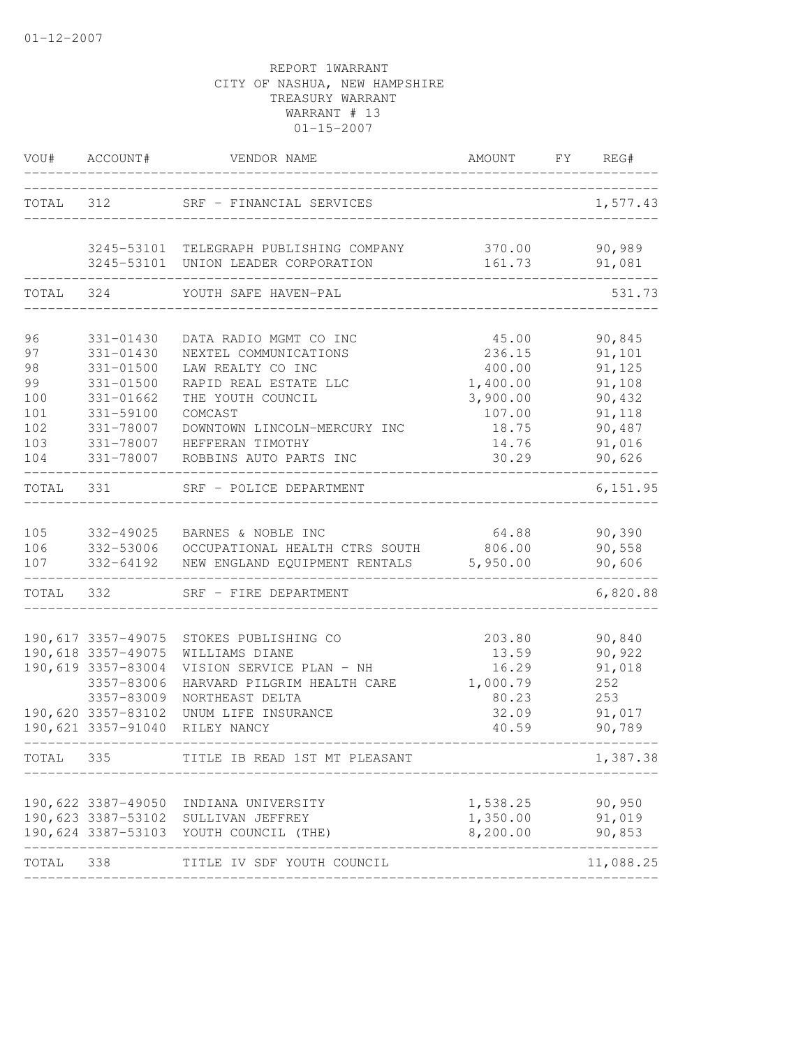01-12-2007

REPORT 1WARRANT
CITY OF NASHUA, NEW HAMPSHIRE
TREASURY WARRANT
WARRANT # 13
01-15-2007

| VOU# | ACCOUNT# | VENDOR NAME | AMOUNT | FY | REG# |
|---|---|---|---|---|---|
| TOTAL | 312 | SRF - FINANCIAL SERVICES | | | 1,577.43 |
| | 3245-53101 | TELEGRAPH PUBLISHING COMPANY | 370.00 | | 90,989 |
| | 3245-53101 | UNION LEADER CORPORATION | 161.73 | | 91,081 |
| TOTAL | 324 | YOUTH SAFE HAVEN-PAL | | | 531.73 |
| 96 | 331-01430 | DATA RADIO MGMT CO INC | 45.00 | | 90,845 |
| 97 | 331-01430 | NEXTEL COMMUNICATIONS | 236.15 | | 91,101 |
| 98 | 331-01500 | LAW REALTY CO INC | 400.00 | | 91,125 |
| 99 | 331-01500 | RAPID REAL ESTATE LLC | 1,400.00 | | 91,108 |
| 100 | 331-01662 | THE YOUTH COUNCIL | 3,900.00 | | 90,432 |
| 101 | 331-59100 | COMCAST | 107.00 | | 91,118 |
| 102 | 331-78007 | DOWNTOWN LINCOLN-MERCURY INC | 18.75 | | 90,487 |
| 103 | 331-78007 | HEFFERAN TIMOTHY | 14.76 | | 91,016 |
| 104 | 331-78007 | ROBBINS AUTO PARTS INC | 30.29 | | 90,626 |
| TOTAL | 331 | SRF - POLICE DEPARTMENT | | | 6,151.95 |
| 105 | 332-49025 | BARNES & NOBLE INC | 64.88 | | 90,390 |
| 106 | 332-53006 | OCCUPATIONAL HEALTH CTRS SOUTH | 806.00 | | 90,558 |
| 107 | 332-64192 | NEW ENGLAND EQUIPMENT RENTALS | 5,950.00 | | 90,606 |
| TOTAL | 332 | SRF - FIRE DEPARTMENT | | | 6,820.88 |
| 190,617 | 3357-49075 | STOKES PUBLISHING CO | 203.80 | | 90,840 |
| 190,618 | 3357-49075 | WILLIAMS DIANE | 13.59 | | 90,922 |
| 190,619 | 3357-83004 | VISION SERVICE PLAN - NH | 16.29 | | 91,018 |
| | 3357-83006 | HARVARD PILGRIM HEALTH CARE | 1,000.79 | | 252 |
| | 3357-83009 | NORTHEAST DELTA | 80.23 | | 253 |
| 190,620 | 3357-83102 | UNUM LIFE INSURANCE | 32.09 | | 91,017 |
| 190,621 | 3357-91040 | RILEY NANCY | 40.59 | | 90,789 |
| TOTAL | 335 | TITLE IB READ 1ST MT PLEASANT | | | 1,387.38 |
| 190,622 | 3387-49050 | INDIANA UNIVERSITY | 1,538.25 | | 90,950 |
| 190,623 | 3387-53102 | SULLIVAN JEFFREY | 1,350.00 | | 91,019 |
| 190,624 | 3387-53103 | YOUTH COUNCIL (THE) | 8,200.00 | | 90,853 |
| TOTAL | 338 | TITLE IV SDF YOUTH COUNCIL | | | 11,088.25 |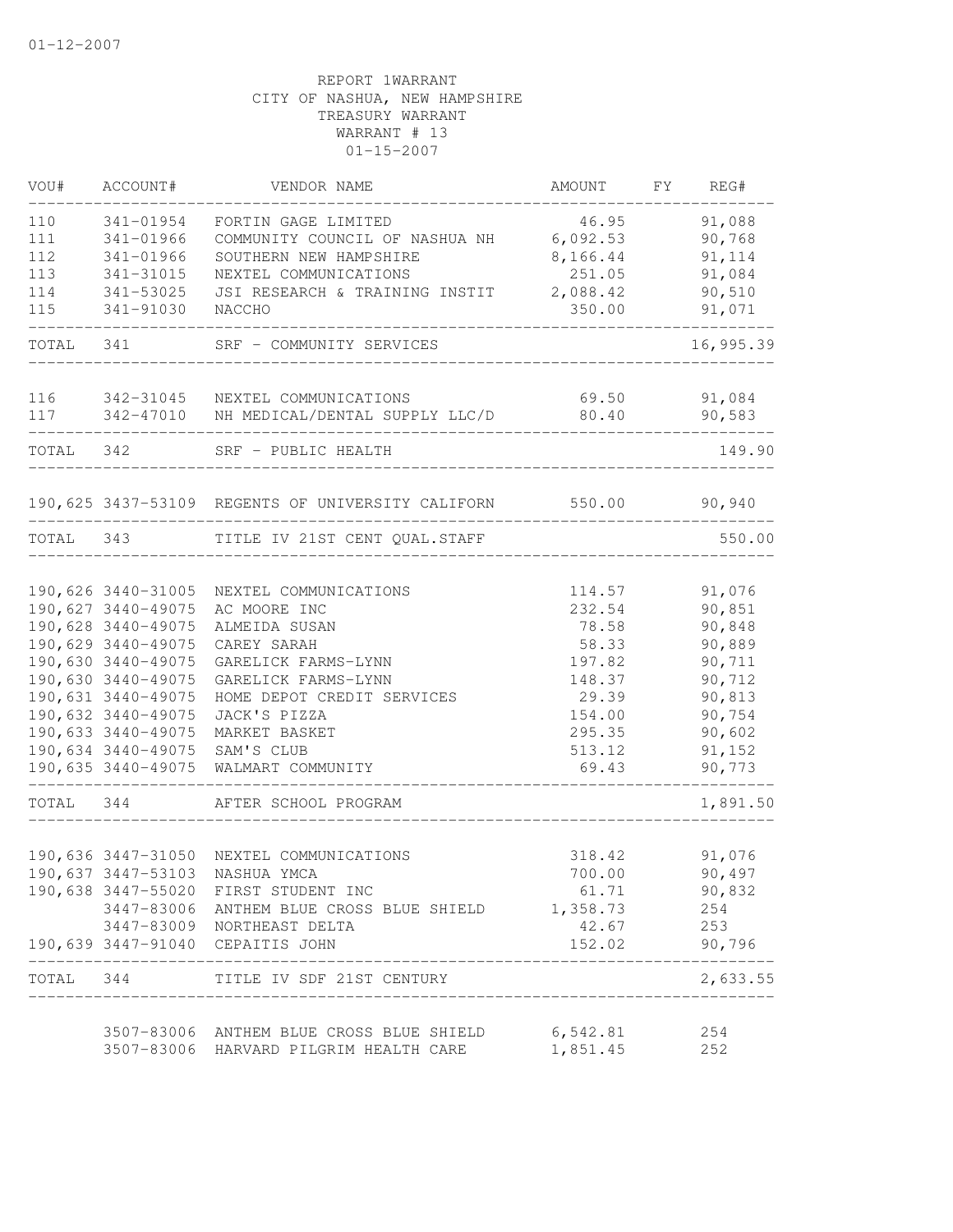01-12-2007

REPORT 1WARRANT
CITY OF NASHUA, NEW HAMPSHIRE
TREASURY WARRANT
WARRANT # 13
01-15-2007

| VOU# | ACCOUNT# | VENDOR NAME | AMOUNT | FY | REG# |
|---|---|---|---|---|---|
| 110 | 341-01954 | FORTIN GAGE LIMITED | 46.95 | | 91,088 |
| 111 | 341-01966 | COMMUNITY COUNCIL OF NASHUA NH | 6,092.53 | | 90,768 |
| 112 | 341-01966 | SOUTHERN NEW HAMPSHIRE | 8,166.44 | | 91,114 |
| 113 | 341-31015 | NEXTEL COMMUNICATIONS | 251.05 | | 91,084 |
| 114 | 341-53025 | JSI RESEARCH & TRAINING INSTIT | 2,088.42 | | 90,510 |
| 115 | 341-91030 | NACCHO | 350.00 | | 91,071 |
| TOTAL | 341 | SRF - COMMUNITY SERVICES | | | 16,995.39 |
| 116 | 342-31045 | NEXTEL COMMUNICATIONS | 69.50 | | 91,084 |
| 117 | 342-47010 | NH MEDICAL/DENTAL SUPPLY LLC/D | 80.40 | | 90,583 |
| TOTAL | 342 | SRF - PUBLIC HEALTH | | | 149.90 |
| 190,625 | 3437-53109 | REGENTS OF UNIVERSITY CALIFORN | 550.00 | | 90,940 |
| TOTAL | 343 | TITLE IV 21ST CENT QUAL.STAFF | | | 550.00 |
| 190,626 | 3440-31005 | NEXTEL COMMUNICATIONS | 114.57 | | 91,076 |
| 190,627 | 3440-49075 | AC MOORE INC | 232.54 | | 90,851 |
| 190,628 | 3440-49075 | ALMEIDA SUSAN | 78.58 | | 90,848 |
| 190,629 | 3440-49075 | CAREY SARAH | 58.33 | | 90,889 |
| 190,630 | 3440-49075 | GARELICK FARMS-LYNN | 197.82 | | 90,711 |
| 190,630 | 3440-49075 | GARELICK FARMS-LYNN | 148.37 | | 90,712 |
| 190,631 | 3440-49075 | HOME DEPOT CREDIT SERVICES | 29.39 | | 90,813 |
| 190,632 | 3440-49075 | JACK'S PIZZA | 154.00 | | 90,754 |
| 190,633 | 3440-49075 | MARKET BASKET | 295.35 | | 90,602 |
| 190,634 | 3440-49075 | SAM'S CLUB | 513.12 | | 91,152 |
| 190,635 | 3440-49075 | WALMART COMMUNITY | 69.43 | | 90,773 |
| TOTAL | 344 | AFTER SCHOOL PROGRAM | | | 1,891.50 |
| 190,636 | 3447-31050 | NEXTEL COMMUNICATIONS | 318.42 | | 91,076 |
| 190,637 | 3447-53103 | NASHUA YMCA | 700.00 | | 90,497 |
| 190,638 | 3447-55020 | FIRST STUDENT INC | 61.71 | | 90,832 |
| | 3447-83006 | ANTHEM BLUE CROSS BLUE SHIELD | 1,358.73 | | 254 |
| | 3447-83009 | NORTHEAST DELTA | 42.67 | | 253 |
| 190,639 | 3447-91040 | CEPAITIS JOHN | 152.02 | | 90,796 |
| TOTAL | 344 | TITLE IV SDF 21ST CENTURY | | | 2,633.55 |
| | 3507-83006 | ANTHEM BLUE CROSS BLUE SHIELD | 6,542.81 | | 254 |
| | 3507-83006 | HARVARD PILGRIM HEALTH CARE | 1,851.45 | | 252 |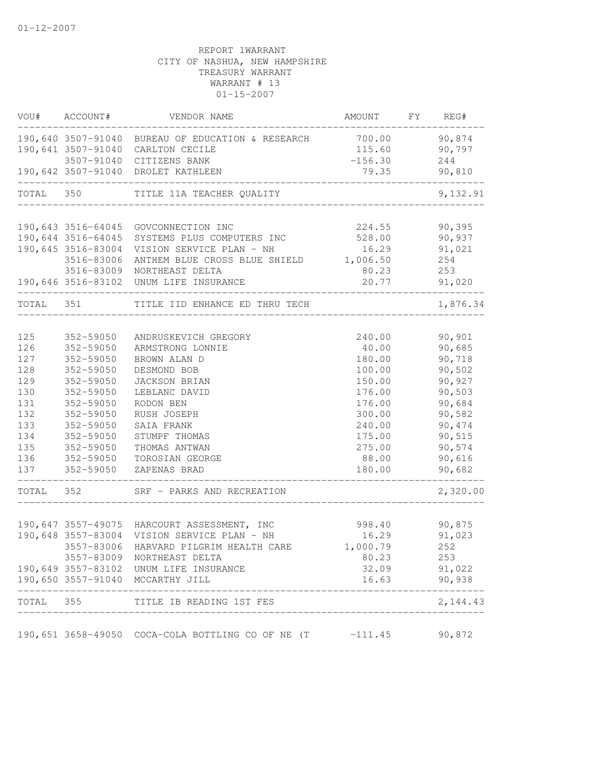01-12-2007

REPORT 1WARRANT
CITY OF NASHUA, NEW HAMPSHIRE
TREASURY WARRANT
WARRANT # 13
01-15-2007

| VOU# | ACCOUNT# | VENDOR NAME | AMOUNT | FY | REG# |
|---|---|---|---|---|---|
| 190,640 | 3507-91040 | BUREAU OF EDUCATION & RESEARCH | 700.00 | | 90,874 |
| 190,641 | 3507-91040 | CARLTON CECILE | 115.60 | | 90,797 |
| | 3507-91040 | CITIZENS BANK | -156.30 | | 244 |
| 190,642 | 3507-91040 | DROLET KATHLEEN | 79.35 | | 90,810 |
| TOTAL | 350 | TITLE 11A TEACHER QUALITY | | | 9,132.91 |
| 190,643 | 3516-64045 | GOVCONNECTION INC | 224.55 | | 90,395 |
| 190,644 | 3516-64045 | SYSTEMS PLUS COMPUTERS INC | 528.00 | | 90,937 |
| 190,645 | 3516-83004 | VISION SERVICE PLAN - NH | 16.29 | | 91,021 |
| | 3516-83006 | ANTHEM BLUE CROSS BLUE SHIELD | 1,006.50 | | 254 |
| | 3516-83009 | NORTHEAST DELTA | 80.23 | | 253 |
| 190,646 | 3516-83102 | UNUM LIFE INSURANCE | 20.77 | | 91,020 |
| TOTAL | 351 | TITLE IID ENHANCE ED THRU TECH | | | 1,876.34 |
| 125 | 352-59050 | ANDRUSKEVICH GREGORY | 240.00 | | 90,901 |
| 126 | 352-59050 | ARMSTRONG LONNIE | 40.00 | | 90,685 |
| 127 | 352-59050 | BROWN ALAN D | 180.00 | | 90,718 |
| 128 | 352-59050 | DESMOND BOB | 100.00 | | 90,502 |
| 129 | 352-59050 | JACKSON BRIAN | 150.00 | | 90,927 |
| 130 | 352-59050 | LEBLANC DAVID | 176.00 | | 90,503 |
| 131 | 352-59050 | RODON BEN | 176.00 | | 90,684 |
| 132 | 352-59050 | RUSH JOSEPH | 300.00 | | 90,582 |
| 133 | 352-59050 | SAIA FRANK | 240.00 | | 90,474 |
| 134 | 352-59050 | STUMPF THOMAS | 175.00 | | 90,515 |
| 135 | 352-59050 | THOMAS ANTWAN | 275.00 | | 90,574 |
| 136 | 352-59050 | TOROSIAN GEORGE | 88.00 | | 90,616 |
| 137 | 352-59050 | ZAPENAS BRAD | 180.00 | | 90,682 |
| TOTAL | 352 | SRF - PARKS AND RECREATION | | | 2,320.00 |
| 190,647 | 3557-49075 | HARCOURT ASSESSMENT, INC | 998.40 | | 90,875 |
| 190,648 | 3557-83004 | VISION SERVICE PLAN - NH | 16.29 | | 91,023 |
| | 3557-83006 | HARVARD PILGRIM HEALTH CARE | 1,000.79 | | 252 |
| | 3557-83009 | NORTHEAST DELTA | 80.23 | | 253 |
| 190,649 | 3557-83102 | UNUM LIFE INSURANCE | 32.09 | | 91,022 |
| 190,650 | 3557-91040 | MCCARTHY JILL | 16.63 | | 90,938 |
| TOTAL | 355 | TITLE IB READING 1ST FES | | | 2,144.43 |
| 190,651 | 3658-49050 | COCA-COLA BOTTLING CO OF NE (T | -111.45 | | 90,872 |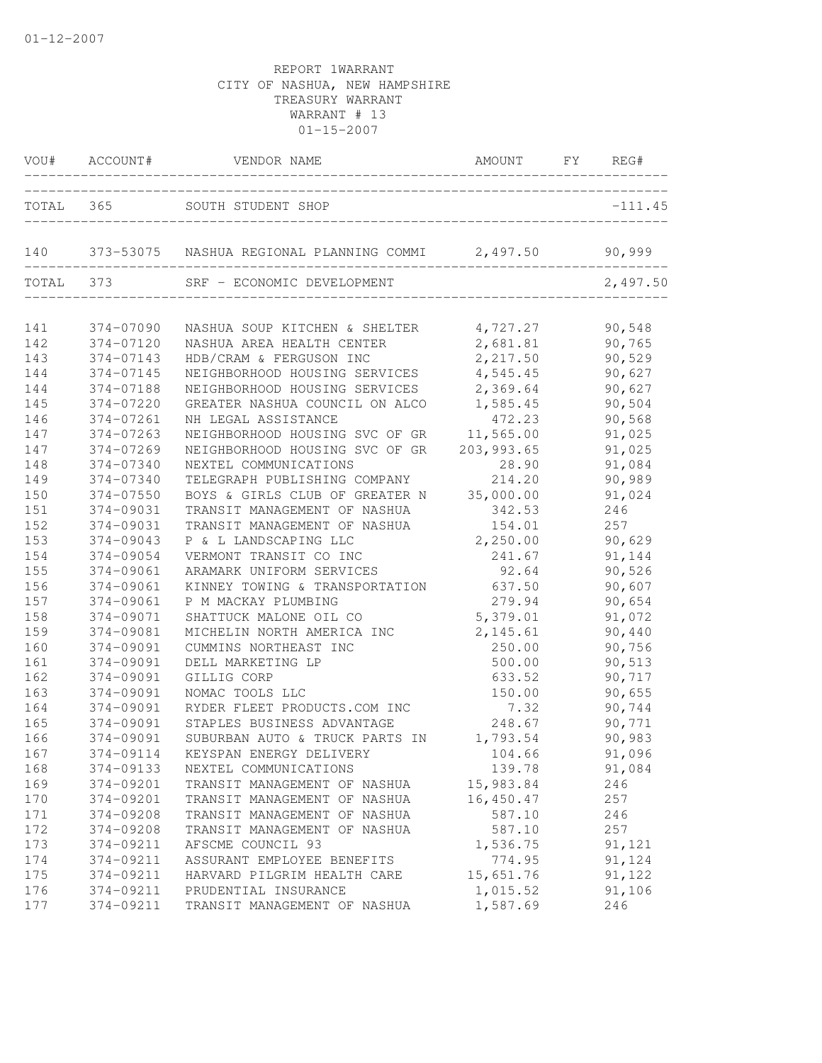01-12-2007

REPORT 1WARRANT
CITY OF NASHUA, NEW HAMPSHIRE
TREASURY WARRANT
WARRANT # 13
01-15-2007

| VOU# | ACCOUNT# | VENDOR NAME | AMOUNT | FY | REG# |
|---|---|---|---|---|---|
| TOTAL | 365 | SOUTH STUDENT SHOP | | | -111.45 |
| 140 | 373-53075 | NASHUA REGIONAL PLANNING COMMI | 2,497.50 | | 90,999 |
| TOTAL | 373 | SRF - ECONOMIC DEVELOPMENT | | | 2,497.50 |
| 141 | 374-07090 | NASHUA SOUP KITCHEN & SHELTER | 4,727.27 | | 90,548 |
| 142 | 374-07120 | NASHUA AREA HEALTH CENTER | 2,681.81 | | 90,765 |
| 143 | 374-07143 | HDB/CRAM & FERGUSON INC | 2,217.50 | | 90,529 |
| 144 | 374-07145 | NEIGHBORHOOD HOUSING SERVICES | 4,545.45 | | 90,627 |
| 144 | 374-07188 | NEIGHBORHOOD HOUSING SERVICES | 2,369.64 | | 90,627 |
| 145 | 374-07220 | GREATER NASHUA COUNCIL ON ALCO | 1,585.45 | | 90,504 |
| 146 | 374-07261 | NH LEGAL ASSISTANCE | 472.23 | | 90,568 |
| 147 | 374-07263 | NEIGHBORHOOD HOUSING SVC OF GR | 11,565.00 | | 91,025 |
| 147 | 374-07269 | NEIGHBORHOOD HOUSING SVC OF GR | 203,993.65 | | 91,025 |
| 148 | 374-07340 | NEXTEL COMMUNICATIONS | 28.90 | | 91,084 |
| 149 | 374-07340 | TELEGRAPH PUBLISHING COMPANY | 214.20 | | 90,989 |
| 150 | 374-07550 | BOYS & GIRLS CLUB OF GREATER N | 35,000.00 | | 91,024 |
| 151 | 374-09031 | TRANSIT MANAGEMENT OF NASHUA | 342.53 | | 246 |
| 152 | 374-09031 | TRANSIT MANAGEMENT OF NASHUA | 154.01 | | 257 |
| 153 | 374-09043 | P & L LANDSCAPING LLC | 2,250.00 | | 90,629 |
| 154 | 374-09054 | VERMONT TRANSIT CO INC | 241.67 | | 91,144 |
| 155 | 374-09061 | ARAMARK UNIFORM SERVICES | 92.64 | | 90,526 |
| 156 | 374-09061 | KINNEY TOWING & TRANSPORTATION | 637.50 | | 90,607 |
| 157 | 374-09061 | P M MACKAY PLUMBING | 279.94 | | 90,654 |
| 158 | 374-09071 | SHATTUCK MALONE OIL CO | 5,379.01 | | 91,072 |
| 159 | 374-09081 | MICHELIN NORTH AMERICA INC | 2,145.61 | | 90,440 |
| 160 | 374-09091 | CUMMINS NORTHEAST INC | 250.00 | | 90,756 |
| 161 | 374-09091 | DELL MARKETING LP | 500.00 | | 90,513 |
| 162 | 374-09091 | GILLIG CORP | 633.52 | | 90,717 |
| 163 | 374-09091 | NOMAC TOOLS LLC | 150.00 | | 90,655 |
| 164 | 374-09091 | RYDER FLEET PRODUCTS.COM INC | 7.32 | | 90,744 |
| 165 | 374-09091 | STAPLES BUSINESS ADVANTAGE | 248.67 | | 90,771 |
| 166 | 374-09091 | SUBURBAN AUTO & TRUCK PARTS IN | 1,793.54 | | 90,983 |
| 167 | 374-09114 | KEYSPAN ENERGY DELIVERY | 104.66 | | 91,096 |
| 168 | 374-09133 | NEXTEL COMMUNICATIONS | 139.78 | | 91,084 |
| 169 | 374-09201 | TRANSIT MANAGEMENT OF NASHUA | 15,983.84 | | 246 |
| 170 | 374-09201 | TRANSIT MANAGEMENT OF NASHUA | 16,450.47 | | 257 |
| 171 | 374-09208 | TRANSIT MANAGEMENT OF NASHUA | 587.10 | | 246 |
| 172 | 374-09208 | TRANSIT MANAGEMENT OF NASHUA | 587.10 | | 257 |
| 173 | 374-09211 | AFSCME COUNCIL 93 | 1,536.75 | | 91,121 |
| 174 | 374-09211 | ASSURANT EMPLOYEE BENEFITS | 774.95 | | 91,124 |
| 175 | 374-09211 | HARVARD PILGRIM HEALTH CARE | 15,651.76 | | 91,122 |
| 176 | 374-09211 | PRUDENTIAL INSURANCE | 1,015.52 | | 91,106 |
| 177 | 374-09211 | TRANSIT MANAGEMENT OF NASHUA | 1,587.69 | | 246 |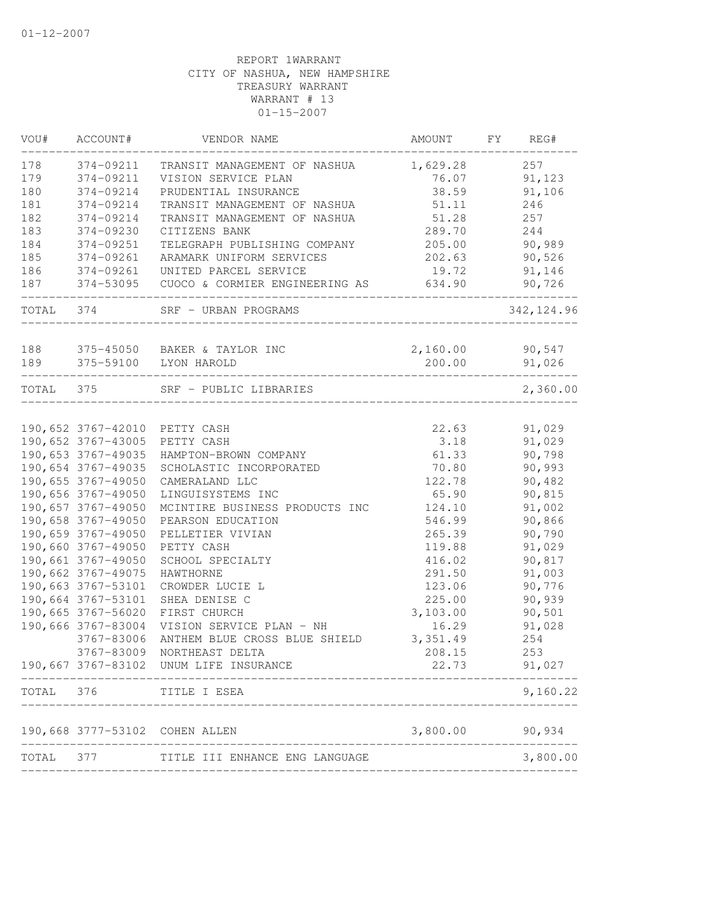01-12-2007

REPORT 1WARRANT
CITY OF NASHUA, NEW HAMPSHIRE
TREASURY WARRANT
WARRANT # 13
01-15-2007

| VOU# | ACCOUNT# | VENDOR NAME | AMOUNT | FY | REG# |
|---|---|---|---|---|---|
| 178 | 374-09211 | TRANSIT MANAGEMENT OF NASHUA | 1,629.28 | | 257 |
| 179 | 374-09211 | VISION SERVICE PLAN | 76.07 | | 91,123 |
| 180 | 374-09214 | PRUDENTIAL INSURANCE | 38.59 | | 91,106 |
| 181 | 374-09214 | TRANSIT MANAGEMENT OF NASHUA | 51.11 | | 246 |
| 182 | 374-09214 | TRANSIT MANAGEMENT OF NASHUA | 51.28 | | 257 |
| 183 | 374-09230 | CITIZENS BANK | 289.70 | | 244 |
| 184 | 374-09251 | TELEGRAPH PUBLISHING COMPANY | 205.00 | | 90,989 |
| 185 | 374-09261 | ARAMARK UNIFORM SERVICES | 202.63 | | 90,526 |
| 186 | 374-09261 | UNITED PARCEL SERVICE | 19.72 | | 91,146 |
| 187 | 374-53095 | CUOCO & CORMIER ENGINEERING AS | 634.90 | | 90,726 |
| TOTAL | 374 | SRF - URBAN PROGRAMS | | | 342,124.96 |
| 188 | 375-45050 | BAKER & TAYLOR INC | 2,160.00 | | 90,547 |
| 189 | 375-59100 | LYON HAROLD | 200.00 | | 91,026 |
| TOTAL | 375 | SRF - PUBLIC LIBRARIES | | | 2,360.00 |
| 190,652 | 3767-42010 | PETTY CASH | 22.63 | | 91,029 |
| 190,652 | 3767-43005 | PETTY CASH | 3.18 | | 91,029 |
| 190,653 | 3767-49035 | HAMPTON-BROWN COMPANY | 61.33 | | 90,798 |
| 190,654 | 3767-49035 | SCHOLASTIC INCORPORATED | 70.80 | | 90,993 |
| 190,655 | 3767-49050 | CAMERALAND LLC | 122.78 | | 90,482 |
| 190,656 | 3767-49050 | LINGUISYSTEMS INC | 65.90 | | 90,815 |
| 190,657 | 3767-49050 | MCINTIRE BUSINESS PRODUCTS INC | 124.10 | | 91,002 |
| 190,658 | 3767-49050 | PEARSON EDUCATION | 546.99 | | 90,866 |
| 190,659 | 3767-49050 | PELLETIER VIVIAN | 265.39 | | 90,790 |
| 190,660 | 3767-49050 | PETTY CASH | 119.88 | | 91,029 |
| 190,661 | 3767-49050 | SCHOOL SPECIALTY | 416.02 | | 90,817 |
| 190,662 | 3767-49075 | HAWTHORNE | 291.50 | | 91,003 |
| 190,663 | 3767-53101 | CROWDER LUCIE L | 123.06 | | 90,776 |
| 190,664 | 3767-53101 | SHEA DENISE C | 225.00 | | 90,939 |
| 190,665 | 3767-56020 | FIRST CHURCH | 3,103.00 | | 90,501 |
| 190,666 | 3767-83004 | VISION SERVICE PLAN - NH | 16.29 | | 91,028 |
| | 3767-83006 | ANTHEM BLUE CROSS BLUE SHIELD | 3,351.49 | | 254 |
| | 3767-83009 | NORTHEAST DELTA | 208.15 | | 253 |
| 190,667 | 3767-83102 | UNUM LIFE INSURANCE | 22.73 | | 91,027 |
| TOTAL | 376 | TITLE I ESEA | | | 9,160.22 |
| 190,668 | 3777-53102 | COHEN ALLEN | 3,800.00 | | 90,934 |
| TOTAL | 377 | TITLE III ENHANCE ENG LANGUAGE | | | 3,800.00 |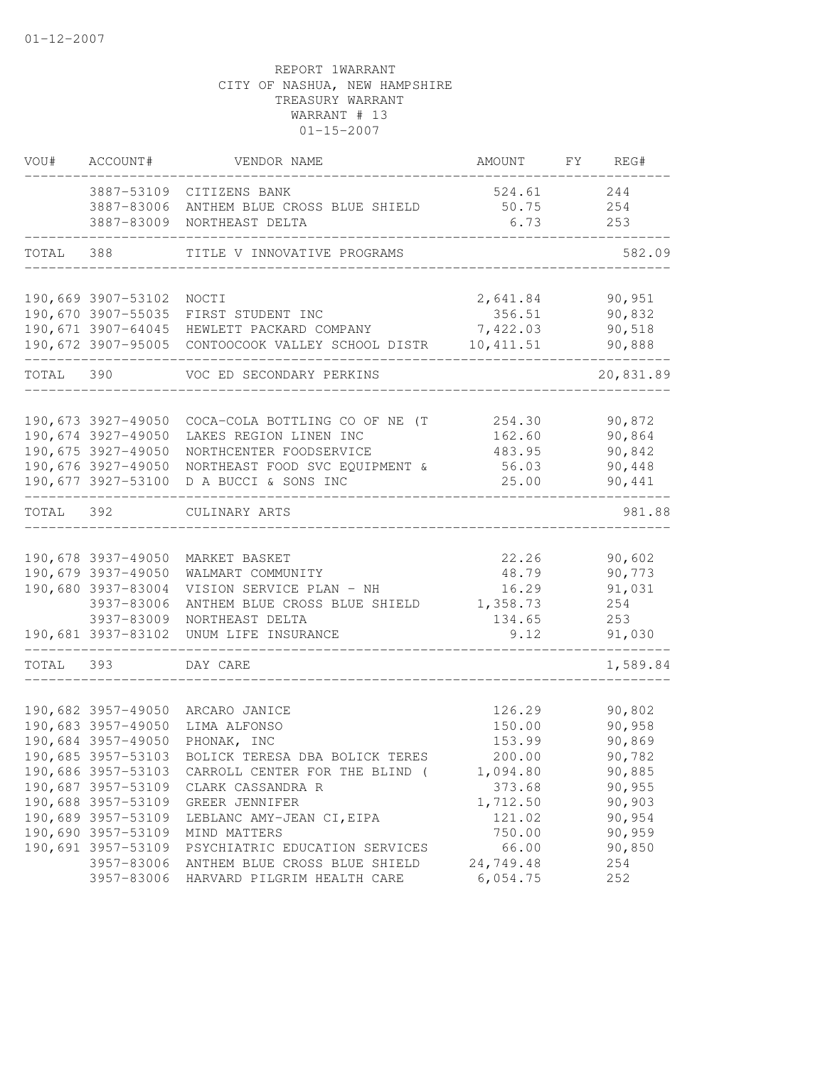01-12-2007

REPORT 1WARRANT
CITY OF NASHUA, NEW HAMPSHIRE
TREASURY WARRANT
WARRANT # 13
01-15-2007

| VOU# | ACCOUNT# | VENDOR NAME | AMOUNT | FY | REG# |
|---|---|---|---|---|---|
| | 3887-53109 | CITIZENS BANK | 524.61 | | 244 |
| | 3887-83006 | ANTHEM BLUE CROSS BLUE SHIELD | 50.75 | | 254 |
| | 3887-83009 | NORTHEAST DELTA | 6.73 | | 253 |
| TOTAL | 388 | TITLE V INNOVATIVE PROGRAMS | | | 582.09 |
| 190,669 | 3907-53102 | NOCTI | 2,641.84 | | 90,951 |
| 190,670 | 3907-55035 | FIRST STUDENT INC | 356.51 | | 90,832 |
| 190,671 | 3907-64045 | HEWLETT PACKARD COMPANY | 7,422.03 | | 90,518 |
| 190,672 | 3907-95005 | CONTOOCOOK VALLEY SCHOOL DISTR | 10,411.51 | | 90,888 |
| TOTAL | 390 | VOC ED SECONDARY PERKINS | | | 20,831.89 |
| 190,673 | 3927-49050 | COCA-COLA BOTTLING CO OF NE (T | 254.30 | | 90,872 |
| 190,674 | 3927-49050 | LAKES REGION LINEN INC | 162.60 | | 90,864 |
| 190,675 | 3927-49050 | NORTHCENTER FOODSERVICE | 483.95 | | 90,842 |
| 190,676 | 3927-49050 | NORTHEAST FOOD SVC EQUIPMENT & | 56.03 | | 90,448 |
| 190,677 | 3927-53100 | D A BUCCI & SONS INC | 25.00 | | 90,441 |
| TOTAL | 392 | CULINARY ARTS | | | 981.88 |
| 190,678 | 3937-49050 | MARKET BASKET | 22.26 | | 90,602 |
| 190,679 | 3937-49050 | WALMART COMMUNITY | 48.79 | | 90,773 |
| 190,680 | 3937-83004 | VISION SERVICE PLAN - NH | 16.29 | | 91,031 |
| | 3937-83006 | ANTHEM BLUE CROSS BLUE SHIELD | 1,358.73 | | 254 |
| | 3937-83009 | NORTHEAST DELTA | 134.65 | | 253 |
| 190,681 | 3937-83102 | UNUM LIFE INSURANCE | 9.12 | | 91,030 |
| TOTAL | 393 | DAY CARE | | | 1,589.84 |
| 190,682 | 3957-49050 | ARCARO JANICE | 126.29 | | 90,802 |
| 190,683 | 3957-49050 | LIMA ALFONSO | 150.00 | | 90,958 |
| 190,684 | 3957-49050 | PHONAK, INC | 153.99 | | 90,869 |
| 190,685 | 3957-53103 | BOLICK TERESA DBA BOLICK TERES | 200.00 | | 90,782 |
| 190,686 | 3957-53103 | CARROLL CENTER FOR THE BLIND ( | 1,094.80 | | 90,885 |
| 190,687 | 3957-53109 | CLARK CASSANDRA R | 373.68 | | 90,955 |
| 190,688 | 3957-53109 | GREER JENNIFER | 1,712.50 | | 90,903 |
| 190,689 | 3957-53109 | LEBLANC AMY-JEAN CI,EIPA | 121.02 | | 90,954 |
| 190,690 | 3957-53109 | MIND MATTERS | 750.00 | | 90,959 |
| 190,691 | 3957-53109 | PSYCHIATRIC EDUCATION SERVICES | 66.00 | | 90,850 |
| | 3957-83006 | ANTHEM BLUE CROSS BLUE SHIELD | 24,749.48 | | 254 |
| | 3957-83006 | HARVARD PILGRIM HEALTH CARE | 6,054.75 | | 252 |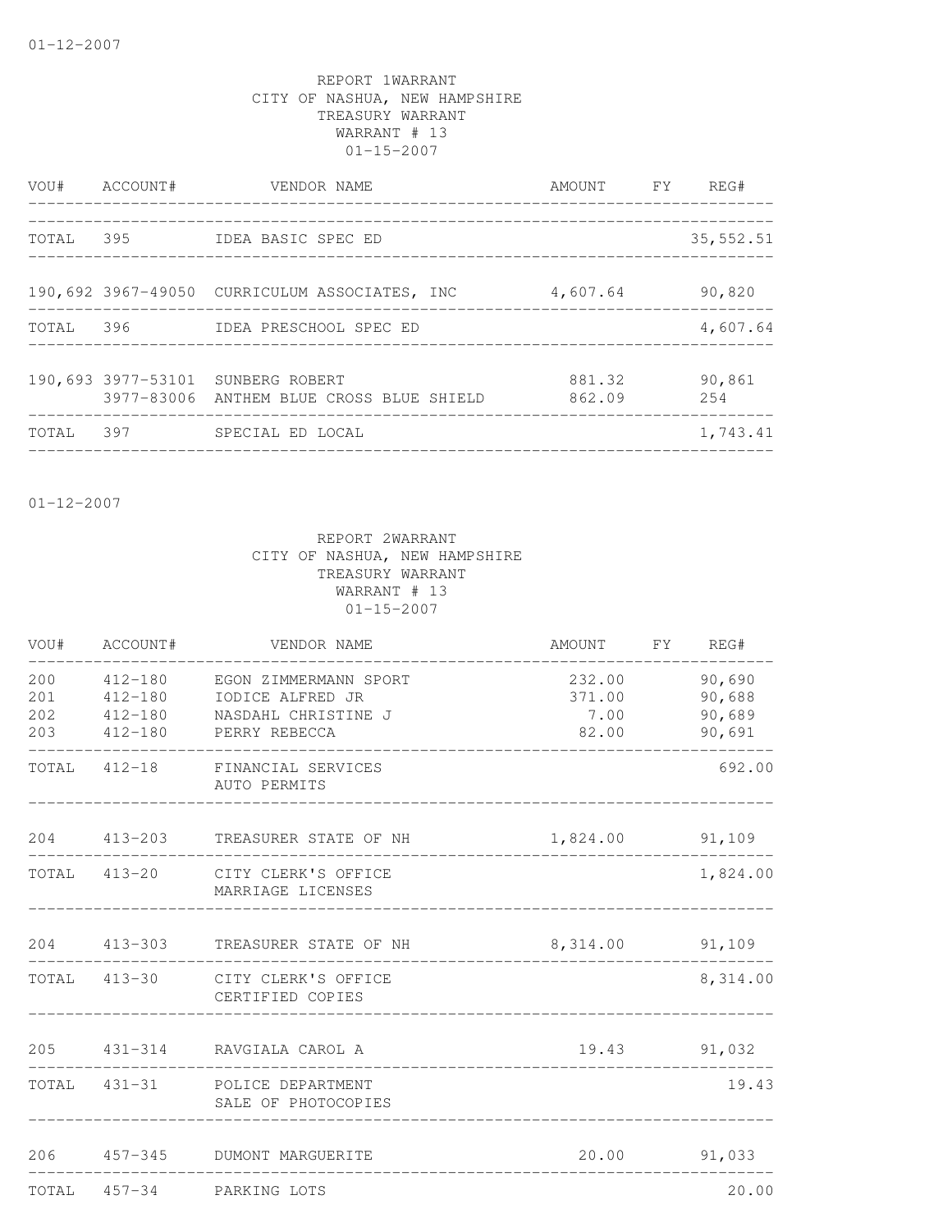01-12-2007

REPORT 1WARRANT
CITY OF NASHUA, NEW HAMPSHIRE
TREASURY WARRANT
WARRANT # 13
01-15-2007

| VOU# | ACCOUNT# | VENDOR NAME | AMOUNT | FY | REG# |
|---|---|---|---|---|---|
| TOTAL | 395 | IDEA BASIC SPEC ED | | | 35,552.51 |
| 190,692 | 3967-49050 | CURRICULUM ASSOCIATES, INC | 4,607.64 | | 90,820 |
| TOTAL | 396 | IDEA PRESCHOOL SPEC ED | | | 4,607.64 |
| 190,693 | 3977-53101 | SUNBERG ROBERT | 881.32 | | 90,861 |
| | 3977-83006 | ANTHEM BLUE CROSS BLUE SHIELD | 862.09 | | 254 |
| TOTAL | 397 | SPECIAL ED LOCAL | | | 1,743.41 |

01-12-2007

REPORT 2WARRANT
CITY OF NASHUA, NEW HAMPSHIRE
TREASURY WARRANT
WARRANT # 13
01-15-2007

| VOU# | ACCOUNT# | VENDOR NAME | AMOUNT | FY | REG# |
|---|---|---|---|---|---|
| 200 | 412-180 | EGON ZIMMERMANN SPORT | 232.00 | | 90,690 |
| 201 | 412-180 | IODICE ALFRED JR | 371.00 | | 90,688 |
| 202 | 412-180 | NASDAHL CHRISTINE J | 7.00 | | 90,689 |
| 203 | 412-180 | PERRY REBECCA | 82.00 | | 90,691 |
| TOTAL | 412-18 | FINANCIAL SERVICES AUTO PERMITS | | | 692.00 |
| 204 | 413-203 | TREASURER STATE OF NH | 1,824.00 | | 91,109 |
| TOTAL | 413-20 | CITY CLERK'S OFFICE MARRIAGE LICENSES | | | 1,824.00 |
| 204 | 413-303 | TREASURER STATE OF NH | 8,314.00 | | 91,109 |
| TOTAL | 413-30 | CITY CLERK'S OFFICE CERTIFIED COPIES | | | 8,314.00 |
| 205 | 431-314 | RAVGIALA CAROL A | 19.43 | | 91,032 |
| TOTAL | 431-31 | POLICE DEPARTMENT SALE OF PHOTOCOPIES | | | 19.43 |
| 206 | 457-345 | DUMONT MARGUERITE | 20.00 | | 91,033 |
| TOTAL | 457-34 | PARKING LOTS | | | 20.00 |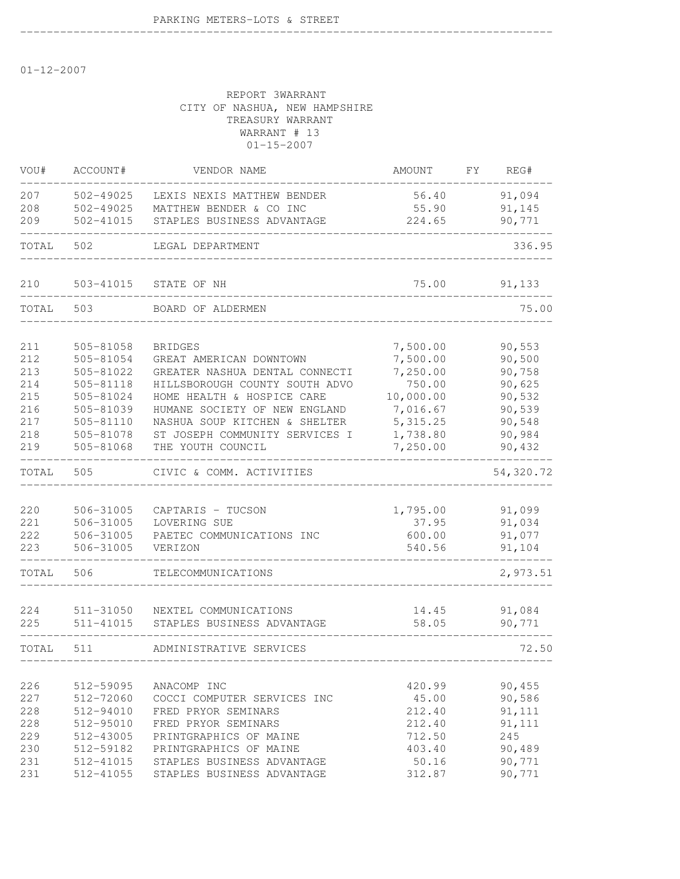PARKING METERS-LOTS & STREET

01-12-2007

REPORT 3WARRANT
CITY OF NASHUA, NEW HAMPSHIRE
TREASURY WARRANT
WARRANT # 13
01-15-2007

| VOU# | ACCOUNT# | VENDOR NAME | AMOUNT | FY | REG# |
|---|---|---|---|---|---|
| 207 | 502-49025 | LEXIS NEXIS MATTHEW BENDER | 56.40 | | 91,094 |
| 208 | 502-49025 | MATTHEW BENDER & CO INC | 55.90 | | 91,145 |
| 209 | 502-41015 | STAPLES BUSINESS ADVANTAGE | 224.65 | | 90,771 |
| TOTAL | 502 | LEGAL DEPARTMENT | | | 336.95 |
| 210 | 503-41015 | STATE OF NH | 75.00 | | 91,133 |
| TOTAL | 503 | BOARD OF ALDERMEN | | | 75.00 |
| 211 | 505-81058 | BRIDGES | 7,500.00 | | 90,553 |
| 212 | 505-81054 | GREAT AMERICAN DOWNTOWN | 7,500.00 | | 90,500 |
| 213 | 505-81022 | GREATER NASHUA DENTAL CONNECTI | 7,250.00 | | 90,758 |
| 214 | 505-81118 | HILLSBOROUGH COUNTY SOUTH ADVO | 750.00 | | 90,625 |
| 215 | 505-81024 | HOME HEALTH & HOSPICE CARE | 10,000.00 | | 90,532 |
| 216 | 505-81039 | HUMANE SOCIETY OF NEW ENGLAND | 7,016.67 | | 90,539 |
| 217 | 505-81110 | NASHUA SOUP KITCHEN & SHELTER | 5,315.25 | | 90,548 |
| 218 | 505-81078 | ST JOSEPH COMMUNITY SERVICES I | 1,738.80 | | 90,984 |
| 219 | 505-81068 | THE YOUTH COUNCIL | 7,250.00 | | 90,432 |
| TOTAL | 505 | CIVIC & COMM. ACTIVITIES | | | 54,320.72 |
| 220 | 506-31005 | CAPTARIS - TUCSON | 1,795.00 | | 91,099 |
| 221 | 506-31005 | LOVERING SUE | 37.95 | | 91,034 |
| 222 | 506-31005 | PAETEC COMMUNICATIONS INC | 600.00 | | 91,077 |
| 223 | 506-31005 | VERIZON | 540.56 | | 91,104 |
| TOTAL | 506 | TELECOMMUNICATIONS | | | 2,973.51 |
| 224 | 511-31050 | NEXTEL COMMUNICATIONS | 14.45 | | 91,084 |
| 225 | 511-41015 | STAPLES BUSINESS ADVANTAGE | 58.05 | | 90,771 |
| TOTAL | 511 | ADMINISTRATIVE SERVICES | | | 72.50 |
| 226 | 512-59095 | ANACOMP INC | 420.99 | | 90,455 |
| 227 | 512-72060 | COCCI COMPUTER SERVICES INC | 45.00 | | 90,586 |
| 228 | 512-94010 | FRED PRYOR SEMINARS | 212.40 | | 91,111 |
| 228 | 512-95010 | FRED PRYOR SEMINARS | 212.40 | | 91,111 |
| 229 | 512-43005 | PRINTGRAPHICS OF MAINE | 712.50 | | 245 |
| 230 | 512-59182 | PRINTGRAPHICS OF MAINE | 403.40 | | 90,489 |
| 231 | 512-41015 | STAPLES BUSINESS ADVANTAGE | 50.16 | | 90,771 |
| 231 | 512-41055 | STAPLES BUSINESS ADVANTAGE | 312.87 | | 90,771 |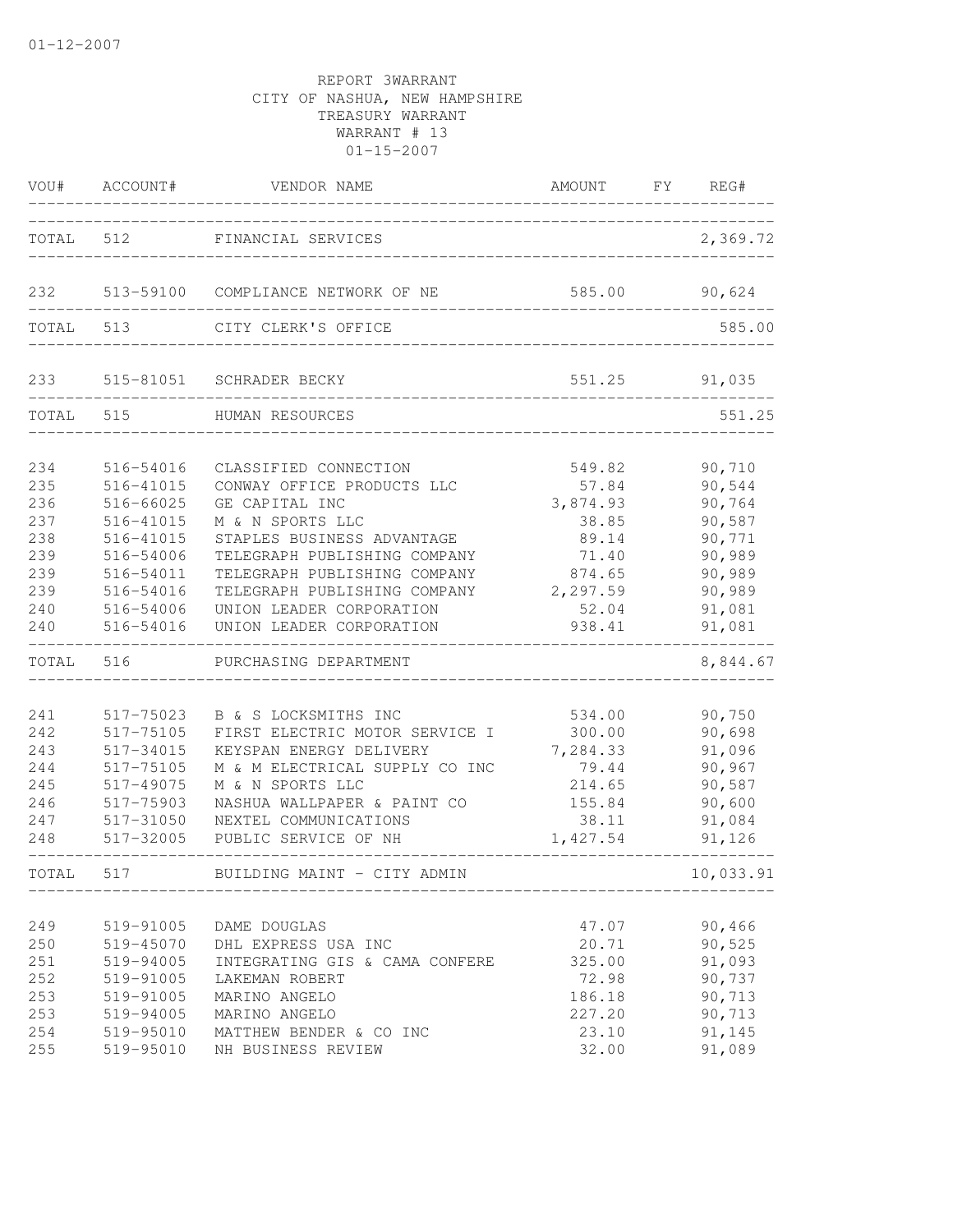01-12-2007

REPORT 3WARRANT
CITY OF NASHUA, NEW HAMPSHIRE
TREASURY WARRANT
WARRANT # 13
01-15-2007

| VOU# | ACCOUNT# | VENDOR NAME | AMOUNT | FY | REG# |
|---|---|---|---|---|---|
| TOTAL | 512 | FINANCIAL SERVICES | | | 2,369.72 |
| 232 | 513-59100 | COMPLIANCE NETWORK OF NE | 585.00 | | 90,624 |
| TOTAL | 513 | CITY CLERK'S OFFICE | | | 585.00 |
| 233 | 515-81051 | SCHRADER BECKY | 551.25 | | 91,035 |
| TOTAL | 515 | HUMAN RESOURCES | | | 551.25 |
| 234 | 516-54016 | CLASSIFIED CONNECTION | 549.82 | | 90,710 |
| 235 | 516-41015 | CONWAY OFFICE PRODUCTS LLC | 57.84 | | 90,544 |
| 236 | 516-66025 | GE CAPITAL INC | 3,874.93 | | 90,764 |
| 237 | 516-41015 | M & N SPORTS LLC | 38.85 | | 90,587 |
| 238 | 516-41015 | STAPLES BUSINESS ADVANTAGE | 89.14 | | 90,771 |
| 239 | 516-54006 | TELEGRAPH PUBLISHING COMPANY | 71.40 | | 90,989 |
| 239 | 516-54011 | TELEGRAPH PUBLISHING COMPANY | 874.65 | | 90,989 |
| 239 | 516-54016 | TELEGRAPH PUBLISHING COMPANY | 2,297.59 | | 90,989 |
| 240 | 516-54006 | UNION LEADER CORPORATION | 52.04 | | 91,081 |
| 240 | 516-54016 | UNION LEADER CORPORATION | 938.41 | | 91,081 |
| TOTAL | 516 | PURCHASING DEPARTMENT | | | 8,844.67 |
| 241 | 517-75023 | B & S LOCKSMITHS INC | 534.00 | | 90,750 |
| 242 | 517-75105 | FIRST ELECTRIC MOTOR SERVICE I | 300.00 | | 90,698 |
| 243 | 517-34015 | KEYSPAN ENERGY DELIVERY | 7,284.33 | | 91,096 |
| 244 | 517-75105 | M & M ELECTRICAL SUPPLY CO INC | 79.44 | | 90,967 |
| 245 | 517-49075 | M & N SPORTS LLC | 214.65 | | 90,587 |
| 246 | 517-75903 | NASHUA WALLPAPER & PAINT CO | 155.84 | | 90,600 |
| 247 | 517-31050 | NEXTEL COMMUNICATIONS | 38.11 | | 91,084 |
| 248 | 517-32005 | PUBLIC SERVICE OF NH | 1,427.54 | | 91,126 |
| TOTAL | 517 | BUILDING MAINT - CITY ADMIN | | | 10,033.91 |
| 249 | 519-91005 | DAME DOUGLAS | 47.07 | | 90,466 |
| 250 | 519-45070 | DHL EXPRESS USA INC | 20.71 | | 90,525 |
| 251 | 519-94005 | INTEGRATING GIS & CAMA CONFERE | 325.00 | | 91,093 |
| 252 | 519-91005 | LAKEMAN ROBERT | 72.98 | | 90,737 |
| 253 | 519-91005 | MARINO ANGELO | 186.18 | | 90,713 |
| 253 | 519-94005 | MARINO ANGELO | 227.20 | | 90,713 |
| 254 | 519-95010 | MATTHEW BENDER & CO INC | 23.10 | | 91,145 |
| 255 | 519-95010 | NH BUSINESS REVIEW | 32.00 | | 91,089 |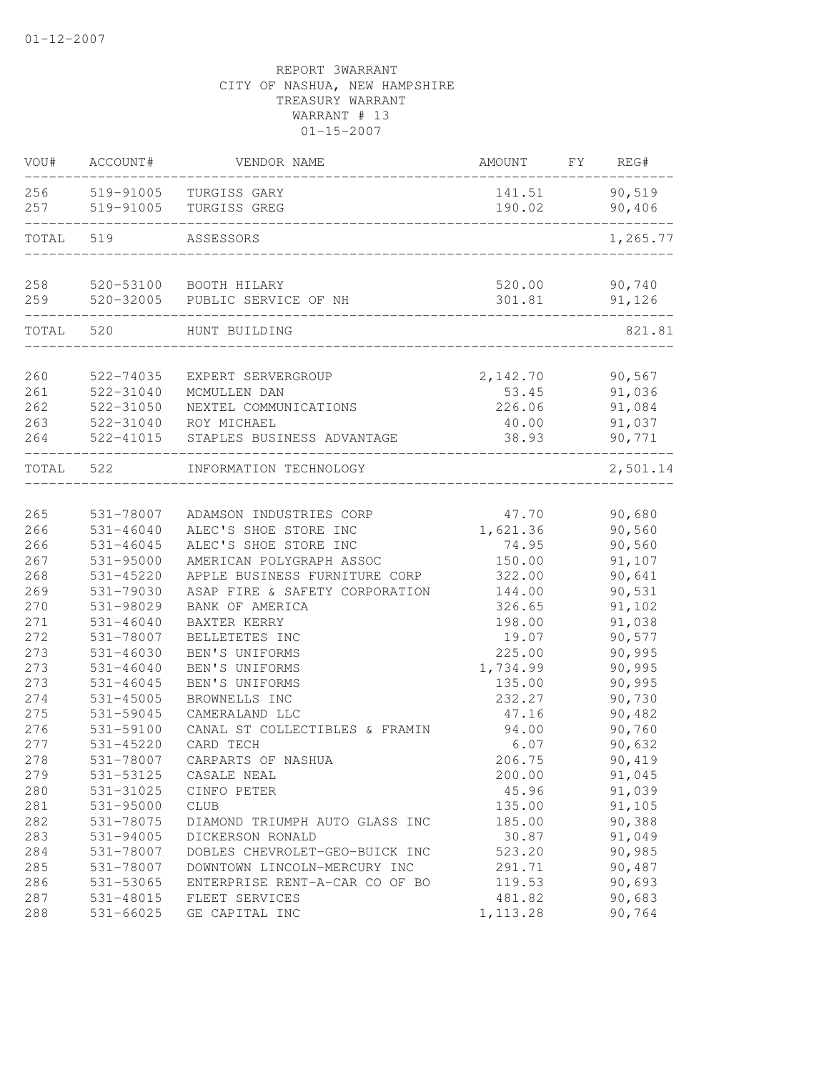01-12-2007

REPORT 3WARRANT
CITY OF NASHUA, NEW HAMPSHIRE
TREASURY WARRANT
WARRANT # 13
01-15-2007

| VOU# | ACCOUNT# | VENDOR NAME | AMOUNT | FY | REG# |
|---|---|---|---|---|---|
| 256 | 519-91005 | TURGISS GARY | 141.51 | | 90,519 |
| 257 | 519-91005 | TURGISS GREG | 190.02 | | 90,406 |
| TOTAL | 519 | ASSESSORS | | | 1,265.77 |
| 258 | 520-53100 | BOOTH HILARY | 520.00 | | 90,740 |
| 259 | 520-32005 | PUBLIC SERVICE OF NH | 301.81 | | 91,126 |
| TOTAL | 520 | HUNT BUILDING | | | 821.81 |
| 260 | 522-74035 | EXPERT SERVERGROUP | 2,142.70 | | 90,567 |
| 261 | 522-31040 | MCMULLEN DAN | 53.45 | | 91,036 |
| 262 | 522-31050 | NEXTEL COMMUNICATIONS | 226.06 | | 91,084 |
| 263 | 522-31040 | ROY MICHAEL | 40.00 | | 91,037 |
| 264 | 522-41015 | STAPLES BUSINESS ADVANTAGE | 38.93 | | 90,771 |
| TOTAL | 522 | INFORMATION TECHNOLOGY | | | 2,501.14 |
| 265 | 531-78007 | ADAMSON INDUSTRIES CORP | 47.70 | | 90,680 |
| 266 | 531-46040 | ALEC'S SHOE STORE INC | 1,621.36 | | 90,560 |
| 266 | 531-46045 | ALEC'S SHOE STORE INC | 74.95 | | 90,560 |
| 267 | 531-95000 | AMERICAN POLYGRAPH ASSOC | 150.00 | | 91,107 |
| 268 | 531-45220 | APPLE BUSINESS FURNITURE CORP | 322.00 | | 90,641 |
| 269 | 531-79030 | ASAP FIRE & SAFETY CORPORATION | 144.00 | | 90,531 |
| 270 | 531-98029 | BANK OF AMERICA | 326.65 | | 91,102 |
| 271 | 531-46040 | BAXTER KERRY | 198.00 | | 91,038 |
| 272 | 531-78007 | BELLETETES INC | 19.07 | | 90,577 |
| 273 | 531-46030 | BEN'S UNIFORMS | 225.00 | | 90,995 |
| 273 | 531-46040 | BEN'S UNIFORMS | 1,734.99 | | 90,995 |
| 273 | 531-46045 | BEN'S UNIFORMS | 135.00 | | 90,995 |
| 274 | 531-45005 | BROWNELLS INC | 232.27 | | 90,730 |
| 275 | 531-59045 | CAMERALAND LLC | 47.16 | | 90,482 |
| 276 | 531-59100 | CANAL ST COLLECTIBLES & FRAMIN | 94.00 | | 90,760 |
| 277 | 531-45220 | CARD TECH | 6.07 | | 90,632 |
| 278 | 531-78007 | CARPARTS OF NASHUA | 206.75 | | 90,419 |
| 279 | 531-53125 | CASALE NEAL | 200.00 | | 91,045 |
| 280 | 531-31025 | CINFO PETER | 45.96 | | 91,039 |
| 281 | 531-95000 | CLUB | 135.00 | | 91,105 |
| 282 | 531-78075 | DIAMOND TRIUMPH AUTO GLASS INC | 185.00 | | 90,388 |
| 283 | 531-94005 | DICKERSON RONALD | 30.87 | | 91,049 |
| 284 | 531-78007 | DOBLES CHEVROLET-GEO-BUICK INC | 523.20 | | 90,985 |
| 285 | 531-78007 | DOWNTOWN LINCOLN-MERCURY INC | 291.71 | | 90,487 |
| 286 | 531-53065 | ENTERPRISE RENT-A-CAR CO OF BO | 119.53 | | 90,693 |
| 287 | 531-48015 | FLEET SERVICES | 481.82 | | 90,683 |
| 288 | 531-66025 | GE CAPITAL INC | 1,113.28 | | 90,764 |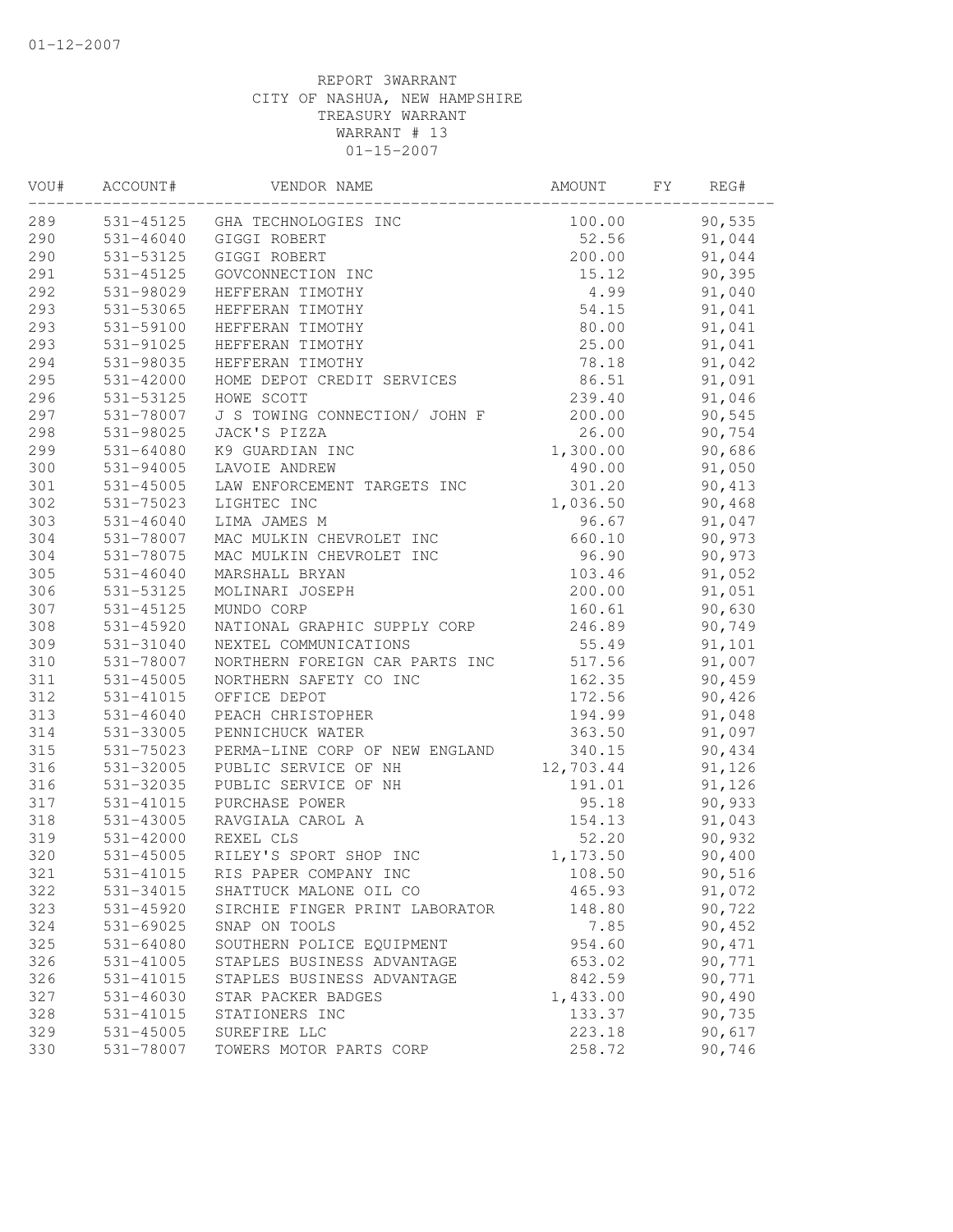01-12-2007

REPORT 3WARRANT
CITY OF NASHUA, NEW HAMPSHIRE
TREASURY WARRANT
WARRANT # 13
01-15-2007

| VOU# | ACCOUNT# | VENDOR NAME | AMOUNT | FY | REG# |
|---|---|---|---|---|---|
| 289 | 531-45125 | GHA TECHNOLOGIES INC | 100.00 | | 90,535 |
| 290 | 531-46040 | GIGGI ROBERT | 52.56 | | 91,044 |
| 290 | 531-53125 | GIGGI ROBERT | 200.00 | | 91,044 |
| 291 | 531-45125 | GOVCONNECTION INC | 15.12 | | 90,395 |
| 292 | 531-98029 | HEFFERAN TIMOTHY | 4.99 | | 91,040 |
| 293 | 531-53065 | HEFFERAN TIMOTHY | 54.15 | | 91,041 |
| 293 | 531-59100 | HEFFERAN TIMOTHY | 80.00 | | 91,041 |
| 293 | 531-91025 | HEFFERAN TIMOTHY | 25.00 | | 91,041 |
| 294 | 531-98035 | HEFFERAN TIMOTHY | 78.18 | | 91,042 |
| 295 | 531-42000 | HOME DEPOT CREDIT SERVICES | 86.51 | | 91,091 |
| 296 | 531-53125 | HOWE SCOTT | 239.40 | | 91,046 |
| 297 | 531-78007 | J S TOWING CONNECTION/ JOHN F | 200.00 | | 90,545 |
| 298 | 531-98025 | JACK'S PIZZA | 26.00 | | 90,754 |
| 299 | 531-64080 | K9 GUARDIAN INC | 1,300.00 | | 90,686 |
| 300 | 531-94005 | LAVOIE ANDREW | 490.00 | | 91,050 |
| 301 | 531-45005 | LAW ENFORCEMENT TARGETS INC | 301.20 | | 90,413 |
| 302 | 531-75023 | LIGHTEC INC | 1,036.50 | | 90,468 |
| 303 | 531-46040 | LIMA JAMES M | 96.67 | | 91,047 |
| 304 | 531-78007 | MAC MULKIN CHEVROLET INC | 660.10 | | 90,973 |
| 304 | 531-78075 | MAC MULKIN CHEVROLET INC | 96.90 | | 90,973 |
| 305 | 531-46040 | MARSHALL BRYAN | 103.46 | | 91,052 |
| 306 | 531-53125 | MOLINARI JOSEPH | 200.00 | | 91,051 |
| 307 | 531-45125 | MUNDO CORP | 160.61 | | 90,630 |
| 308 | 531-45920 | NATIONAL GRAPHIC SUPPLY CORP | 246.89 | | 90,749 |
| 309 | 531-31040 | NEXTEL COMMUNICATIONS | 55.49 | | 91,101 |
| 310 | 531-78007 | NORTHERN FOREIGN CAR PARTS INC | 517.56 | | 91,007 |
| 311 | 531-45005 | NORTHERN SAFETY CO INC | 162.35 | | 90,459 |
| 312 | 531-41015 | OFFICE DEPOT | 172.56 | | 90,426 |
| 313 | 531-46040 | PEACH CHRISTOPHER | 194.99 | | 91,048 |
| 314 | 531-33005 | PENNICHUCK WATER | 363.50 | | 91,097 |
| 315 | 531-75023 | PERMA-LINE CORP OF NEW ENGLAND | 340.15 | | 90,434 |
| 316 | 531-32005 | PUBLIC SERVICE OF NH | 12,703.44 | | 91,126 |
| 316 | 531-32035 | PUBLIC SERVICE OF NH | 191.01 | | 91,126 |
| 317 | 531-41015 | PURCHASE POWER | 95.18 | | 90,933 |
| 318 | 531-43005 | RAVGIALA CAROL A | 154.13 | | 91,043 |
| 319 | 531-42000 | REXEL CLS | 52.20 | | 90,932 |
| 320 | 531-45005 | RILEY'S SPORT SHOP INC | 1,173.50 | | 90,400 |
| 321 | 531-41015 | RIS PAPER COMPANY INC | 108.50 | | 90,516 |
| 322 | 531-34015 | SHATTUCK MALONE OIL CO | 465.93 | | 91,072 |
| 323 | 531-45920 | SIRCHIE FINGER PRINT LABORATOR | 148.80 | | 90,722 |
| 324 | 531-69025 | SNAP ON TOOLS | 7.85 | | 90,452 |
| 325 | 531-64080 | SOUTHERN POLICE EQUIPMENT | 954.60 | | 90,471 |
| 326 | 531-41005 | STAPLES BUSINESS ADVANTAGE | 653.02 | | 90,771 |
| 326 | 531-41015 | STAPLES BUSINESS ADVANTAGE | 842.59 | | 90,771 |
| 327 | 531-46030 | STAR PACKER BADGES | 1,433.00 | | 90,490 |
| 328 | 531-41015 | STATIONERS INC | 133.37 | | 90,735 |
| 329 | 531-45005 | SUREFIRE LLC | 223.18 | | 90,617 |
| 330 | 531-78007 | TOWERS MOTOR PARTS CORP | 258.72 | | 90,746 |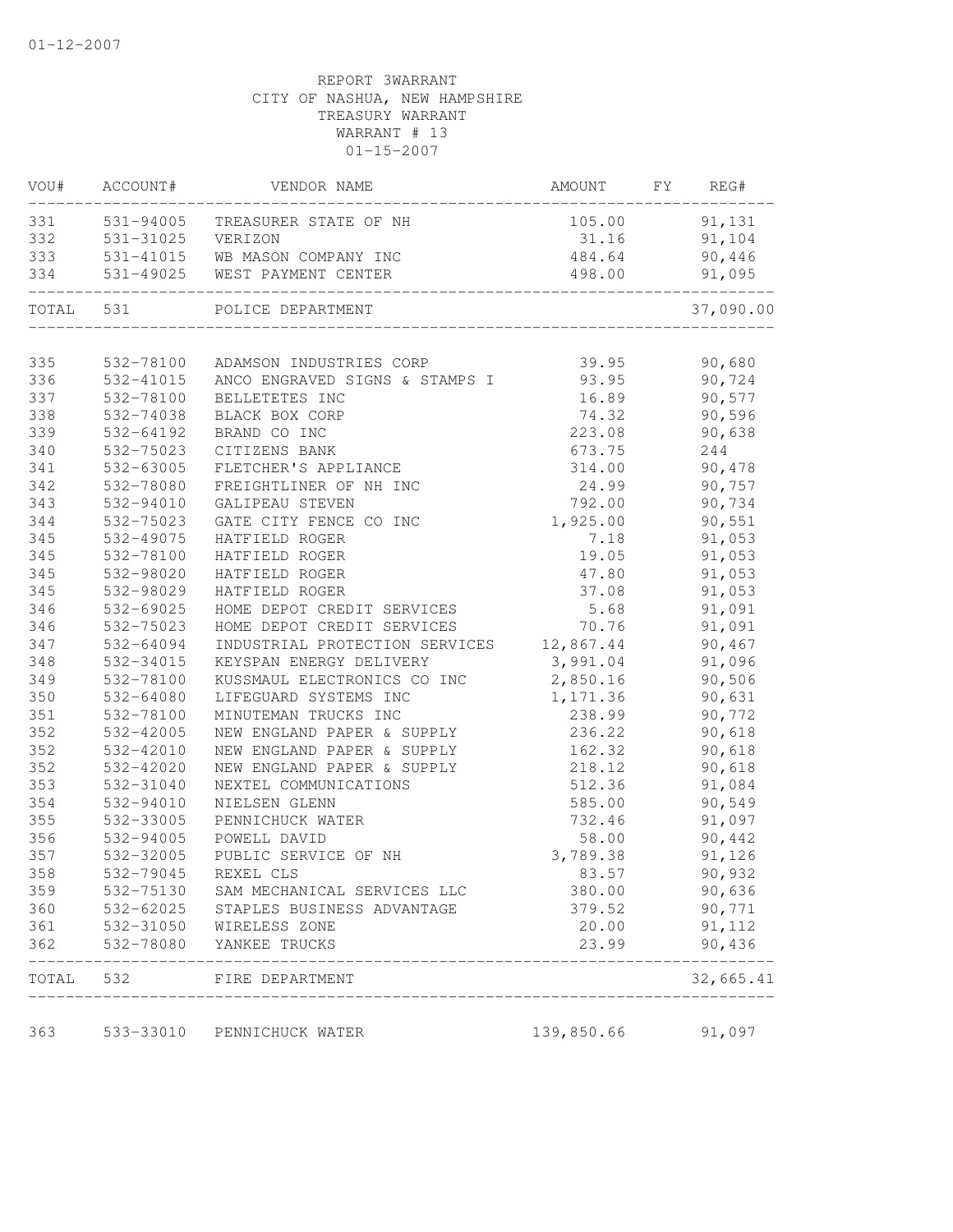01-12-2007

REPORT 3WARRANT
CITY OF NASHUA, NEW HAMPSHIRE
TREASURY WARRANT
WARRANT # 13
01-15-2007

| VOU# | ACCOUNT# | VENDOR NAME | AMOUNT | FY | REG# |
|---|---|---|---|---|---|
| 331 | 531-94005 | TREASURER STATE OF NH | 105.00 | | 91,131 |
| 332 | 531-31025 | VERIZON | 31.16 | | 91,104 |
| 333 | 531-41015 | WB MASON COMPANY INC | 484.64 | | 90,446 |
| 334 | 531-49025 | WEST PAYMENT CENTER | 498.00 | | 91,095 |
| TOTAL | 531 | POLICE DEPARTMENT | | | 37,090.00 |
| 335 | 532-78100 | ADAMSON INDUSTRIES CORP | 39.95 | | 90,680 |
| 336 | 532-41015 | ANCO ENGRAVED SIGNS & STAMPS I | 93.95 | | 90,724 |
| 337 | 532-78100 | BELLETETES INC | 16.89 | | 90,577 |
| 338 | 532-74038 | BLACK BOX CORP | 74.32 | | 90,596 |
| 339 | 532-64192 | BRAND CO INC | 223.08 | | 90,638 |
| 340 | 532-75023 | CITIZENS BANK | 673.75 | | 244 |
| 341 | 532-63005 | FLETCHER'S APPLIANCE | 314.00 | | 90,478 |
| 342 | 532-78080 | FREIGHTLINER OF NH INC | 24.99 | | 90,757 |
| 343 | 532-94010 | GALIPEAU STEVEN | 792.00 | | 90,734 |
| 344 | 532-75023 | GATE CITY FENCE CO INC | 1,925.00 | | 90,551 |
| 345 | 532-49075 | HATFIELD ROGER | 7.18 | | 91,053 |
| 345 | 532-78100 | HATFIELD ROGER | 19.05 | | 91,053 |
| 345 | 532-98020 | HATFIELD ROGER | 47.80 | | 91,053 |
| 345 | 532-98029 | HATFIELD ROGER | 37.08 | | 91,053 |
| 346 | 532-69025 | HOME DEPOT CREDIT SERVICES | 5.68 | | 91,091 |
| 346 | 532-75023 | HOME DEPOT CREDIT SERVICES | 70.76 | | 91,091 |
| 347 | 532-64094 | INDUSTRIAL PROTECTION SERVICES | 12,867.44 | | 90,467 |
| 348 | 532-34015 | KEYSPAN ENERGY DELIVERY | 3,991.04 | | 91,096 |
| 349 | 532-78100 | KUSSMAUL ELECTRONICS CO INC | 2,850.16 | | 90,506 |
| 350 | 532-64080 | LIFEGUARD SYSTEMS INC | 1,171.36 | | 90,631 |
| 351 | 532-78100 | MINUTEMAN TRUCKS INC | 238.99 | | 90,772 |
| 352 | 532-42005 | NEW ENGLAND PAPER & SUPPLY | 236.22 | | 90,618 |
| 352 | 532-42010 | NEW ENGLAND PAPER & SUPPLY | 162.32 | | 90,618 |
| 352 | 532-42020 | NEW ENGLAND PAPER & SUPPLY | 218.12 | | 90,618 |
| 353 | 532-31040 | NEXTEL COMMUNICATIONS | 512.36 | | 91,084 |
| 354 | 532-94010 | NIELSEN GLENN | 585.00 | | 90,549 |
| 355 | 532-33005 | PENNICHUCK WATER | 732.46 | | 91,097 |
| 356 | 532-94005 | POWELL DAVID | 58.00 | | 90,442 |
| 357 | 532-32005 | PUBLIC SERVICE OF NH | 3,789.38 | | 91,126 |
| 358 | 532-79045 | REXEL CLS | 83.57 | | 90,932 |
| 359 | 532-75130 | SAM MECHANICAL SERVICES LLC | 380.00 | | 90,636 |
| 360 | 532-62025 | STAPLES BUSINESS ADVANTAGE | 379.52 | | 90,771 |
| 361 | 532-31050 | WIRELESS ZONE | 20.00 | | 91,112 |
| 362 | 532-78080 | YANKEE TRUCKS | 23.99 | | 90,436 |
| TOTAL | 532 | FIRE DEPARTMENT | | | 32,665.41 |
| 363 | 533-33010 | PENNICHUCK WATER | 139,850.66 | | 91,097 |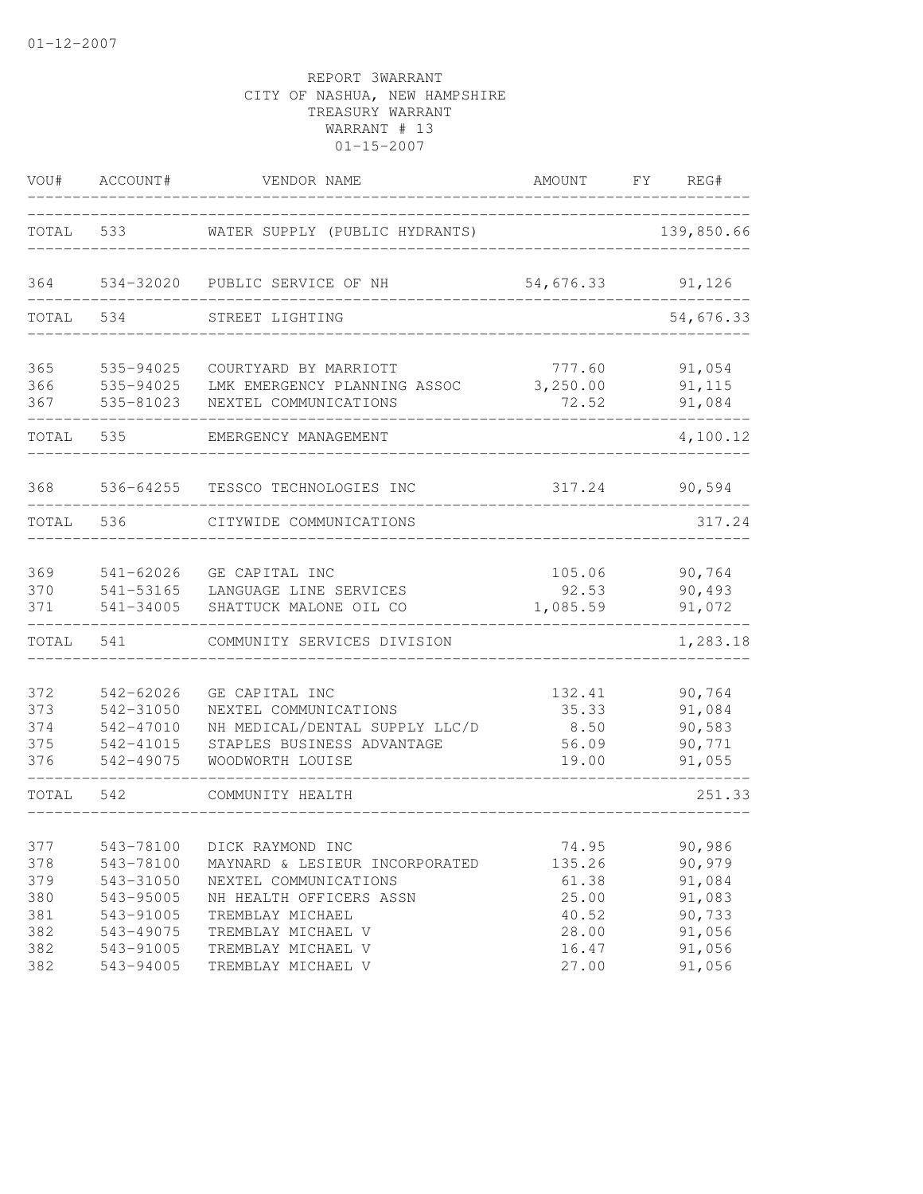01-12-2007

REPORT 3WARRANT
CITY OF NASHUA, NEW HAMPSHIRE
TREASURY WARRANT
WARRANT # 13
01-15-2007

| VOU# | ACCOUNT# | VENDOR NAME | AMOUNT | FY | REG# |
|---|---|---|---|---|---|
| TOTAL | 533 | WATER SUPPLY (PUBLIC HYDRANTS) | | | 139,850.66 |
| 364 | 534-32020 | PUBLIC SERVICE OF NH | 54,676.33 | | 91,126 |
| TOTAL | 534 | STREET LIGHTING | | | 54,676.33 |
| 365 | 535-94025 | COURTYARD BY MARRIOTT | 777.60 | | 91,054 |
| 366 | 535-94025 | LMK EMERGENCY PLANNING ASSOC | 3,250.00 | | 91,115 |
| 367 | 535-81023 | NEXTEL COMMUNICATIONS | 72.52 | | 91,084 |
| TOTAL | 535 | EMERGENCY MANAGEMENT | | | 4,100.12 |
| 368 | 536-64255 | TESSCO TECHNOLOGIES INC | 317.24 | | 90,594 |
| TOTAL | 536 | CITYWIDE COMMUNICATIONS | | | 317.24 |
| 369 | 541-62026 | GE CAPITAL INC | 105.06 | | 90,764 |
| 370 | 541-53165 | LANGUAGE LINE SERVICES | 92.53 | | 90,493 |
| 371 | 541-34005 | SHATTUCK MALONE OIL CO | 1,085.59 | | 91,072 |
| TOTAL | 541 | COMMUNITY SERVICES DIVISION | | | 1,283.18 |
| 372 | 542-62026 | GE CAPITAL INC | 132.41 | | 90,764 |
| 373 | 542-31050 | NEXTEL COMMUNICATIONS | 35.33 | | 91,084 |
| 374 | 542-47010 | NH MEDICAL/DENTAL SUPPLY LLC/D | 8.50 | | 90,583 |
| 375 | 542-41015 | STAPLES BUSINESS ADVANTAGE | 56.09 | | 90,771 |
| 376 | 542-49075 | WOODWORTH LOUISE | 19.00 | | 91,055 |
| TOTAL | 542 | COMMUNITY HEALTH | | | 251.33 |
| 377 | 543-78100 | DICK RAYMOND INC | 74.95 | | 90,986 |
| 378 | 543-78100 | MAYNARD & LESIEUR INCORPORATED | 135.26 | | 90,979 |
| 379 | 543-31050 | NEXTEL COMMUNICATIONS | 61.38 | | 91,084 |
| 380 | 543-95005 | NH HEALTH OFFICERS ASSN | 25.00 | | 91,083 |
| 381 | 543-91005 | TREMBLAY MICHAEL | 40.52 | | 90,733 |
| 382 | 543-49075 | TREMBLAY MICHAEL V | 28.00 | | 91,056 |
| 382 | 543-91005 | TREMBLAY MICHAEL V | 16.47 | | 91,056 |
| 382 | 543-94005 | TREMBLAY MICHAEL V | 27.00 | | 91,056 |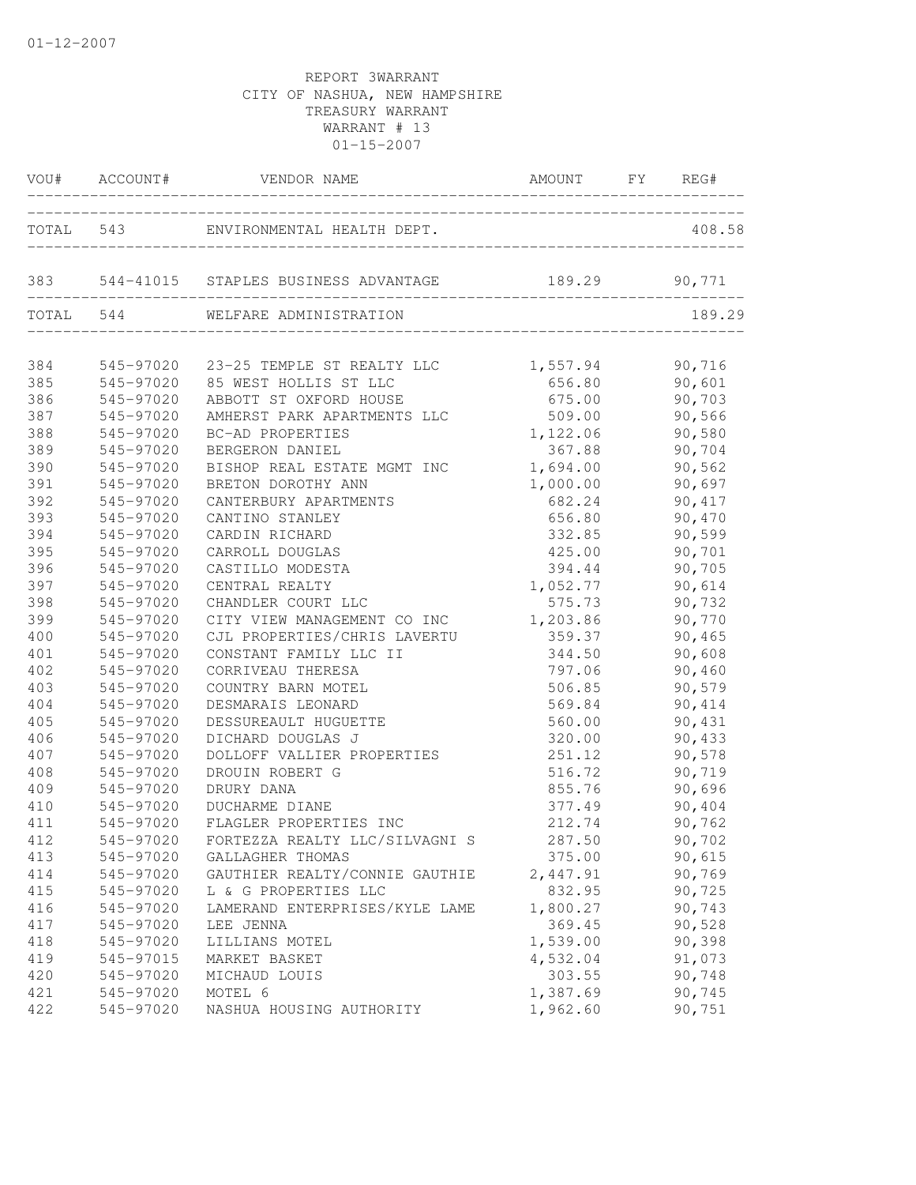01-12-2007

REPORT 3WARRANT
CITY OF NASHUA, NEW HAMPSHIRE
TREASURY WARRANT
WARRANT # 13
01-15-2007

| VOU# | ACCOUNT# | VENDOR NAME | AMOUNT | FY | REG# |
|---|---|---|---|---|---|
| TOTAL | 543 | ENVIRONMENTAL HEALTH DEPT. | | | 408.58 |
| 383 | 544-41015 | STAPLES BUSINESS ADVANTAGE | 189.29 | | 90,771 |
| TOTAL | 544 | WELFARE ADMINISTRATION | | | 189.29 |
| 384 | 545-97020 | 23-25 TEMPLE ST REALTY LLC | 1,557.94 | | 90,716 |
| 385 | 545-97020 | 85 WEST HOLLIS ST LLC | 656.80 | | 90,601 |
| 386 | 545-97020 | ABBOTT ST OXFORD HOUSE | 675.00 | | 90,703 |
| 387 | 545-97020 | AMHERST PARK APARTMENTS LLC | 509.00 | | 90,566 |
| 388 | 545-97020 | BC-AD PROPERTIES | 1,122.06 | | 90,580 |
| 389 | 545-97020 | BERGERON DANIEL | 367.88 | | 90,704 |
| 390 | 545-97020 | BISHOP REAL ESTATE MGMT INC | 1,694.00 | | 90,562 |
| 391 | 545-97020 | BRETON DOROTHY ANN | 1,000.00 | | 90,697 |
| 392 | 545-97020 | CANTERBURY APARTMENTS | 682.24 | | 90,417 |
| 393 | 545-97020 | CANTINO STANLEY | 656.80 | | 90,470 |
| 394 | 545-97020 | CARDIN RICHARD | 332.85 | | 90,599 |
| 395 | 545-97020 | CARROLL DOUGLAS | 425.00 | | 90,701 |
| 396 | 545-97020 | CASTILLO MODESTA | 394.44 | | 90,705 |
| 397 | 545-97020 | CENTRAL REALTY | 1,052.77 | | 90,614 |
| 398 | 545-97020 | CHANDLER COURT LLC | 575.73 | | 90,732 |
| 399 | 545-97020 | CITY VIEW MANAGEMENT CO INC | 1,203.86 | | 90,770 |
| 400 | 545-97020 | CJL PROPERTIES/CHRIS LAVERTU | 359.37 | | 90,465 |
| 401 | 545-97020 | CONSTANT FAMILY LLC II | 344.50 | | 90,608 |
| 402 | 545-97020 | CORRIVEAU THERESA | 797.06 | | 90,460 |
| 403 | 545-97020 | COUNTRY BARN MOTEL | 506.85 | | 90,579 |
| 404 | 545-97020 | DESMARAIS LEONARD | 569.84 | | 90,414 |
| 405 | 545-97020 | DESSUREAULT HUGUETTE | 560.00 | | 90,431 |
| 406 | 545-97020 | DICHARD DOUGLAS J | 320.00 | | 90,433 |
| 407 | 545-97020 | DOLLOFF VALLIER PROPERTIES | 251.12 | | 90,578 |
| 408 | 545-97020 | DROUIN ROBERT G | 516.72 | | 90,719 |
| 409 | 545-97020 | DRURY DANA | 855.76 | | 90,696 |
| 410 | 545-97020 | DUCHARME DIANE | 377.49 | | 90,404 |
| 411 | 545-97020 | FLAGLER PROPERTIES INC | 212.74 | | 90,762 |
| 412 | 545-97020 | FORTEZZA REALTY LLC/SILVAGNI S | 287.50 | | 90,702 |
| 413 | 545-97020 | GALLAGHER THOMAS | 375.00 | | 90,615 |
| 414 | 545-97020 | GAUTHIER REALTY/CONNIE GAUTHIE | 2,447.91 | | 90,769 |
| 415 | 545-97020 | L & G PROPERTIES LLC | 832.95 | | 90,725 |
| 416 | 545-97020 | LAMERAND ENTERPRISES/KYLE LAME | 1,800.27 | | 90,743 |
| 417 | 545-97020 | LEE JENNA | 369.45 | | 90,528 |
| 418 | 545-97020 | LILLIANS MOTEL | 1,539.00 | | 90,398 |
| 419 | 545-97015 | MARKET BASKET | 4,532.04 | | 91,073 |
| 420 | 545-97020 | MICHAUD LOUIS | 303.55 | | 90,748 |
| 421 | 545-97020 | MOTEL 6 | 1,387.69 | | 90,745 |
| 422 | 545-97020 | NASHUA HOUSING AUTHORITY | 1,962.60 | | 90,751 |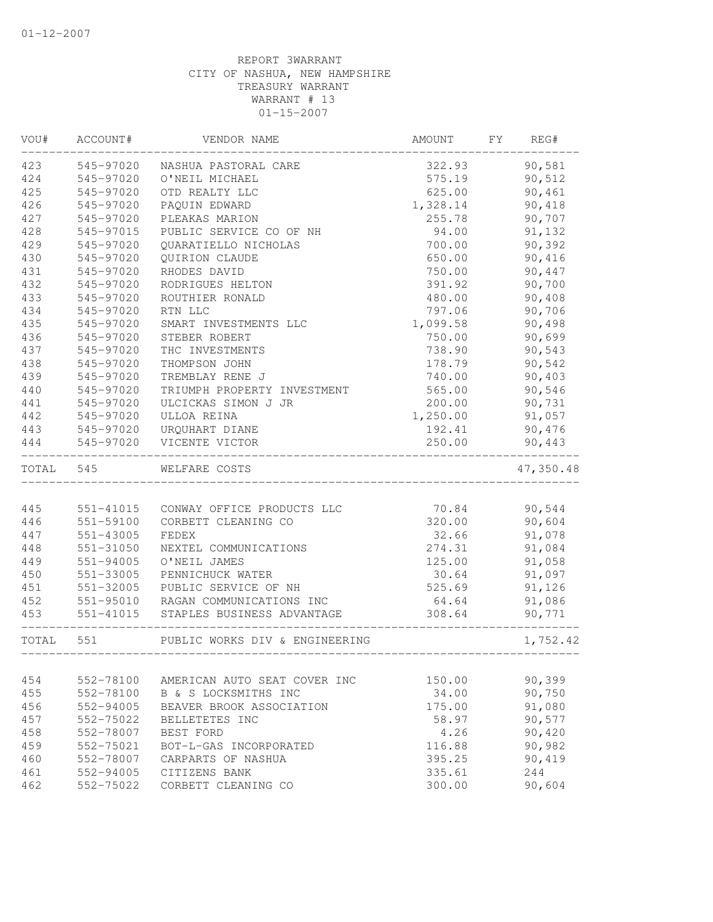01-12-2007

REPORT 3WARRANT
CITY OF NASHUA, NEW HAMPSHIRE
TREASURY WARRANT
WARRANT # 13
01-15-2007

| VOU# | ACCOUNT# | VENDOR NAME | AMOUNT | FY | REG# |
|---|---|---|---|---|---|
| 423 | 545-97020 | NASHUA PASTORAL CARE | 322.93 | | 90,581 |
| 424 | 545-97020 | O'NEIL MICHAEL | 575.19 | | 90,512 |
| 425 | 545-97020 | OTD REALTY LLC | 625.00 | | 90,461 |
| 426 | 545-97020 | PAQUIN EDWARD | 1,328.14 | | 90,418 |
| 427 | 545-97020 | PLEAKAS MARION | 255.78 | | 90,707 |
| 428 | 545-97015 | PUBLIC SERVICE CO OF NH | 94.00 | | 91,132 |
| 429 | 545-97020 | QUARATIELLO NICHOLAS | 700.00 | | 90,392 |
| 430 | 545-97020 | QUIRION CLAUDE | 650.00 | | 90,416 |
| 431 | 545-97020 | RHODES DAVID | 750.00 | | 90,447 |
| 432 | 545-97020 | RODRIGUES HELTON | 391.92 | | 90,700 |
| 433 | 545-97020 | ROUTHIER RONALD | 480.00 | | 90,408 |
| 434 | 545-97020 | RTN LLC | 797.06 | | 90,706 |
| 435 | 545-97020 | SMART INVESTMENTS LLC | 1,099.58 | | 90,498 |
| 436 | 545-97020 | STEBER ROBERT | 750.00 | | 90,699 |
| 437 | 545-97020 | THC INVESTMENTS | 738.90 | | 90,543 |
| 438 | 545-97020 | THOMPSON JOHN | 178.79 | | 90,542 |
| 439 | 545-97020 | TREMBLAY RENE J | 740.00 | | 90,403 |
| 440 | 545-97020 | TRIUMPH PROPERTY INVESTMENT | 565.00 | | 90,546 |
| 441 | 545-97020 | ULCICKAS SIMON J JR | 200.00 | | 90,731 |
| 442 | 545-97020 | ULLOA REINA | 1,250.00 | | 91,057 |
| 443 | 545-97020 | URQUHART DIANE | 192.41 | | 90,476 |
| 444 | 545-97020 | VICENTE VICTOR | 250.00 | | 90,443 |
| TOTAL | 545 | WELFARE COSTS | | | 47,350.48 |
| 445 | 551-41015 | CONWAY OFFICE PRODUCTS LLC | 70.84 | | 90,544 |
| 446 | 551-59100 | CORBETT CLEANING CO | 320.00 | | 90,604 |
| 447 | 551-43005 | FEDEX | 32.66 | | 91,078 |
| 448 | 551-31050 | NEXTEL COMMUNICATIONS | 274.31 | | 91,084 |
| 449 | 551-94005 | O'NEIL JAMES | 125.00 | | 91,058 |
| 450 | 551-33005 | PENNICHUCK WATER | 30.64 | | 91,097 |
| 451 | 551-32005 | PUBLIC SERVICE OF NH | 525.69 | | 91,126 |
| 452 | 551-95010 | RAGAN COMMUNICATIONS INC | 64.64 | | 91,086 |
| 453 | 551-41015 | STAPLES BUSINESS ADVANTAGE | 308.64 | | 90,771 |
| TOTAL | 551 | PUBLIC WORKS DIV & ENGINEERING | | | 1,752.42 |
| 454 | 552-78100 | AMERICAN AUTO SEAT COVER INC | 150.00 | | 90,399 |
| 455 | 552-78100 | B & S LOCKSMITHS INC | 34.00 | | 90,750 |
| 456 | 552-94005 | BEAVER BROOK ASSOCIATION | 175.00 | | 91,080 |
| 457 | 552-75022 | BELLETETES INC | 58.97 | | 90,577 |
| 458 | 552-78007 | BEST FORD | 4.26 | | 90,420 |
| 459 | 552-75021 | BOT-L-GAS INCORPORATED | 116.88 | | 90,982 |
| 460 | 552-78007 | CARPARTS OF NASHUA | 395.25 | | 90,419 |
| 461 | 552-94005 | CITIZENS BANK | 335.61 | | 244 |
| 462 | 552-75022 | CORBETT CLEANING CO | 300.00 | | 90,604 |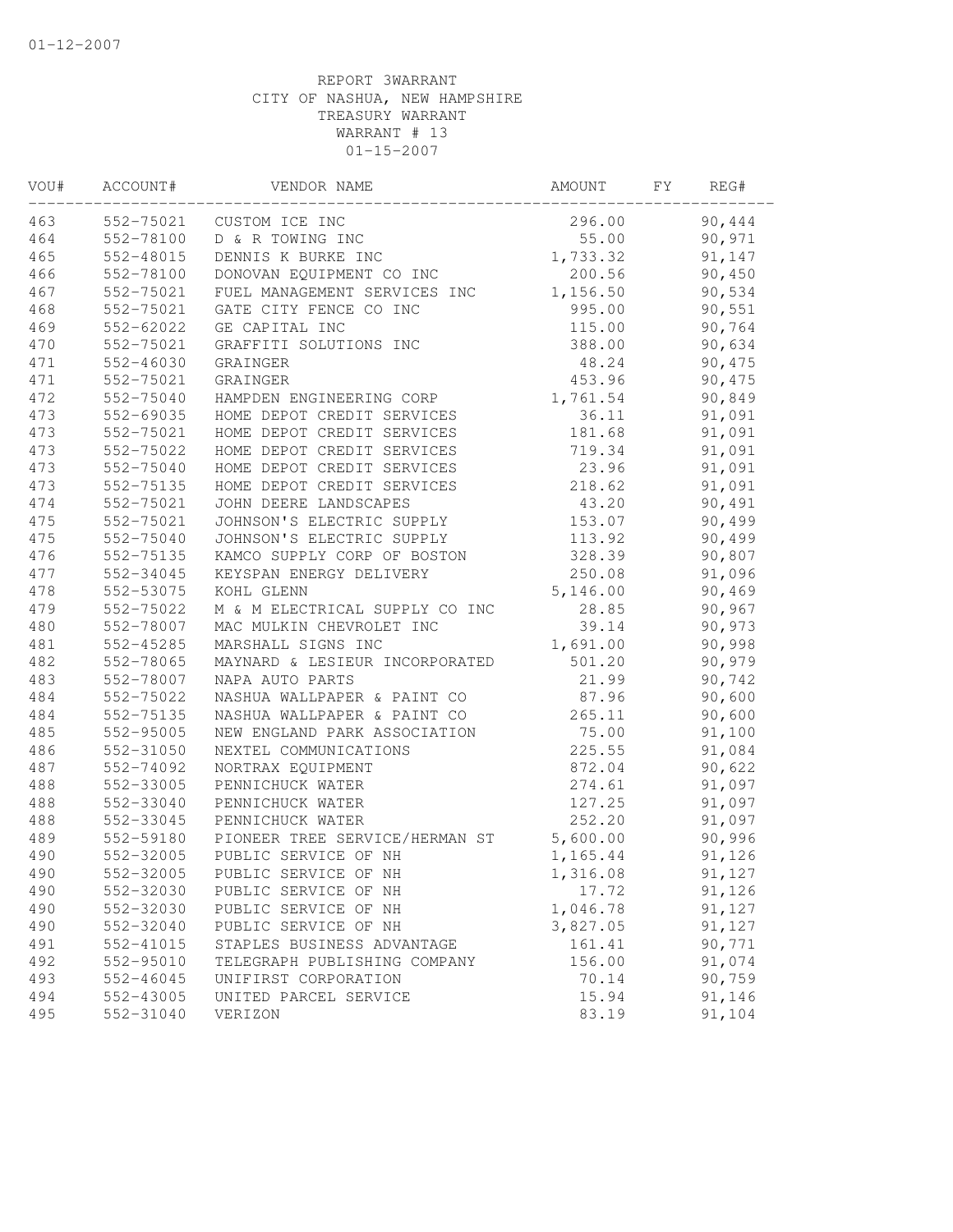01-12-2007

REPORT 3WARRANT
CITY OF NASHUA, NEW HAMPSHIRE
TREASURY WARRANT
WARRANT # 13
01-15-2007

| VOU# | ACCOUNT# | VENDOR NAME | AMOUNT | FY | REG# |
|---|---|---|---|---|---|
| 463 | 552-75021 | CUSTOM ICE INC | 296.00 | | 90,444 |
| 464 | 552-78100 | D & R TOWING INC | 55.00 | | 90,971 |
| 465 | 552-48015 | DENNIS K BURKE INC | 1,733.32 | | 91,147 |
| 466 | 552-78100 | DONOVAN EQUIPMENT CO INC | 200.56 | | 90,450 |
| 467 | 552-75021 | FUEL MANAGEMENT SERVICES INC | 1,156.50 | | 90,534 |
| 468 | 552-75021 | GATE CITY FENCE CO INC | 995.00 | | 90,551 |
| 469 | 552-62022 | GE CAPITAL INC | 115.00 | | 90,764 |
| 470 | 552-75021 | GRAFFITI SOLUTIONS INC | 388.00 | | 90,634 |
| 471 | 552-46030 | GRAINGER | 48.24 | | 90,475 |
| 471 | 552-75021 | GRAINGER | 453.96 | | 90,475 |
| 472 | 552-75040 | HAMPDEN ENGINEERING CORP | 1,761.54 | | 90,849 |
| 473 | 552-69035 | HOME DEPOT CREDIT SERVICES | 36.11 | | 91,091 |
| 473 | 552-75021 | HOME DEPOT CREDIT SERVICES | 181.68 | | 91,091 |
| 473 | 552-75022 | HOME DEPOT CREDIT SERVICES | 719.34 | | 91,091 |
| 473 | 552-75040 | HOME DEPOT CREDIT SERVICES | 23.96 | | 91,091 |
| 473 | 552-75135 | HOME DEPOT CREDIT SERVICES | 218.62 | | 91,091 |
| 474 | 552-75021 | JOHN DEERE LANDSCAPES | 43.20 | | 90,491 |
| 475 | 552-75021 | JOHNSON'S ELECTRIC SUPPLY | 153.07 | | 90,499 |
| 475 | 552-75040 | JOHNSON'S ELECTRIC SUPPLY | 113.92 | | 90,499 |
| 476 | 552-75135 | KAMCO SUPPLY CORP OF BOSTON | 328.39 | | 90,807 |
| 477 | 552-34045 | KEYSPAN ENERGY DELIVERY | 250.08 | | 91,096 |
| 478 | 552-53075 | KOHL GLENN | 5,146.00 | | 90,469 |
| 479 | 552-75022 | M & M ELECTRICAL SUPPLY CO INC | 28.85 | | 90,967 |
| 480 | 552-78007 | MAC MULKIN CHEVROLET INC | 39.14 | | 90,973 |
| 481 | 552-45285 | MARSHALL SIGNS INC | 1,691.00 | | 90,998 |
| 482 | 552-78065 | MAYNARD & LESIEUR INCORPORATED | 501.20 | | 90,979 |
| 483 | 552-78007 | NAPA AUTO PARTS | 21.99 | | 90,742 |
| 484 | 552-75022 | NASHUA WALLPAPER & PAINT CO | 87.96 | | 90,600 |
| 484 | 552-75135 | NASHUA WALLPAPER & PAINT CO | 265.11 | | 90,600 |
| 485 | 552-95005 | NEW ENGLAND PARK ASSOCIATION | 75.00 | | 91,100 |
| 486 | 552-31050 | NEXTEL COMMUNICATIONS | 225.55 | | 91,084 |
| 487 | 552-74092 | NORTRAX EQUIPMENT | 872.04 | | 90,622 |
| 488 | 552-33005 | PENNICHUCK WATER | 274.61 | | 91,097 |
| 488 | 552-33040 | PENNICHUCK WATER | 127.25 | | 91,097 |
| 488 | 552-33045 | PENNICHUCK WATER | 252.20 | | 91,097 |
| 489 | 552-59180 | PIONEER TREE SERVICE/HERMAN ST | 5,600.00 | | 90,996 |
| 490 | 552-32005 | PUBLIC SERVICE OF NH | 1,165.44 | | 91,126 |
| 490 | 552-32005 | PUBLIC SERVICE OF NH | 1,316.08 | | 91,127 |
| 490 | 552-32030 | PUBLIC SERVICE OF NH | 17.72 | | 91,126 |
| 490 | 552-32030 | PUBLIC SERVICE OF NH | 1,046.78 | | 91,127 |
| 490 | 552-32040 | PUBLIC SERVICE OF NH | 3,827.05 | | 91,127 |
| 491 | 552-41015 | STAPLES BUSINESS ADVANTAGE | 161.41 | | 90,771 |
| 492 | 552-95010 | TELEGRAPH PUBLISHING COMPANY | 156.00 | | 91,074 |
| 493 | 552-46045 | UNIFIRST CORPORATION | 70.14 | | 90,759 |
| 494 | 552-43005 | UNITED PARCEL SERVICE | 15.94 | | 91,146 |
| 495 | 552-31040 | VERIZON | 83.19 | | 91,104 |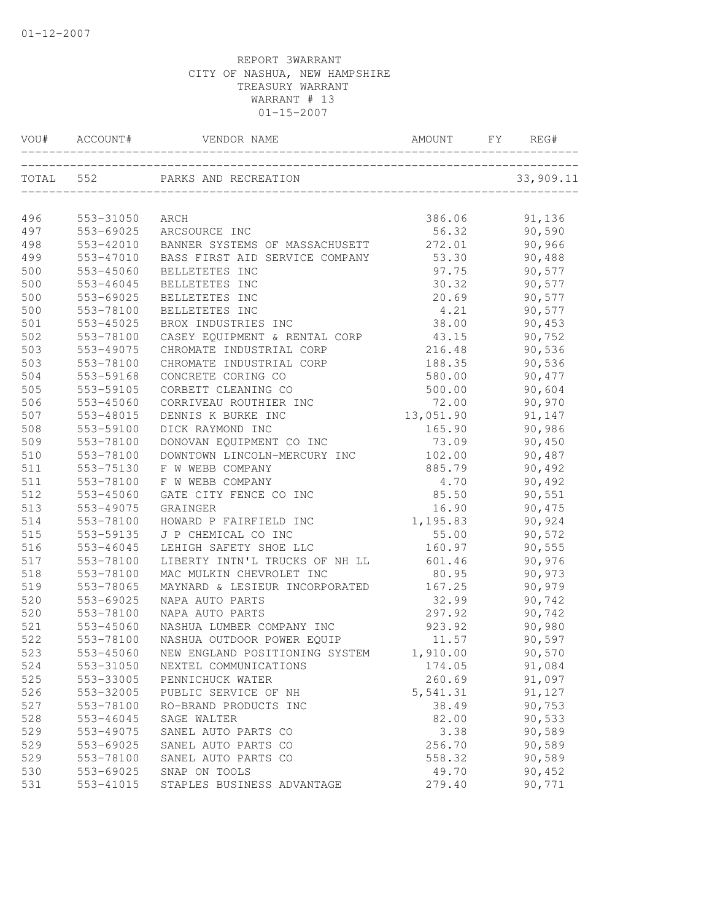01-12-2007

REPORT 3WARRANT
CITY OF NASHUA, NEW HAMPSHIRE
TREASURY WARRANT
WARRANT # 13
01-15-2007

| VOU# | ACCOUNT# | VENDOR NAME | AMOUNT | FY | REG# |
|---|---|---|---|---|---|
| TOTAL | 552 | PARKS AND RECREATION | | | 33,909.11 |
| 496 | 553-31050 | ARCH | 386.06 | | 91,136 |
| 497 | 553-69025 | ARCSOURCE INC | 56.32 | | 90,590 |
| 498 | 553-42010 | BANNER SYSTEMS OF MASSACHUSETT | 272.01 | | 90,966 |
| 499 | 553-47010 | BASS FIRST AID SERVICE COMPANY | 53.30 | | 90,488 |
| 500 | 553-45060 | BELLETETES INC | 97.75 | | 90,577 |
| 500 | 553-46045 | BELLETETES INC | 30.32 | | 90,577 |
| 500 | 553-69025 | BELLETETES INC | 20.69 | | 90,577 |
| 500 | 553-78100 | BELLETETES INC | 4.21 | | 90,577 |
| 501 | 553-45025 | BROX INDUSTRIES INC | 38.00 | | 90,453 |
| 502 | 553-78100 | CASEY EQUIPMENT & RENTAL CORP | 43.15 | | 90,752 |
| 503 | 553-49075 | CHROMATE INDUSTRIAL CORP | 216.48 | | 90,536 |
| 503 | 553-78100 | CHROMATE INDUSTRIAL CORP | 188.35 | | 90,536 |
| 504 | 553-59168 | CONCRETE CORING CO | 580.00 | | 90,477 |
| 505 | 553-59105 | CORBETT CLEANING CO | 500.00 | | 90,604 |
| 506 | 553-45060 | CORRIVEAU ROUTHIER INC | 72.00 | | 90,970 |
| 507 | 553-48015 | DENNIS K BURKE INC | 13,051.90 | | 91,147 |
| 508 | 553-59100 | DICK RAYMOND INC | 165.90 | | 90,986 |
| 509 | 553-78100 | DONOVAN EQUIPMENT CO INC | 73.09 | | 90,450 |
| 510 | 553-78100 | DOWNTOWN LINCOLN-MERCURY INC | 102.00 | | 90,487 |
| 511 | 553-75130 | F W WEBB COMPANY | 885.79 | | 90,492 |
| 511 | 553-78100 | F W WEBB COMPANY | 4.70 | | 90,492 |
| 512 | 553-45060 | GATE CITY FENCE CO INC | 85.50 | | 90,551 |
| 513 | 553-49075 | GRAINGER | 16.90 | | 90,475 |
| 514 | 553-78100 | HOWARD P FAIRFIELD INC | 1,195.83 | | 90,924 |
| 515 | 553-59135 | J P CHEMICAL CO INC | 55.00 | | 90,572 |
| 516 | 553-46045 | LEHIGH SAFETY SHOE LLC | 160.97 | | 90,555 |
| 517 | 553-78100 | LIBERTY INTN'L TRUCKS OF NH LL | 601.46 | | 90,976 |
| 518 | 553-78100 | MAC MULKIN CHEVROLET INC | 80.95 | | 90,973 |
| 519 | 553-78065 | MAYNARD & LESIEUR INCORPORATED | 167.25 | | 90,979 |
| 520 | 553-69025 | NAPA AUTO PARTS | 32.99 | | 90,742 |
| 520 | 553-78100 | NAPA AUTO PARTS | 297.92 | | 90,742 |
| 521 | 553-45060 | NASHUA LUMBER COMPANY INC | 923.92 | | 90,980 |
| 522 | 553-78100 | NASHUA OUTDOOR POWER EQUIP | 11.57 | | 90,597 |
| 523 | 553-45060 | NEW ENGLAND POSITIONING SYSTEM | 1,910.00 | | 90,570 |
| 524 | 553-31050 | NEXTEL COMMUNICATIONS | 174.05 | | 91,084 |
| 525 | 553-33005 | PENNICHUCK WATER | 260.69 | | 91,097 |
| 526 | 553-32005 | PUBLIC SERVICE OF NH | 5,541.31 | | 91,127 |
| 527 | 553-78100 | RO-BRAND PRODUCTS INC | 38.49 | | 90,753 |
| 528 | 553-46045 | SAGE WALTER | 82.00 | | 90,533 |
| 529 | 553-49075 | SANEL AUTO PARTS CO | 3.38 | | 90,589 |
| 529 | 553-69025 | SANEL AUTO PARTS CO | 256.70 | | 90,589 |
| 529 | 553-78100 | SANEL AUTO PARTS CO | 558.32 | | 90,589 |
| 530 | 553-69025 | SNAP ON TOOLS | 49.70 | | 90,452 |
| 531 | 553-41015 | STAPLES BUSINESS ADVANTAGE | 279.40 | | 90,771 |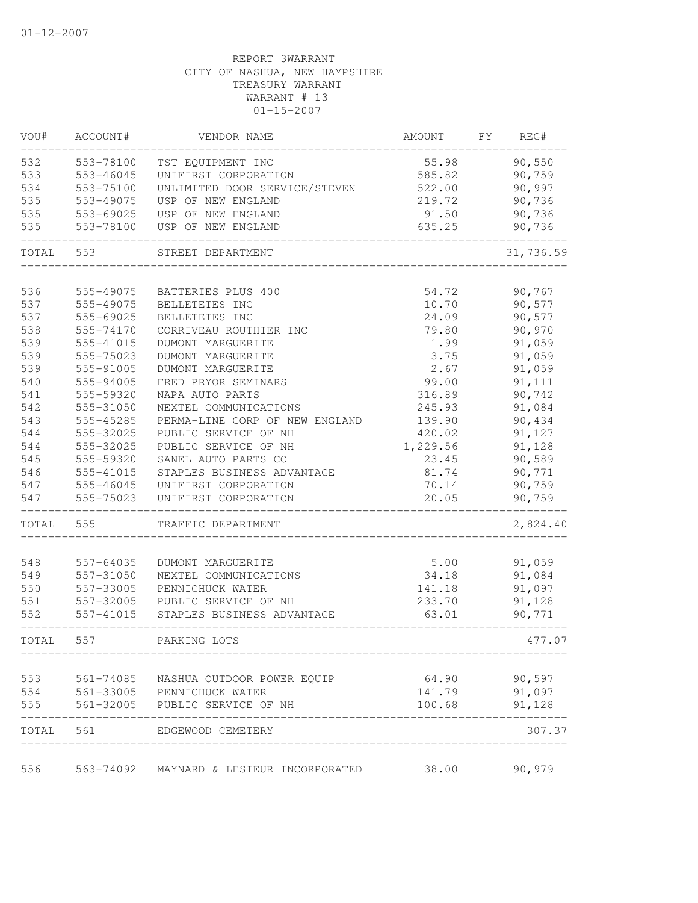01-12-2007

REPORT 3WARRANT
CITY OF NASHUA, NEW HAMPSHIRE
TREASURY WARRANT
WARRANT # 13
01-15-2007

| VOU# | ACCOUNT# | VENDOR NAME | AMOUNT | FY | REG# |
|---|---|---|---|---|---|
| 532 | 553-78100 | TST EQUIPMENT INC | 55.98 | | 90,550 |
| 533 | 553-46045 | UNIFIRST CORPORATION | 585.82 | | 90,759 |
| 534 | 553-75100 | UNLIMITED DOOR SERVICE/STEVEN | 522.00 | | 90,997 |
| 535 | 553-49075 | USP OF NEW ENGLAND | 219.72 | | 90,736 |
| 535 | 553-69025 | USP OF NEW ENGLAND | 91.50 | | 90,736 |
| 535 | 553-78100 | USP OF NEW ENGLAND | 635.25 | | 90,736 |
| TOTAL | 553 | STREET DEPARTMENT | | | 31,736.59 |
| 536 | 555-49075 | BATTERIES PLUS 400 | 54.72 | | 90,767 |
| 537 | 555-49075 | BELLETETES INC | 10.70 | | 90,577 |
| 537 | 555-69025 | BELLETETES INC | 24.09 | | 90,577 |
| 538 | 555-74170 | CORRIVEAU ROUTHIER INC | 79.80 | | 90,970 |
| 539 | 555-41015 | DUMONT MARGUERITE | 1.99 | | 91,059 |
| 539 | 555-75023 | DUMONT MARGUERITE | 3.75 | | 91,059 |
| 539 | 555-91005 | DUMONT MARGUERITE | 2.67 | | 91,059 |
| 540 | 555-94005 | FRED PRYOR SEMINARS | 99.00 | | 91,111 |
| 541 | 555-59320 | NAPA AUTO PARTS | 316.89 | | 90,742 |
| 542 | 555-31050 | NEXTEL COMMUNICATIONS | 245.93 | | 91,084 |
| 543 | 555-45285 | PERMA-LINE CORP OF NEW ENGLAND | 139.90 | | 90,434 |
| 544 | 555-32025 | PUBLIC SERVICE OF NH | 420.02 | | 91,127 |
| 544 | 555-32025 | PUBLIC SERVICE OF NH | 1,229.56 | | 91,128 |
| 545 | 555-59320 | SANEL AUTO PARTS CO | 23.45 | | 90,589 |
| 546 | 555-41015 | STAPLES BUSINESS ADVANTAGE | 81.74 | | 90,771 |
| 547 | 555-46045 | UNIFIRST CORPORATION | 70.14 | | 90,759 |
| 547 | 555-75023 | UNIFIRST CORPORATION | 20.05 | | 90,759 |
| TOTAL | 555 | TRAFFIC DEPARTMENT | | | 2,824.40 |
| 548 | 557-64035 | DUMONT MARGUERITE | 5.00 | | 91,059 |
| 549 | 557-31050 | NEXTEL COMMUNICATIONS | 34.18 | | 91,084 |
| 550 | 557-33005 | PENNICHUCK WATER | 141.18 | | 91,097 |
| 551 | 557-32005 | PUBLIC SERVICE OF NH | 233.70 | | 91,128 |
| 552 | 557-41015 | STAPLES BUSINESS ADVANTAGE | 63.01 | | 90,771 |
| TOTAL | 557 | PARKING LOTS | | | 477.07 |
| 553 | 561-74085 | NASHUA OUTDOOR POWER EQUIP | 64.90 | | 90,597 |
| 554 | 561-33005 | PENNICHUCK WATER | 141.79 | | 91,097 |
| 555 | 561-32005 | PUBLIC SERVICE OF NH | 100.68 | | 91,128 |
| TOTAL | 561 | EDGEWOOD CEMETERY | | | 307.37 |
| 556 | 563-74092 | MAYNARD & LESIEUR INCORPORATED | 38.00 | | 90,979 |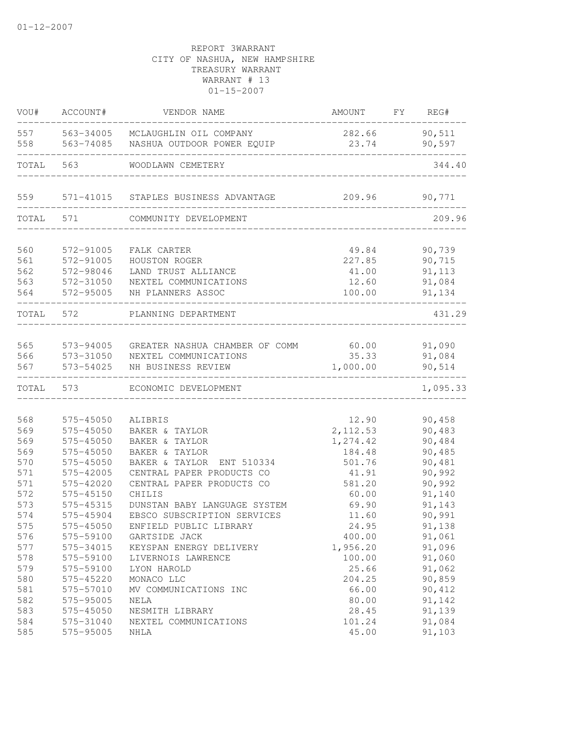01-12-2007

REPORT 3WARRANT
CITY OF NASHUA, NEW HAMPSHIRE
TREASURY WARRANT
WARRANT # 13
01-15-2007

| VOU# | ACCOUNT# | VENDOR NAME | AMOUNT | FY | REG# |
|---|---|---|---|---|---|
| 557 | 563-34005 | MCLAUGHLIN OIL COMPANY | 282.66 | | 90,511 |
| 558 | 563-74085 | NASHUA OUTDOOR POWER EQUIP | 23.74 | | 90,597 |
| TOTAL | 563 | WOODLAWN CEMETERY | | | 344.40 |
| 559 | 571-41015 | STAPLES BUSINESS ADVANTAGE | 209.96 | | 90,771 |
| TOTAL | 571 | COMMUNITY DEVELOPMENT | | | 209.96 |
| 560 | 572-91005 | FALK CARTER | 49.84 | | 90,739 |
| 561 | 572-91005 | HOUSTON ROGER | 227.85 | | 90,715 |
| 562 | 572-98046 | LAND TRUST ALLIANCE | 41.00 | | 91,113 |
| 563 | 572-31050 | NEXTEL COMMUNICATIONS | 12.60 | | 91,084 |
| 564 | 572-95005 | NH PLANNERS ASSOC | 100.00 | | 91,134 |
| TOTAL | 572 | PLANNING DEPARTMENT | | | 431.29 |
| 565 | 573-94005 | GREATER NASHUA CHAMBER OF COMM | 60.00 | | 91,090 |
| 566 | 573-31050 | NEXTEL COMMUNICATIONS | 35.33 | | 91,084 |
| 567 | 573-54025 | NH BUSINESS REVIEW | 1,000.00 | | 90,514 |
| TOTAL | 573 | ECONOMIC DEVELOPMENT | | | 1,095.33 |
| 568 | 575-45050 | ALIBRIS | 12.90 | | 90,458 |
| 569 | 575-45050 | BAKER & TAYLOR | 2,112.53 | | 90,483 |
| 569 | 575-45050 | BAKER & TAYLOR | 1,274.42 | | 90,484 |
| 569 | 575-45050 | BAKER & TAYLOR | 184.48 | | 90,485 |
| 570 | 575-45050 | BAKER & TAYLOR ENT 510334 | 501.76 | | 90,481 |
| 571 | 575-42005 | CENTRAL PAPER PRODUCTS CO | 41.91 | | 90,992 |
| 571 | 575-42020 | CENTRAL PAPER PRODUCTS CO | 581.20 | | 90,992 |
| 572 | 575-45150 | CHILIS | 60.00 | | 91,140 |
| 573 | 575-45315 | DUNSTAN BABY LANGUAGE SYSTEM | 69.90 | | 91,143 |
| 574 | 575-45904 | EBSCO SUBSCRIPTION SERVICES | 11.60 | | 90,991 |
| 575 | 575-45050 | ENFIELD PUBLIC LIBRARY | 24.95 | | 91,138 |
| 576 | 575-59100 | GARTSIDE JACK | 400.00 | | 91,061 |
| 577 | 575-34015 | KEYSPAN ENERGY DELIVERY | 1,956.20 | | 91,096 |
| 578 | 575-59100 | LIVERNOIS LAWRENCE | 100.00 | | 91,060 |
| 579 | 575-59100 | LYON HAROLD | 25.66 | | 91,062 |
| 580 | 575-45220 | MONACO LLC | 204.25 | | 90,859 |
| 581 | 575-57010 | MV COMMUNICATIONS INC | 66.00 | | 90,412 |
| 582 | 575-95005 | NELA | 80.00 | | 91,142 |
| 583 | 575-45050 | NESMITH LIBRARY | 28.45 | | 91,139 |
| 584 | 575-31040 | NEXTEL COMMUNICATIONS | 101.24 | | 91,084 |
| 585 | 575-95005 | NHLA | 45.00 | | 91,103 |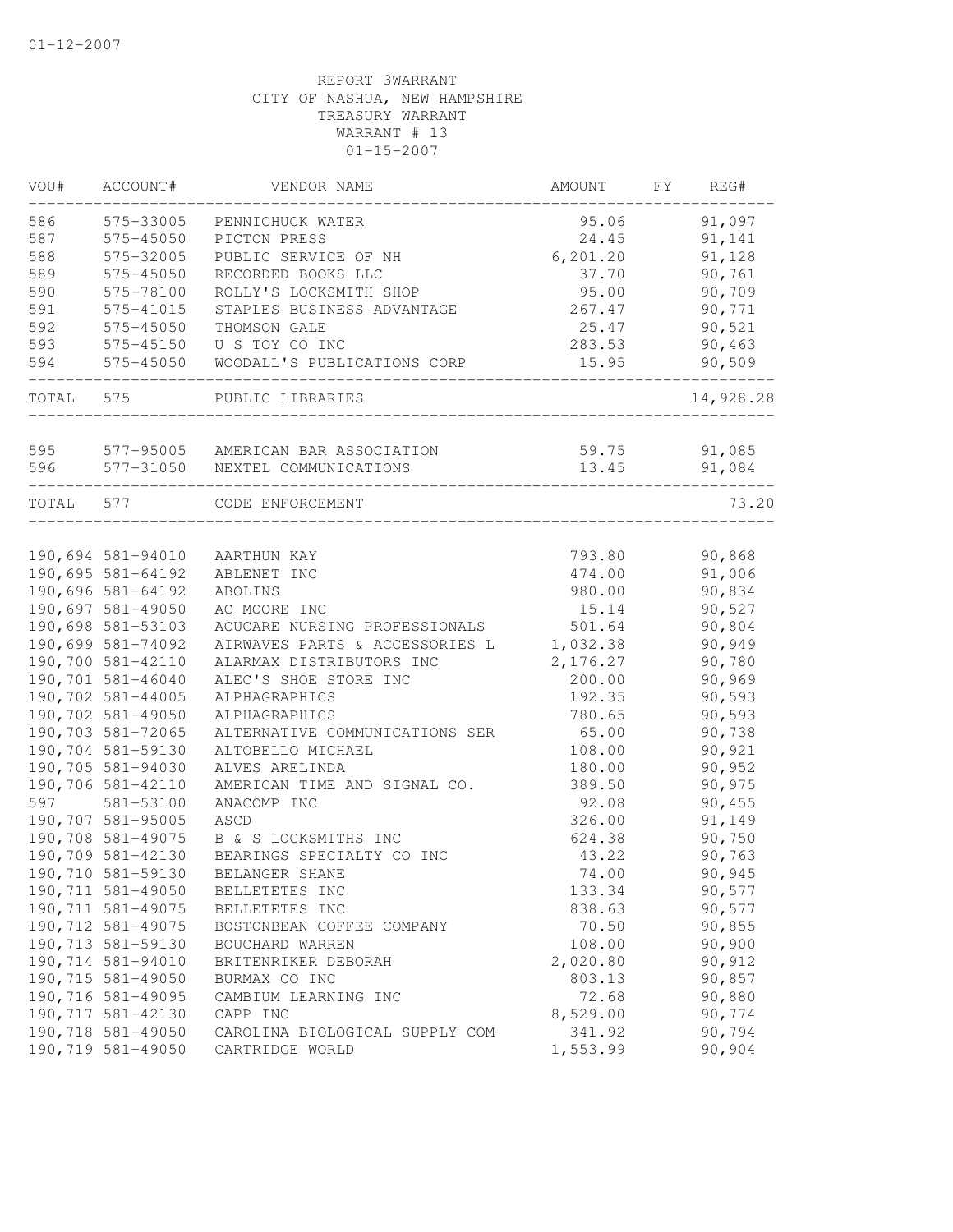01-12-2007

REPORT 3WARRANT
CITY OF NASHUA, NEW HAMPSHIRE
TREASURY WARRANT
WARRANT # 13
01-15-2007

| VOU# | ACCOUNT# | VENDOR NAME | AMOUNT | FY | REG# |
|---|---|---|---|---|---|
| 586 | 575-33005 | PENNICHUCK WATER | 95.06 | | 91,097 |
| 587 | 575-45050 | PICTON PRESS | 24.45 | | 91,141 |
| 588 | 575-32005 | PUBLIC SERVICE OF NH | 6,201.20 | | 91,128 |
| 589 | 575-45050 | RECORDED BOOKS LLC | 37.70 | | 90,761 |
| 590 | 575-78100 | ROLLY'S LOCKSMITH SHOP | 95.00 | | 90,709 |
| 591 | 575-41015 | STAPLES BUSINESS ADVANTAGE | 267.47 | | 90,771 |
| 592 | 575-45050 | THOMSON GALE | 25.47 | | 90,521 |
| 593 | 575-45150 | U S TOY CO INC | 283.53 | | 90,463 |
| 594 | 575-45050 | WOODALL'S PUBLICATIONS CORP | 15.95 | | 90,509 |
| TOTAL | 575 | PUBLIC LIBRARIES | | | 14,928.28 |
| 595 | 577-95005 | AMERICAN BAR ASSOCIATION | 59.75 | | 91,085 |
| 596 | 577-31050 | NEXTEL COMMUNICATIONS | 13.45 | | 91,084 |
| TOTAL | 577 | CODE ENFORCEMENT | | | 73.20 |
| 190,694 | 581-94010 | AARTHUN KAY | 793.80 | | 90,868 |
| 190,695 | 581-64192 | ABLENET INC | 474.00 | | 91,006 |
| 190,696 | 581-64192 | ABOLINS | 980.00 | | 90,834 |
| 190,697 | 581-49050 | AC MOORE INC | 15.14 | | 90,527 |
| 190,698 | 581-53103 | ACUCARE NURSING PROFESSIONALS | 501.64 | | 90,804 |
| 190,699 | 581-74092 | AIRWAVES PARTS & ACCESSORIES L | 1,032.38 | | 90,949 |
| 190,700 | 581-42110 | ALARMAX DISTRIBUTORS INC | 2,176.27 | | 90,780 |
| 190,701 | 581-46040 | ALEC'S SHOE STORE INC | 200.00 | | 90,969 |
| 190,702 | 581-44005 | ALPHAGRAPHICS | 192.35 | | 90,593 |
| 190,702 | 581-49050 | ALPHAGRAPHICS | 780.65 | | 90,593 |
| 190,703 | 581-72065 | ALTERNATIVE COMMUNICATIONS SER | 65.00 | | 90,738 |
| 190,704 | 581-59130 | ALTOBELLO MICHAEL | 108.00 | | 90,921 |
| 190,705 | 581-94030 | ALVES ARELINDA | 180.00 | | 90,952 |
| 190,706 | 581-42110 | AMERICAN TIME AND SIGNAL CO. | 389.50 | | 90,975 |
| 597 | 581-53100 | ANACOMP INC | 92.08 | | 90,455 |
| 190,707 | 581-95005 | ASCD | 326.00 | | 91,149 |
| 190,708 | 581-49075 | B & S LOCKSMITHS INC | 624.38 | | 90,750 |
| 190,709 | 581-42130 | BEARINGS SPECIALTY CO INC | 43.22 | | 90,763 |
| 190,710 | 581-59130 | BELANGER SHANE | 74.00 | | 90,945 |
| 190,711 | 581-49050 | BELLETETES INC | 133.34 | | 90,577 |
| 190,711 | 581-49075 | BELLETETES INC | 838.63 | | 90,577 |
| 190,712 | 581-49075 | BOSTONBEAN COFFEE COMPANY | 70.50 | | 90,855 |
| 190,713 | 581-59130 | BOUCHARD WARREN | 108.00 | | 90,900 |
| 190,714 | 581-94010 | BRITENRIKER DEBORAH | 2,020.80 | | 90,912 |
| 190,715 | 581-49050 | BURMAX CO INC | 803.13 | | 90,857 |
| 190,716 | 581-49095 | CAMBIUM LEARNING INC | 72.68 | | 90,880 |
| 190,717 | 581-42130 | CAPP INC | 8,529.00 | | 90,774 |
| 190,718 | 581-49050 | CAROLINA BIOLOGICAL SUPPLY COM | 341.92 | | 90,794 |
| 190,719 | 581-49050 | CARTRIDGE WORLD | 1,553.99 | | 90,904 |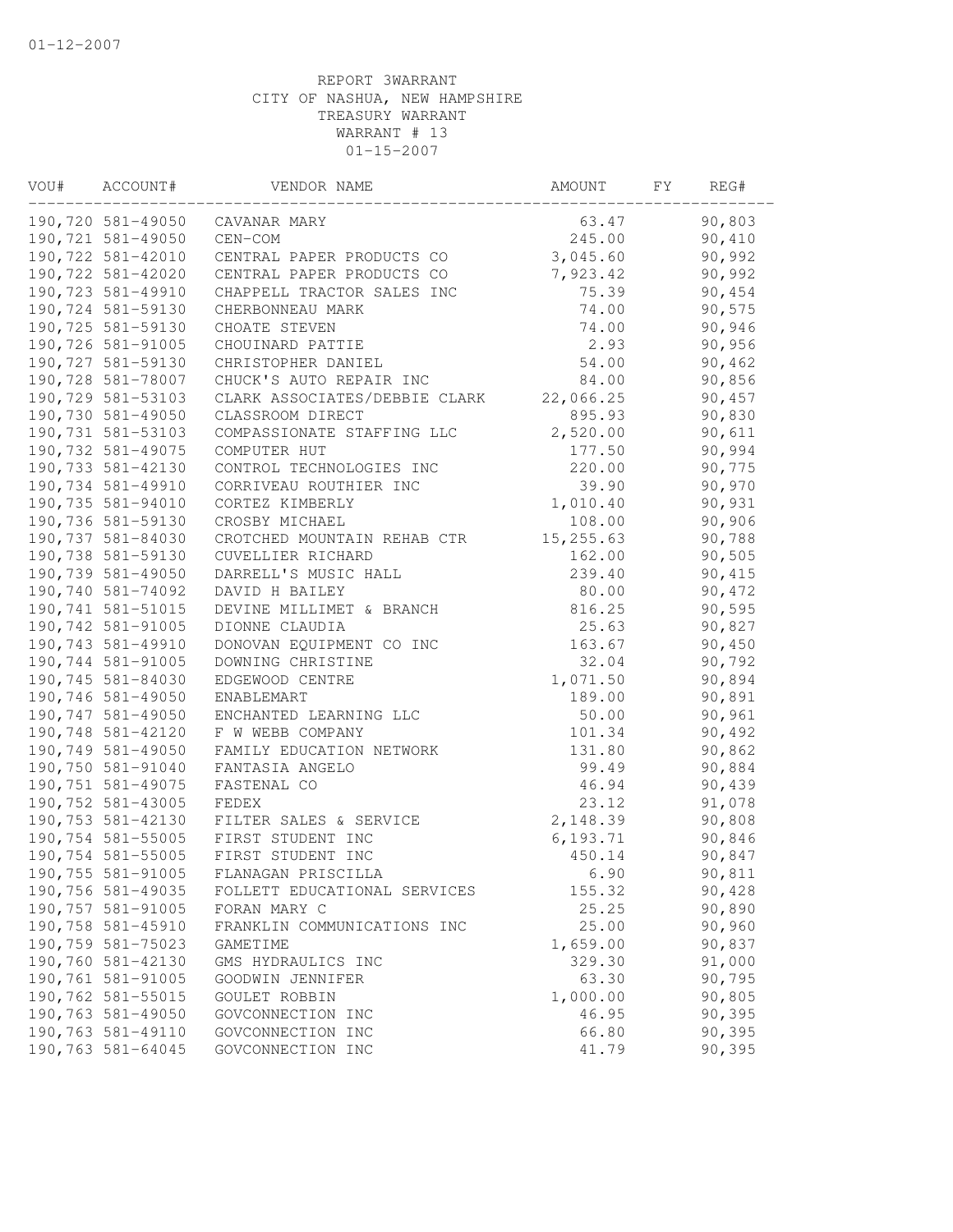01-12-2007

REPORT 3WARRANT
CITY OF NASHUA, NEW HAMPSHIRE
TREASURY WARRANT
WARRANT # 13
01-15-2007

| VOU# | ACCOUNT# | VENDOR NAME | AMOUNT | FY | REG# |
|---|---|---|---|---|---|
| 190,720 | 581-49050 | CAVANAR MARY | 63.47 | | 90,803 |
| 190,721 | 581-49050 | CEN-COM | 245.00 | | 90,410 |
| 190,722 | 581-42010 | CENTRAL PAPER PRODUCTS CO | 3,045.60 | | 90,992 |
| 190,722 | 581-42020 | CENTRAL PAPER PRODUCTS CO | 7,923.42 | | 90,992 |
| 190,723 | 581-49910 | CHAPPELL TRACTOR SALES INC | 75.39 | | 90,454 |
| 190,724 | 581-59130 | CHERBONNEAU MARK | 74.00 | | 90,575 |
| 190,725 | 581-59130 | CHOATE STEVEN | 74.00 | | 90,946 |
| 190,726 | 581-91005 | CHOUINARD PATTIE | 2.93 | | 90,956 |
| 190,727 | 581-59130 | CHRISTOPHER DANIEL | 54.00 | | 90,462 |
| 190,728 | 581-78007 | CHUCK'S AUTO REPAIR INC | 84.00 | | 90,856 |
| 190,729 | 581-53103 | CLARK ASSOCIATES/DEBBIE CLARK | 22,066.25 | | 90,457 |
| 190,730 | 581-49050 | CLASSROOM DIRECT | 895.93 | | 90,830 |
| 190,731 | 581-53103 | COMPASSIONATE STAFFING LLC | 2,520.00 | | 90,611 |
| 190,732 | 581-49075 | COMPUTER HUT | 177.50 | | 90,994 |
| 190,733 | 581-42130 | CONTROL TECHNOLOGIES INC | 220.00 | | 90,775 |
| 190,734 | 581-49910 | CORRIVEAU ROUTHIER INC | 39.90 | | 90,970 |
| 190,735 | 581-94010 | CORTEZ KIMBERLY | 1,010.40 | | 90,931 |
| 190,736 | 581-59130 | CROSBY MICHAEL | 108.00 | | 90,906 |
| 190,737 | 581-84030 | CROTCHED MOUNTAIN REHAB CTR | 15,255.63 | | 90,788 |
| 190,738 | 581-59130 | CUVELLIER RICHARD | 162.00 | | 90,505 |
| 190,739 | 581-49050 | DARRELL'S MUSIC HALL | 239.40 | | 90,415 |
| 190,740 | 581-74092 | DAVID H BAILEY | 80.00 | | 90,472 |
| 190,741 | 581-51015 | DEVINE MILLIMET & BRANCH | 816.25 | | 90,595 |
| 190,742 | 581-91005 | DIONNE CLAUDIA | 25.63 | | 90,827 |
| 190,743 | 581-49910 | DONOVAN EQUIPMENT CO INC | 163.67 | | 90,450 |
| 190,744 | 581-91005 | DOWNING CHRISTINE | 32.04 | | 90,792 |
| 190,745 | 581-84030 | EDGEWOOD CENTRE | 1,071.50 | | 90,894 |
| 190,746 | 581-49050 | ENABLEMART | 189.00 | | 90,891 |
| 190,747 | 581-49050 | ENCHANTED LEARNING LLC | 50.00 | | 90,961 |
| 190,748 | 581-42120 | F W WEBB COMPANY | 101.34 | | 90,492 |
| 190,749 | 581-49050 | FAMILY EDUCATION NETWORK | 131.80 | | 90,862 |
| 190,750 | 581-91040 | FANTASIA ANGELO | 99.49 | | 90,884 |
| 190,751 | 581-49075 | FASTENAL CO | 46.94 | | 90,439 |
| 190,752 | 581-43005 | FEDEX | 23.12 | | 91,078 |
| 190,753 | 581-42130 | FILTER SALES & SERVICE | 2,148.39 | | 90,808 |
| 190,754 | 581-55005 | FIRST STUDENT INC | 6,193.71 | | 90,846 |
| 190,754 | 581-55005 | FIRST STUDENT INC | 450.14 | | 90,847 |
| 190,755 | 581-91005 | FLANAGAN PRISCILLA | 6.90 | | 90,811 |
| 190,756 | 581-49035 | FOLLETT EDUCATIONAL SERVICES | 155.32 | | 90,428 |
| 190,757 | 581-91005 | FORAN MARY C | 25.25 | | 90,890 |
| 190,758 | 581-45910 | FRANKLIN COMMUNICATIONS INC | 25.00 | | 90,960 |
| 190,759 | 581-75023 | GAMETIME | 1,659.00 | | 90,837 |
| 190,760 | 581-42130 | GMS HYDRAULICS INC | 329.30 | | 91,000 |
| 190,761 | 581-91005 | GOODWIN JENNIFER | 63.30 | | 90,795 |
| 190,762 | 581-55015 | GOULET ROBBIN | 1,000.00 | | 90,805 |
| 190,763 | 581-49050 | GOVCONNECTION INC | 46.95 | | 90,395 |
| 190,763 | 581-49110 | GOVCONNECTION INC | 66.80 | | 90,395 |
| 190,763 | 581-64045 | GOVCONNECTION INC | 41.79 | | 90,395 |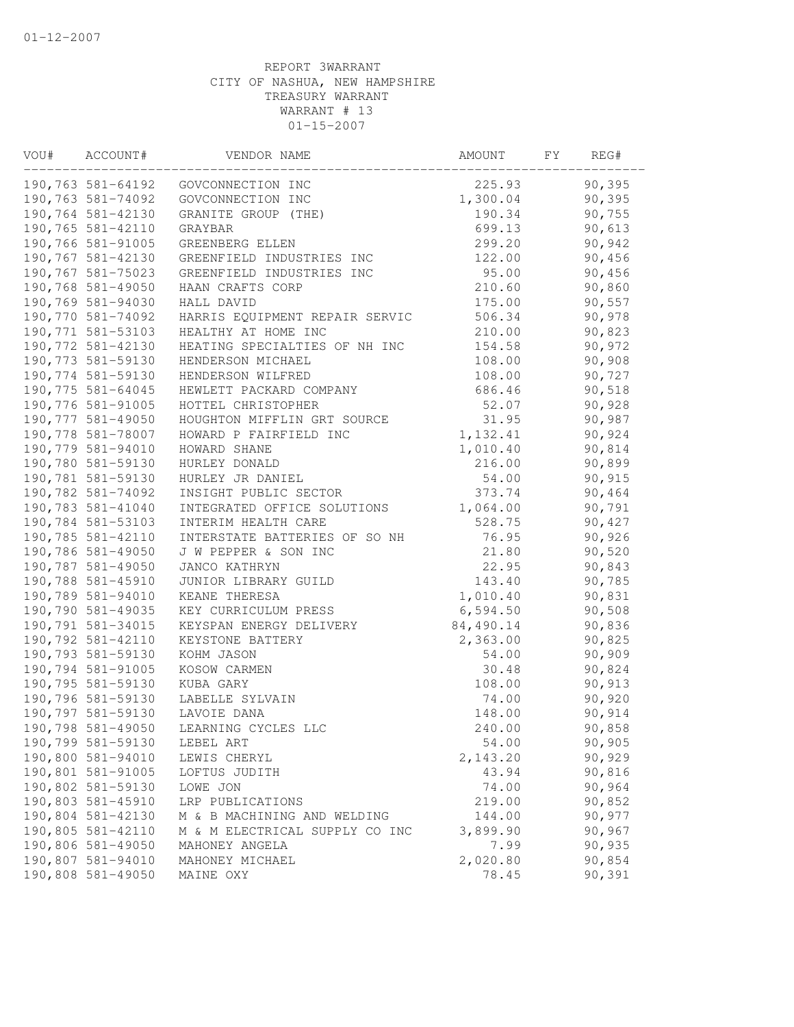01-12-2007

REPORT 3WARRANT
CITY OF NASHUA, NEW HAMPSHIRE
TREASURY WARRANT
WARRANT # 13
01-15-2007

| VOU# | ACCOUNT# | VENDOR NAME | AMOUNT | FY | REG# |
|---|---|---|---|---|---|
| 190,763 | 581-64192 | GOVCONNECTION INC | 225.93 | | 90,395 |
| 190,763 | 581-74092 | GOVCONNECTION INC | 1,300.04 | | 90,395 |
| 190,764 | 581-42130 | GRANITE GROUP (THE) | 190.34 | | 90,755 |
| 190,765 | 581-42110 | GRAYBAR | 699.13 | | 90,613 |
| 190,766 | 581-91005 | GREENBERG ELLEN | 299.20 | | 90,942 |
| 190,767 | 581-42130 | GREENFIELD INDUSTRIES INC | 122.00 | | 90,456 |
| 190,767 | 581-75023 | GREENFIELD INDUSTRIES INC | 95.00 | | 90,456 |
| 190,768 | 581-49050 | HAAN CRAFTS CORP | 210.60 | | 90,860 |
| 190,769 | 581-94030 | HALL DAVID | 175.00 | | 90,557 |
| 190,770 | 581-74092 | HARRIS EQUIPMENT REPAIR SERVIC | 506.34 | | 90,978 |
| 190,771 | 581-53103 | HEALTHY AT HOME INC | 210.00 | | 90,823 |
| 190,772 | 581-42130 | HEATING SPECIALTIES OF NH INC | 154.58 | | 90,972 |
| 190,773 | 581-59130 | HENDERSON MICHAEL | 108.00 | | 90,908 |
| 190,774 | 581-59130 | HENDERSON WILFRED | 108.00 | | 90,727 |
| 190,775 | 581-64045 | HEWLETT PACKARD COMPANY | 686.46 | | 90,518 |
| 190,776 | 581-91005 | HOTTEL CHRISTOPHER | 52.07 | | 90,928 |
| 190,777 | 581-49050 | HOUGHTON MIFFLIN GRT SOURCE | 31.95 | | 90,987 |
| 190,778 | 581-78007 | HOWARD P FAIRFIELD INC | 1,132.41 | | 90,924 |
| 190,779 | 581-94010 | HOWARD SHANE | 1,010.40 | | 90,814 |
| 190,780 | 581-59130 | HURLEY DONALD | 216.00 | | 90,899 |
| 190,781 | 581-59130 | HURLEY JR DANIEL | 54.00 | | 90,915 |
| 190,782 | 581-74092 | INSIGHT PUBLIC SECTOR | 373.74 | | 90,464 |
| 190,783 | 581-41040 | INTEGRATED OFFICE SOLUTIONS | 1,064.00 | | 90,791 |
| 190,784 | 581-53103 | INTERIM HEALTH CARE | 528.75 | | 90,427 |
| 190,785 | 581-42110 | INTERSTATE BATTERIES OF SO NH | 76.95 | | 90,926 |
| 190,786 | 581-49050 | J W PEPPER & SON INC | 21.80 | | 90,520 |
| 190,787 | 581-49050 | JANCO KATHRYN | 22.95 | | 90,843 |
| 190,788 | 581-45910 | JUNIOR LIBRARY GUILD | 143.40 | | 90,785 |
| 190,789 | 581-94010 | KEANE THERESA | 1,010.40 | | 90,831 |
| 190,790 | 581-49035 | KEY CURRICULUM PRESS | 6,594.50 | | 90,508 |
| 190,791 | 581-34015 | KEYSPAN ENERGY DELIVERY | 84,490.14 | | 90,836 |
| 190,792 | 581-42110 | KEYSTONE BATTERY | 2,363.00 | | 90,825 |
| 190,793 | 581-59130 | KOHM JASON | 54.00 | | 90,909 |
| 190,794 | 581-91005 | KOSOW CARMEN | 30.48 | | 90,824 |
| 190,795 | 581-59130 | KUBA GARY | 108.00 | | 90,913 |
| 190,796 | 581-59130 | LABELLE SYLVAIN | 74.00 | | 90,920 |
| 190,797 | 581-59130 | LAVOIE DANA | 148.00 | | 90,914 |
| 190,798 | 581-49050 | LEARNING CYCLES LLC | 240.00 | | 90,858 |
| 190,799 | 581-59130 | LEBEL ART | 54.00 | | 90,905 |
| 190,800 | 581-94010 | LEWIS CHERYL | 2,143.20 | | 90,929 |
| 190,801 | 581-91005 | LOFTUS JUDITH | 43.94 | | 90,816 |
| 190,802 | 581-59130 | LOWE JON | 74.00 | | 90,964 |
| 190,803 | 581-45910 | LRP PUBLICATIONS | 219.00 | | 90,852 |
| 190,804 | 581-42130 | M & B MACHINING AND WELDING | 144.00 | | 90,977 |
| 190,805 | 581-42110 | M & M ELECTRICAL SUPPLY CO INC | 3,899.90 | | 90,967 |
| 190,806 | 581-49050 | MAHONEY ANGELA | 7.99 | | 90,935 |
| 190,807 | 581-94010 | MAHONEY MICHAEL | 2,020.80 | | 90,854 |
| 190,808 | 581-49050 | MAINE OXY | 78.45 | | 90,391 |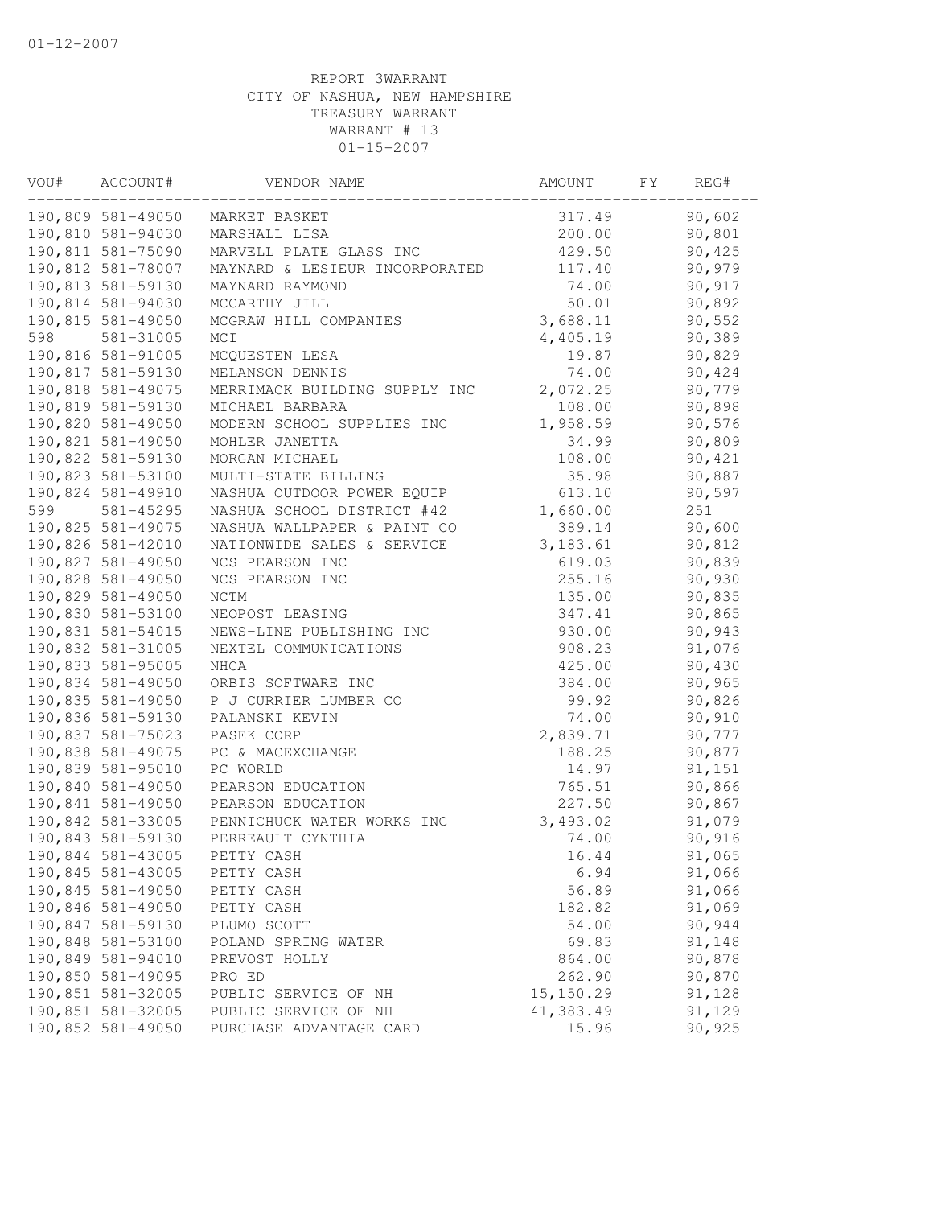01-12-2007

REPORT 3WARRANT
CITY OF NASHUA, NEW HAMPSHIRE
TREASURY WARRANT
WARRANT # 13
01-15-2007

| VOU# | ACCOUNT# | VENDOR NAME | AMOUNT | FY | REG# |
|---|---|---|---|---|---|
| 190,809 | 581-49050 | MARKET BASKET | 317.49 | | 90,602 |
| 190,810 | 581-94030 | MARSHALL LISA | 200.00 | | 90,801 |
| 190,811 | 581-75090 | MARVELL PLATE GLASS INC | 429.50 | | 90,425 |
| 190,812 | 581-78007 | MAYNARD & LESIEUR INCORPORATED | 117.40 | | 90,979 |
| 190,813 | 581-59130 | MAYNARD RAYMOND | 74.00 | | 90,917 |
| 190,814 | 581-94030 | MCCARTHY JILL | 50.01 | | 90,892 |
| 190,815 | 581-49050 | MCGRAW HILL COMPANIES | 3,688.11 | | 90,552 |
| 598 | 581-31005 | MCI | 4,405.19 | | 90,389 |
| 190,816 | 581-91005 | MCQUESTEN LESA | 19.87 | | 90,829 |
| 190,817 | 581-59130 | MELANSON DENNIS | 74.00 | | 90,424 |
| 190,818 | 581-49075 | MERRIMACK BUILDING SUPPLY INC | 2,072.25 | | 90,779 |
| 190,819 | 581-59130 | MICHAEL BARBARA | 108.00 | | 90,898 |
| 190,820 | 581-49050 | MODERN SCHOOL SUPPLIES INC | 1,958.59 | | 90,576 |
| 190,821 | 581-49050 | MOHLER JANETTA | 34.99 | | 90,809 |
| 190,822 | 581-59130 | MORGAN MICHAEL | 108.00 | | 90,421 |
| 190,823 | 581-53100 | MULTI-STATE BILLING | 35.98 | | 90,887 |
| 190,824 | 581-49910 | NASHUA OUTDOOR POWER EQUIP | 613.10 | | 90,597 |
| 599 | 581-45295 | NASHUA SCHOOL DISTRICT #42 | 1,660.00 | | 251 |
| 190,825 | 581-49075 | NASHUA WALLPAPER & PAINT CO | 389.14 | | 90,600 |
| 190,826 | 581-42010 | NATIONWIDE SALES & SERVICE | 3,183.61 | | 90,812 |
| 190,827 | 581-49050 | NCS PEARSON INC | 619.03 | | 90,839 |
| 190,828 | 581-49050 | NCS PEARSON INC | 255.16 | | 90,930 |
| 190,829 | 581-49050 | NCTM | 135.00 | | 90,835 |
| 190,830 | 581-53100 | NEOPOST LEASING | 347.41 | | 90,865 |
| 190,831 | 581-54015 | NEWS-LINE PUBLISHING INC | 930.00 | | 90,943 |
| 190,832 | 581-31005 | NEXTEL COMMUNICATIONS | 908.23 | | 91,076 |
| 190,833 | 581-95005 | NHCA | 425.00 | | 90,430 |
| 190,834 | 581-49050 | ORBIS SOFTWARE INC | 384.00 | | 90,965 |
| 190,835 | 581-49050 | P J CURRIER LUMBER CO | 99.92 | | 90,826 |
| 190,836 | 581-59130 | PALANSKI KEVIN | 74.00 | | 90,910 |
| 190,837 | 581-75023 | PASEK CORP | 2,839.71 | | 90,777 |
| 190,838 | 581-49075 | PC & MACEXCHANGE | 188.25 | | 90,877 |
| 190,839 | 581-95010 | PC WORLD | 14.97 | | 91,151 |
| 190,840 | 581-49050 | PEARSON EDUCATION | 765.51 | | 90,866 |
| 190,841 | 581-49050 | PEARSON EDUCATION | 227.50 | | 90,867 |
| 190,842 | 581-33005 | PENNICHUCK WATER WORKS INC | 3,493.02 | | 91,079 |
| 190,843 | 581-59130 | PERREAULT CYNTHIA | 74.00 | | 90,916 |
| 190,844 | 581-43005 | PETTY CASH | 16.44 | | 91,065 |
| 190,845 | 581-43005 | PETTY CASH | 6.94 | | 91,066 |
| 190,845 | 581-49050 | PETTY CASH | 56.89 | | 91,066 |
| 190,846 | 581-49050 | PETTY CASH | 182.82 | | 91,069 |
| 190,847 | 581-59130 | PLUMO SCOTT | 54.00 | | 90,944 |
| 190,848 | 581-53100 | POLAND SPRING WATER | 69.83 | | 91,148 |
| 190,849 | 581-94010 | PREVOST HOLLY | 864.00 | | 90,878 |
| 190,850 | 581-49095 | PRO ED | 262.90 | | 90,870 |
| 190,851 | 581-32005 | PUBLIC SERVICE OF NH | 15,150.29 | | 91,128 |
| 190,851 | 581-32005 | PUBLIC SERVICE OF NH | 41,383.49 | | 91,129 |
| 190,852 | 581-49050 | PURCHASE ADVANTAGE CARD | 15.96 | | 90,925 |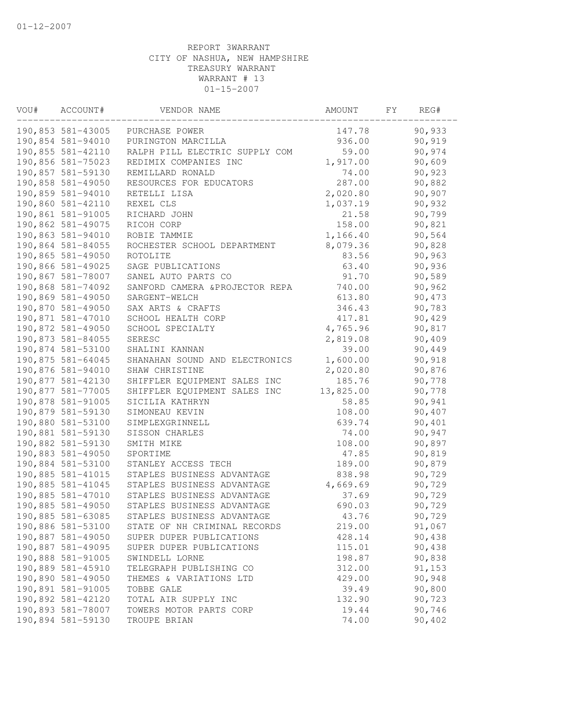01-12-2007

REPORT 3WARRANT
CITY OF NASHUA, NEW HAMPSHIRE
TREASURY WARRANT
WARRANT # 13
01-15-2007

| VOU# | ACCOUNT# | VENDOR NAME | AMOUNT | FY | REG# |
|---|---|---|---|---|---|
| 190,853 | 581-43005 | PURCHASE POWER | 147.78 | | 90,933 |
| 190,854 | 581-94010 | PURINGTON MARCILLA | 936.00 | | 90,919 |
| 190,855 | 581-42110 | RALPH PILL ELECTRIC SUPPLY COM | 59.00 | | 90,974 |
| 190,856 | 581-75023 | REDIMIX COMPANIES INC | 1,917.00 | | 90,609 |
| 190,857 | 581-59130 | REMILLARD RONALD | 74.00 | | 90,923 |
| 190,858 | 581-49050 | RESOURCES FOR EDUCATORS | 287.00 | | 90,882 |
| 190,859 | 581-94010 | RETELLI LISA | 2,020.80 | | 90,907 |
| 190,860 | 581-42110 | REXEL CLS | 1,037.19 | | 90,932 |
| 190,861 | 581-91005 | RICHARD JOHN | 21.58 | | 90,799 |
| 190,862 | 581-49075 | RICOH CORP | 158.00 | | 90,821 |
| 190,863 | 581-94010 | ROBIE TAMMIE | 1,166.40 | | 90,564 |
| 190,864 | 581-84055 | ROCHESTER SCHOOL DEPARTMENT | 8,079.36 | | 90,828 |
| 190,865 | 581-49050 | ROTOLITE | 83.56 | | 90,963 |
| 190,866 | 581-49025 | SAGE PUBLICATIONS | 63.40 | | 90,936 |
| 190,867 | 581-78007 | SANEL AUTO PARTS CO | 91.70 | | 90,589 |
| 190,868 | 581-74092 | SANFORD CAMERA &PROJECTOR REPA | 740.00 | | 90,962 |
| 190,869 | 581-49050 | SARGENT-WELCH | 613.80 | | 90,473 |
| 190,870 | 581-49050 | SAX ARTS & CRAFTS | 346.43 | | 90,783 |
| 190,871 | 581-47010 | SCHOOL HEALTH CORP | 417.81 | | 90,429 |
| 190,872 | 581-49050 | SCHOOL SPECIALTY | 4,765.96 | | 90,817 |
| 190,873 | 581-84055 | SERESC | 2,819.08 | | 90,409 |
| 190,874 | 581-53100 | SHALINI KANNAN | 39.00 | | 90,449 |
| 190,875 | 581-64045 | SHANAHAN SOUND AND ELECTRONICS | 1,600.00 | | 90,918 |
| 190,876 | 581-94010 | SHAW CHRISTINE | 2,020.80 | | 90,876 |
| 190,877 | 581-42130 | SHIFFLER EQUIPMENT SALES INC | 185.76 | | 90,778 |
| 190,877 | 581-77005 | SHIFFLER EQUIPMENT SALES INC | 13,825.00 | | 90,778 |
| 190,878 | 581-91005 | SICILIA KATHRYN | 58.85 | | 90,941 |
| 190,879 | 581-59130 | SIMONEAU KEVIN | 108.00 | | 90,407 |
| 190,880 | 581-53100 | SIMPLEXGRINNELL | 639.74 | | 90,401 |
| 190,881 | 581-59130 | SISSON CHARLES | 74.00 | | 90,947 |
| 190,882 | 581-59130 | SMITH MIKE | 108.00 | | 90,897 |
| 190,883 | 581-49050 | SPORTIME | 47.85 | | 90,819 |
| 190,884 | 581-53100 | STANLEY ACCESS TECH | 189.00 | | 90,879 |
| 190,885 | 581-41015 | STAPLES BUSINESS ADVANTAGE | 838.98 | | 90,729 |
| 190,885 | 581-41045 | STAPLES BUSINESS ADVANTAGE | 4,669.69 | | 90,729 |
| 190,885 | 581-47010 | STAPLES BUSINESS ADVANTAGE | 37.69 | | 90,729 |
| 190,885 | 581-49050 | STAPLES BUSINESS ADVANTAGE | 690.03 | | 90,729 |
| 190,885 | 581-63085 | STAPLES BUSINESS ADVANTAGE | 43.76 | | 90,729 |
| 190,886 | 581-53100 | STATE OF NH CRIMINAL RECORDS | 219.00 | | 91,067 |
| 190,887 | 581-49050 | SUPER DUPER PUBLICATIONS | 428.14 | | 90,438 |
| 190,887 | 581-49095 | SUPER DUPER PUBLICATIONS | 115.01 | | 90,438 |
| 190,888 | 581-91005 | SWINDELL LORNE | 198.87 | | 90,838 |
| 190,889 | 581-45910 | TELEGRAPH PUBLISHING CO | 312.00 | | 91,153 |
| 190,890 | 581-49050 | THEMES & VARIATIONS LTD | 429.00 | | 90,948 |
| 190,891 | 581-91005 | TOBBE GALE | 39.49 | | 90,800 |
| 190,892 | 581-42120 | TOTAL AIR SUPPLY INC | 132.90 | | 90,723 |
| 190,893 | 581-78007 | TOWERS MOTOR PARTS CORP | 19.44 | | 90,746 |
| 190,894 | 581-59130 | TROUPE BRIAN | 74.00 | | 90,402 |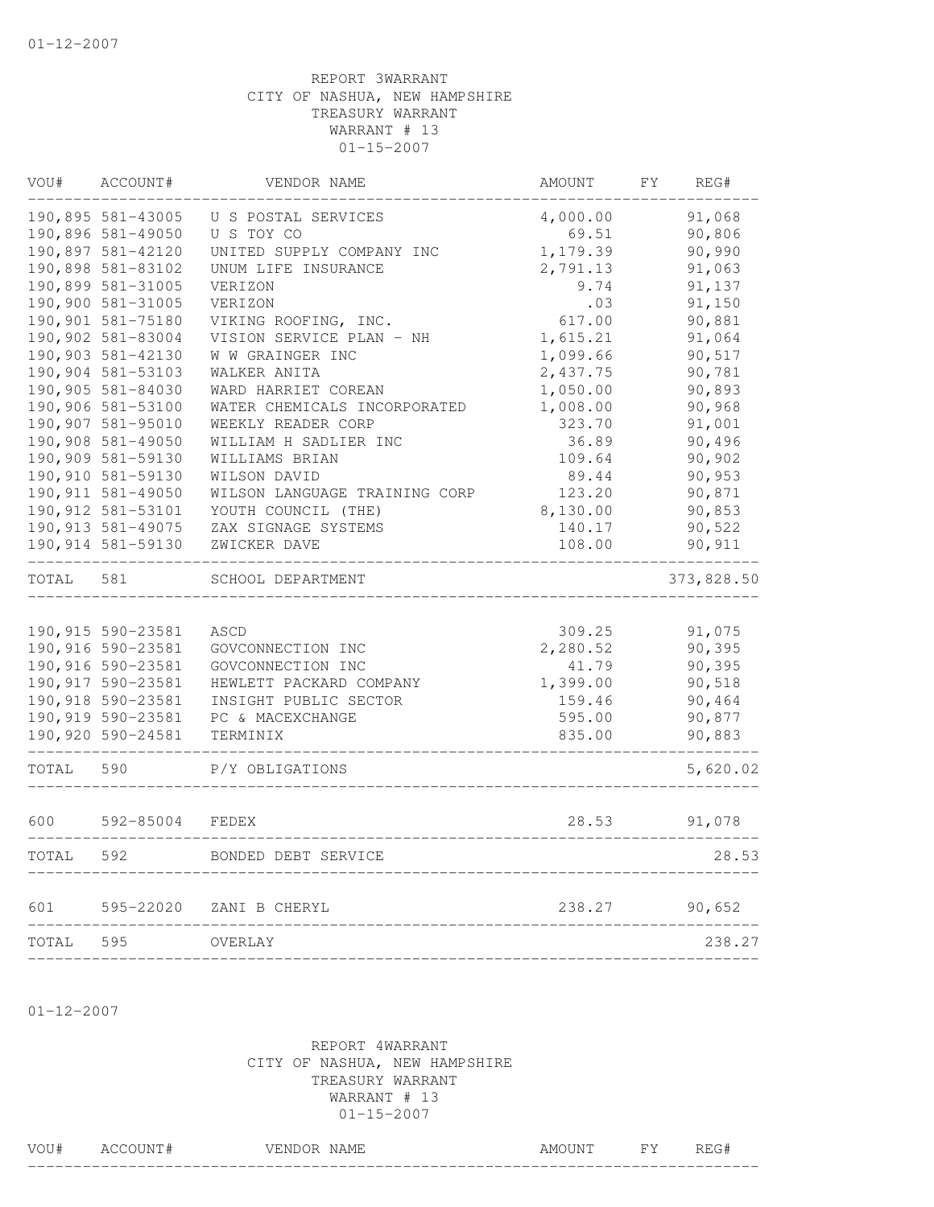REPORT 3WARRANT
CITY OF NASHUA, NEW HAMPSHIRE
TREASURY WARRANT
WARRANT # 13
01-15-2007

| VOU# | ACCOUNT# | VENDOR NAME | AMOUNT | FY | REG# |
|---|---|---|---|---|---|
| 190,895 | 581-43005 | U S POSTAL SERVICES | 4,000.00 | | 91,068 |
| 190,896 | 581-49050 | U S TOY CO | 69.51 | | 90,806 |
| 190,897 | 581-42120 | UNITED SUPPLY COMPANY INC | 1,179.39 | | 90,990 |
| 190,898 | 581-83102 | UNUM LIFE INSURANCE | 2,791.13 | | 91,063 |
| 190,899 | 581-31005 | VERIZON | 9.74 | | 91,137 |
| 190,900 | 581-31005 | VERIZON | .03 | | 91,150 |
| 190,901 | 581-75180 | VIKING ROOFING, INC. | 617.00 | | 90,881 |
| 190,902 | 581-83004 | VISION SERVICE PLAN - NH | 1,615.21 | | 91,064 |
| 190,903 | 581-42130 | W W GRAINGER INC | 1,099.66 | | 90,517 |
| 190,904 | 581-53103 | WALKER ANITA | 2,437.75 | | 90,781 |
| 190,905 | 581-84030 | WARD HARRIET COREAN | 1,050.00 | | 90,893 |
| 190,906 | 581-53100 | WATER CHEMICALS INCORPORATED | 1,008.00 | | 90,968 |
| 190,907 | 581-95010 | WEEKLY READER CORP | 323.70 | | 91,001 |
| 190,908 | 581-49050 | WILLIAM H SADLIER INC | 36.89 | | 90,496 |
| 190,909 | 581-59130 | WILLIAMS BRIAN | 109.64 | | 90,902 |
| 190,910 | 581-59130 | WILSON DAVID | 89.44 | | 90,953 |
| 190,911 | 581-49050 | WILSON LANGUAGE TRAINING CORP | 123.20 | | 90,871 |
| 190,912 | 581-53101 | YOUTH COUNCIL (THE) | 8,130.00 | | 90,853 |
| 190,913 | 581-49075 | ZAX SIGNAGE SYSTEMS | 140.17 | | 90,522 |
| 190,914 | 581-59130 | ZWICKER DAVE | 108.00 | | 90,911 |
| TOTAL | 581 | SCHOOL DEPARTMENT | | | 373,828.50 |
| 190,915 | 590-23581 | ASCD | 309.25 | | 91,075 |
| 190,916 | 590-23581 | GOVCONNECTION INC | 2,280.52 | | 90,395 |
| 190,916 | 590-23581 | GOVCONNECTION INC | 41.79 | | 90,395 |
| 190,917 | 590-23581 | HEWLETT PACKARD COMPANY | 1,399.00 | | 90,518 |
| 190,918 | 590-23581 | INSIGHT PUBLIC SECTOR | 159.46 | | 90,464 |
| 190,919 | 590-23581 | PC & MACEXCHANGE | 595.00 | | 90,877 |
| 190,920 | 590-24581 | TERMINIX | 835.00 | | 90,883 |
| TOTAL | 590 | P/Y OBLIGATIONS | | | 5,620.02 |
| 600 | 592-85004 | FEDEX | 28.53 | | 91,078 |
| TOTAL | 592 | BONDED DEBT SERVICE | | | 28.53 |
| 601 | 595-22020 | ZANI B CHERYL | 238.27 | | 90,652 |
| TOTAL | 595 | OVERLAY | | | 238.27 |

01-12-2007

REPORT 4WARRANT
CITY OF NASHUA, NEW HAMPSHIRE
TREASURY WARRANT
WARRANT # 13
01-15-2007

| VOU# | ACCOUNT# | VENDOR NAME | AMOUNT | FY | REG# |
|---|---|---|---|---|---|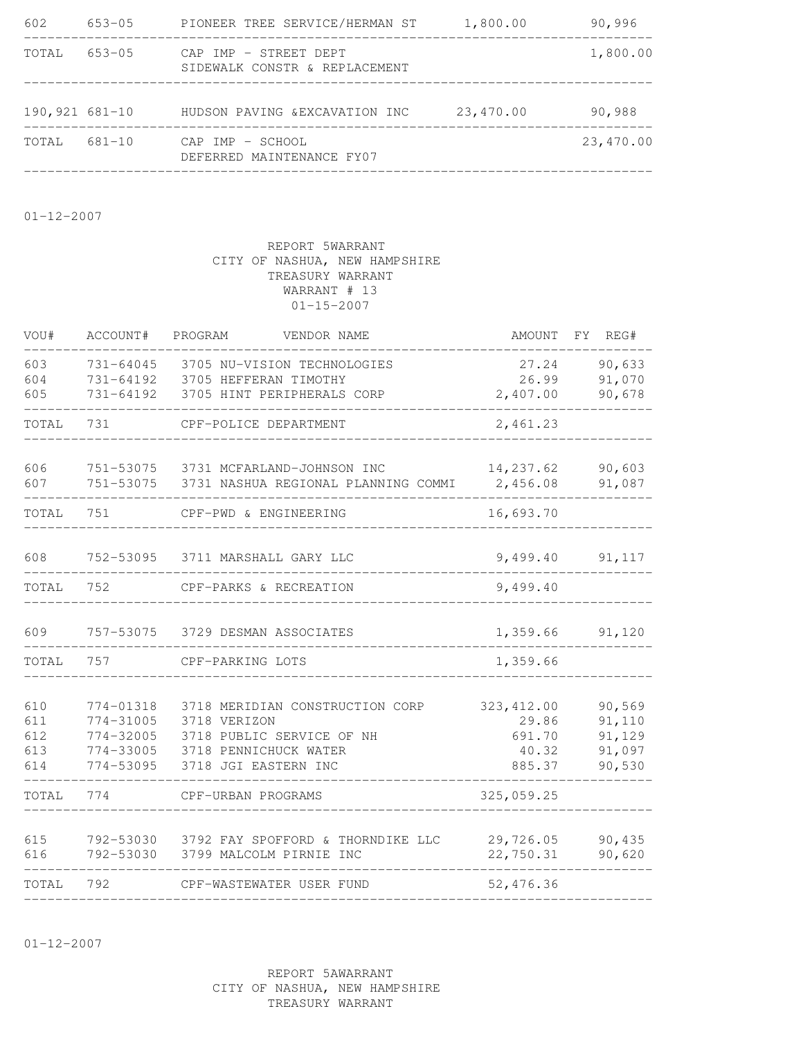| | | | | |
|---|---|---|---|---|
| 602 | 653-05 | PIONEER TREE SERVICE/HERMAN ST | 1,800.00 | 90,996 |
| TOTAL | 653-05 | CAP IMP - STREET DEPT SIDEWALK CONSTR & REPLACEMENT | | 1,800.00 |
| 190,921 | 681-10 | HUDSON PAVING &EXCAVATION INC | 23,470.00 | 90,988 |
| TOTAL | 681-10 | CAP IMP - SCHOOL DEFERRED MAINTENANCE FY07 | | 23,470.00 |

01-12-2007

REPORT 5WARRANT
CITY OF NASHUA, NEW HAMPSHIRE
TREASURY WARRANT
WARRANT # 13
01-15-2007

| VOU# | ACCOUNT# | PROGRAM | VENDOR NAME | AMOUNT | FY | REG# |
|---|---|---|---|---|---|---|
| 603 | 731-64045 | 3705 | NU-VISION TECHNOLOGIES | 27.24 | | 90,633 |
| 604 | 731-64192 | 3705 | HEFFERAN TIMOTHY | 26.99 | | 91,070 |
| 605 | 731-64192 | 3705 | HINT PERIPHERALS CORP | 2,407.00 | | 90,678 |
| TOTAL | 731 | | CPF-POLICE DEPARTMENT | 2,461.23 | | |
| 606 | 751-53075 | 3731 | MCFARLAND-JOHNSON INC | 14,237.62 | | 90,603 |
| 607 | 751-53075 | 3731 | NASHUA REGIONAL PLANNING COMMI | 2,456.08 | | 91,087 |
| TOTAL | 751 | | CPF-PWD & ENGINEERING | 16,693.70 | | |
| 608 | 752-53095 | 3711 | MARSHALL GARY LLC | 9,499.40 | | 91,117 |
| TOTAL | 752 | | CPF-PARKS & RECREATION | 9,499.40 | | |
| 609 | 757-53075 | 3729 | DESMAN ASSOCIATES | 1,359.66 | | 91,120 |
| TOTAL | 757 | | CPF-PARKING LOTS | 1,359.66 | | |
| 610 | 774-01318 | 3718 | MERIDIAN CONSTRUCTION CORP | 323,412.00 | | 90,569 |
| 611 | 774-31005 | 3718 | VERIZON | 29.86 | | 91,110 |
| 612 | 774-32005 | 3718 | PUBLIC SERVICE OF NH | 691.70 | | 91,129 |
| 613 | 774-33005 | 3718 | PENNICHUCK WATER | 40.32 | | 91,097 |
| 614 | 774-53095 | 3718 | JGI EASTERN INC | 885.37 | | 90,530 |
| TOTAL | 774 | | CPF-URBAN PROGRAMS | 325,059.25 | | |
| 615 | 792-53030 | 3792 | FAY SPOFFORD & THORNDIKE LLC | 29,726.05 | | 90,435 |
| 616 | 792-53030 | 3799 | MALCOLM PIRNIE INC | 22,750.31 | | 90,620 |
| TOTAL | 792 | | CPF-WASTEWATER USER FUND | 52,476.36 | | |

01-12-2007

REPORT 5AWARRANT
CITY OF NASHUA, NEW HAMPSHIRE
TREASURY WARRANT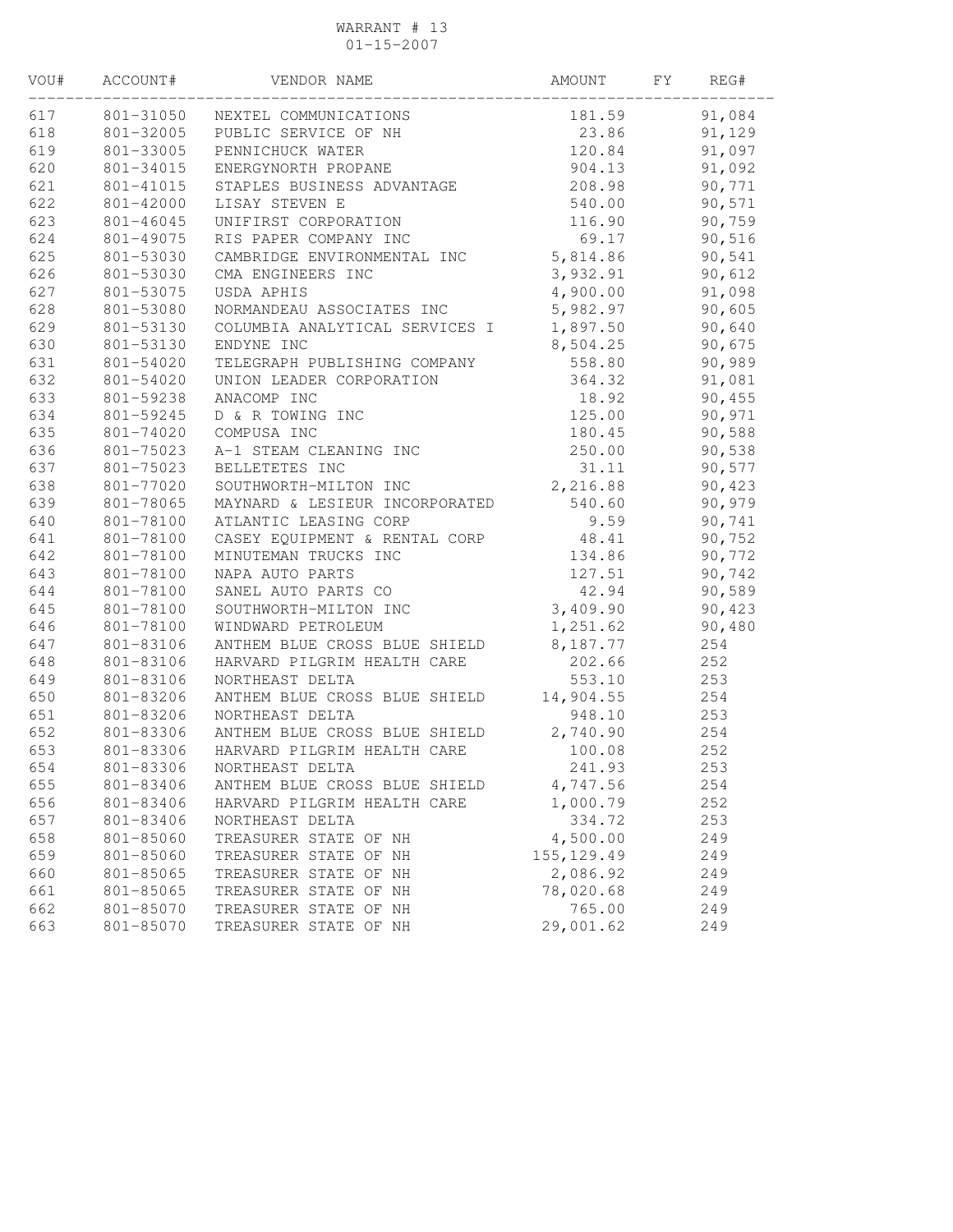WARRANT # 13
01-15-2007

| VOU# | ACCOUNT# | VENDOR NAME | AMOUNT | FY | REG# |
|---|---|---|---|---|---|
| 617 | 801-31050 | NEXTEL COMMUNICATIONS | 181.59 | | 91,084 |
| 618 | 801-32005 | PUBLIC SERVICE OF NH | 23.86 | | 91,129 |
| 619 | 801-33005 | PENNICHUCK WATER | 120.84 | | 91,097 |
| 620 | 801-34015 | ENERGYNORTH PROPANE | 904.13 | | 91,092 |
| 621 | 801-41015 | STAPLES BUSINESS ADVANTAGE | 208.98 | | 90,771 |
| 622 | 801-42000 | LISAY STEVEN E | 540.00 | | 90,571 |
| 623 | 801-46045 | UNIFIRST CORPORATION | 116.90 | | 90,759 |
| 624 | 801-49075 | RIS PAPER COMPANY INC | 69.17 | | 90,516 |
| 625 | 801-53030 | CAMBRIDGE ENVIRONMENTAL INC | 5,814.86 | | 90,541 |
| 626 | 801-53030 | CMA ENGINEERS INC | 3,932.91 | | 90,612 |
| 627 | 801-53075 | USDA APHIS | 4,900.00 | | 91,098 |
| 628 | 801-53080 | NORMANDEAU ASSOCIATES INC | 5,982.97 | | 90,605 |
| 629 | 801-53130 | COLUMBIA ANALYTICAL SERVICES I | 1,897.50 | | 90,640 |
| 630 | 801-53130 | ENDYNE INC | 8,504.25 | | 90,675 |
| 631 | 801-54020 | TELEGRAPH PUBLISHING COMPANY | 558.80 | | 90,989 |
| 632 | 801-54020 | UNION LEADER CORPORATION | 364.32 | | 91,081 |
| 633 | 801-59238 | ANACOMP INC | 18.92 | | 90,455 |
| 634 | 801-59245 | D & R TOWING INC | 125.00 | | 90,971 |
| 635 | 801-74020 | COMPUSA INC | 180.45 | | 90,588 |
| 636 | 801-75023 | A-1 STEAM CLEANING INC | 250.00 | | 90,538 |
| 637 | 801-75023 | BELLETETES INC | 31.11 | | 90,577 |
| 638 | 801-77020 | SOUTHWORTH-MILTON INC | 2,216.88 | | 90,423 |
| 639 | 801-78065 | MAYNARD & LESIEUR INCORPORATED | 540.60 | | 90,979 |
| 640 | 801-78100 | ATLANTIC LEASING CORP | 9.59 | | 90,741 |
| 641 | 801-78100 | CASEY EQUIPMENT & RENTAL CORP | 48.41 | | 90,752 |
| 642 | 801-78100 | MINUTEMAN TRUCKS INC | 134.86 | | 90,772 |
| 643 | 801-78100 | NAPA AUTO PARTS | 127.51 | | 90,742 |
| 644 | 801-78100 | SANEL AUTO PARTS CO | 42.94 | | 90,589 |
| 645 | 801-78100 | SOUTHWORTH-MILTON INC | 3,409.90 | | 90,423 |
| 646 | 801-78100 | WINDWARD PETROLEUM | 1,251.62 | | 90,480 |
| 647 | 801-83106 | ANTHEM BLUE CROSS BLUE SHIELD | 8,187.77 | | 254 |
| 648 | 801-83106 | HARVARD PILGRIM HEALTH CARE | 202.66 | | 252 |
| 649 | 801-83106 | NORTHEAST DELTA | 553.10 | | 253 |
| 650 | 801-83206 | ANTHEM BLUE CROSS BLUE SHIELD | 14,904.55 | | 254 |
| 651 | 801-83206 | NORTHEAST DELTA | 948.10 | | 253 |
| 652 | 801-83306 | ANTHEM BLUE CROSS BLUE SHIELD | 2,740.90 | | 254 |
| 653 | 801-83306 | HARVARD PILGRIM HEALTH CARE | 100.08 | | 252 |
| 654 | 801-83306 | NORTHEAST DELTA | 241.93 | | 253 |
| 655 | 801-83406 | ANTHEM BLUE CROSS BLUE SHIELD | 4,747.56 | | 254 |
| 656 | 801-83406 | HARVARD PILGRIM HEALTH CARE | 1,000.79 | | 252 |
| 657 | 801-83406 | NORTHEAST DELTA | 334.72 | | 253 |
| 658 | 801-85060 | TREASURER STATE OF NH | 4,500.00 | | 249 |
| 659 | 801-85060 | TREASURER STATE OF NH | 155,129.49 | | 249 |
| 660 | 801-85065 | TREASURER STATE OF NH | 2,086.92 | | 249 |
| 661 | 801-85065 | TREASURER STATE OF NH | 78,020.68 | | 249 |
| 662 | 801-85070 | TREASURER STATE OF NH | 765.00 | | 249 |
| 663 | 801-85070 | TREASURER STATE OF NH | 29,001.62 | | 249 |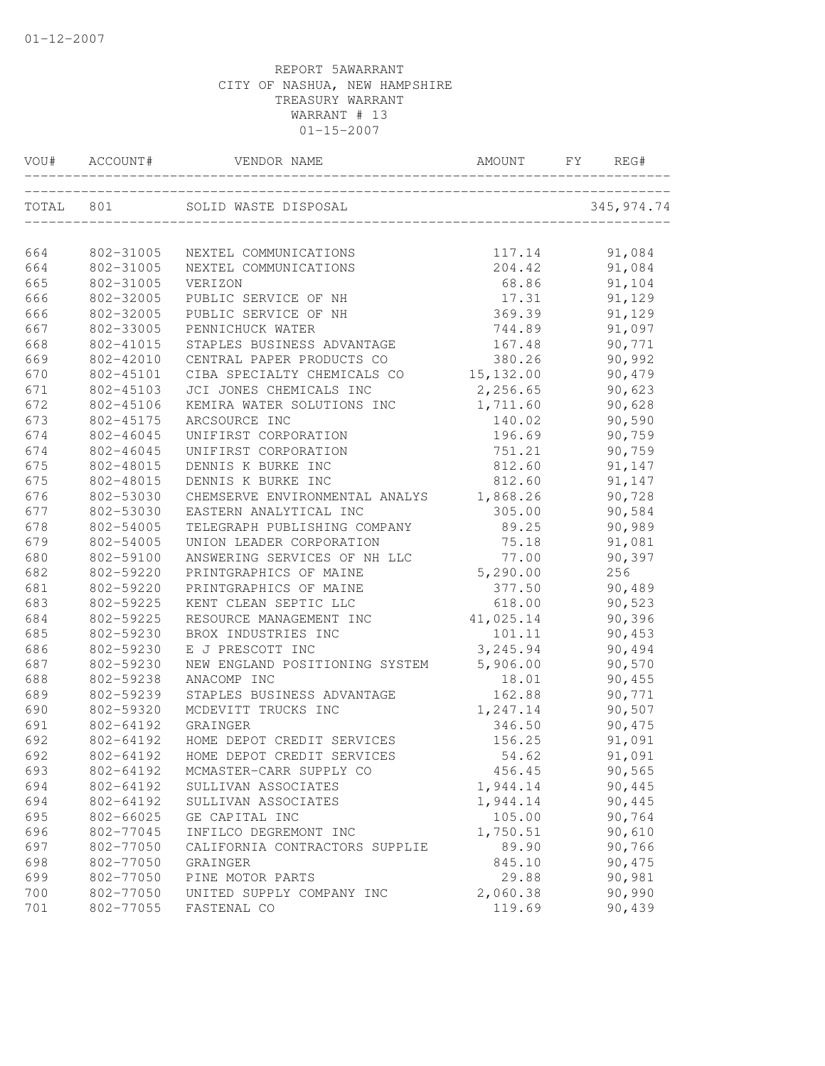REPORT 5AWARRANT
CITY OF NASHUA, NEW HAMPSHIRE
TREASURY WARRANT
WARRANT # 13
01-15-2007

| VOU# | ACCOUNT# | VENDOR NAME | AMOUNT | FY | REG# |
|---|---|---|---|---|---|
| TOTAL | 801 | SOLID WASTE DISPOSAL | | | 345,974.74 |
| 664 | 802-31005 | NEXTEL COMMUNICATIONS | 117.14 | | 91,084 |
| 664 | 802-31005 | NEXTEL COMMUNICATIONS | 204.42 | | 91,084 |
| 665 | 802-31005 | VERIZON | 68.86 | | 91,104 |
| 666 | 802-32005 | PUBLIC SERVICE OF NH | 17.31 | | 91,129 |
| 666 | 802-32005 | PUBLIC SERVICE OF NH | 369.39 | | 91,129 |
| 667 | 802-33005 | PENNICHUCK WATER | 744.89 | | 91,097 |
| 668 | 802-41015 | STAPLES BUSINESS ADVANTAGE | 167.48 | | 90,771 |
| 669 | 802-42010 | CENTRAL PAPER PRODUCTS CO | 380.26 | | 90,992 |
| 670 | 802-45101 | CIBA SPECIALTY CHEMICALS CO | 15,132.00 | | 90,479 |
| 671 | 802-45103 | JCI JONES CHEMICALS INC | 2,256.65 | | 90,623 |
| 672 | 802-45106 | KEMIRA WATER SOLUTIONS INC | 1,711.60 | | 90,628 |
| 673 | 802-45175 | ARCSOURCE INC | 140.02 | | 90,590 |
| 674 | 802-46045 | UNIFIRST CORPORATION | 196.69 | | 90,759 |
| 674 | 802-46045 | UNIFIRST CORPORATION | 751.21 | | 90,759 |
| 675 | 802-48015 | DENNIS K BURKE INC | 812.60 | | 91,147 |
| 675 | 802-48015 | DENNIS K BURKE INC | 812.60 | | 91,147 |
| 676 | 802-53030 | CHEMSERVE ENVIRONMENTAL ANALYS | 1,868.26 | | 90,728 |
| 677 | 802-53030 | EASTERN ANALYTICAL INC | 305.00 | | 90,584 |
| 678 | 802-54005 | TELEGRAPH PUBLISHING COMPANY | 89.25 | | 90,989 |
| 679 | 802-54005 | UNION LEADER CORPORATION | 75.18 | | 91,081 |
| 680 | 802-59100 | ANSWERING SERVICES OF NH LLC | 77.00 | | 90,397 |
| 682 | 802-59220 | PRINTGRAPHICS OF MAINE | 5,290.00 | | 256 |
| 681 | 802-59220 | PRINTGRAPHICS OF MAINE | 377.50 | | 90,489 |
| 683 | 802-59225 | KENT CLEAN SEPTIC LLC | 618.00 | | 90,523 |
| 684 | 802-59225 | RESOURCE MANAGEMENT INC | 41,025.14 | | 90,396 |
| 685 | 802-59230 | BROX INDUSTRIES INC | 101.11 | | 90,453 |
| 686 | 802-59230 | E J PRESCOTT INC | 3,245.94 | | 90,494 |
| 687 | 802-59230 | NEW ENGLAND POSITIONING SYSTEM | 5,906.00 | | 90,570 |
| 688 | 802-59238 | ANACOMP INC | 18.01 | | 90,455 |
| 689 | 802-59239 | STAPLES BUSINESS ADVANTAGE | 162.88 | | 90,771 |
| 690 | 802-59320 | MCDEVITT TRUCKS INC | 1,247.14 | | 90,507 |
| 691 | 802-64192 | GRAINGER | 346.50 | | 90,475 |
| 692 | 802-64192 | HOME DEPOT CREDIT SERVICES | 156.25 | | 91,091 |
| 692 | 802-64192 | HOME DEPOT CREDIT SERVICES | 54.62 | | 91,091 |
| 693 | 802-64192 | MCMASTER-CARR SUPPLY CO | 456.45 | | 90,565 |
| 694 | 802-64192 | SULLIVAN ASSOCIATES | 1,944.14 | | 90,445 |
| 694 | 802-64192 | SULLIVAN ASSOCIATES | 1,944.14 | | 90,445 |
| 695 | 802-66025 | GE CAPITAL INC | 105.00 | | 90,764 |
| 696 | 802-77045 | INFILCO DEGREMONT INC | 1,750.51 | | 90,610 |
| 697 | 802-77050 | CALIFORNIA CONTRACTORS SUPPLIE | 89.90 | | 90,766 |
| 698 | 802-77050 | GRAINGER | 845.10 | | 90,475 |
| 699 | 802-77050 | PINE MOTOR PARTS | 29.88 | | 90,981 |
| 700 | 802-77050 | UNITED SUPPLY COMPANY INC | 2,060.38 | | 90,990 |
| 701 | 802-77055 | FASTENAL CO | 119.69 | | 90,439 |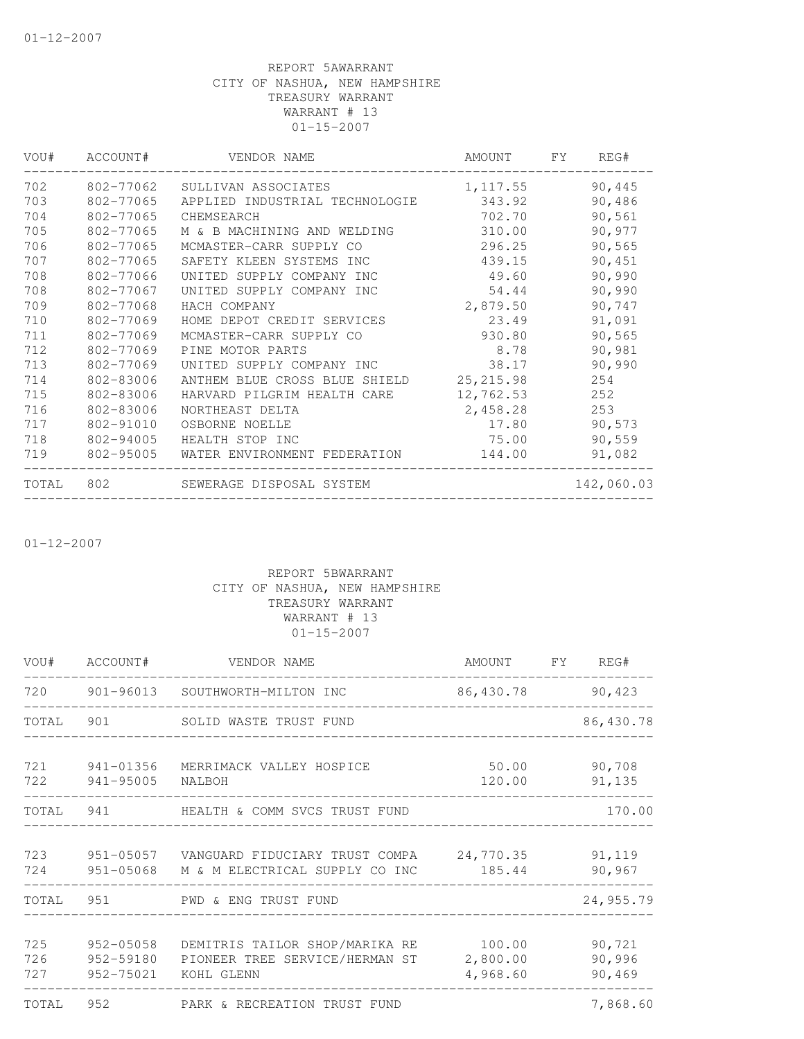01-12-2007

REPORT 5AWARRANT
CITY OF NASHUA, NEW HAMPSHIRE
TREASURY WARRANT
WARRANT # 13
01-15-2007

| VOU# | ACCOUNT# | VENDOR NAME | AMOUNT | FY | REG# |
|---|---|---|---|---|---|
| 702 | 802-77062 | SULLIVAN ASSOCIATES | 1,117.55 | | 90,445 |
| 703 | 802-77065 | APPLIED INDUSTRIAL TECHNOLOGIE | 343.92 | | 90,486 |
| 704 | 802-77065 | CHEMSEARCH | 702.70 | | 90,561 |
| 705 | 802-77065 | M & B MACHINING AND WELDING | 310.00 | | 90,977 |
| 706 | 802-77065 | MCMASTER-CARR SUPPLY CO | 296.25 | | 90,565 |
| 707 | 802-77065 | SAFETY KLEEN SYSTEMS INC | 439.15 | | 90,451 |
| 708 | 802-77066 | UNITED SUPPLY COMPANY INC | 49.60 | | 90,990 |
| 708 | 802-77067 | UNITED SUPPLY COMPANY INC | 54.44 | | 90,990 |
| 709 | 802-77068 | HACH COMPANY | 2,879.50 | | 90,747 |
| 710 | 802-77069 | HOME DEPOT CREDIT SERVICES | 23.49 | | 91,091 |
| 711 | 802-77069 | MCMASTER-CARR SUPPLY CO | 930.80 | | 90,565 |
| 712 | 802-77069 | PINE MOTOR PARTS | 8.78 | | 90,981 |
| 713 | 802-77069 | UNITED SUPPLY COMPANY INC | 38.17 | | 90,990 |
| 714 | 802-83006 | ANTHEM BLUE CROSS BLUE SHIELD | 25,215.98 | | 254 |
| 715 | 802-83006 | HARVARD PILGRIM HEALTH CARE | 12,762.53 | | 252 |
| 716 | 802-83006 | NORTHEAST DELTA | 2,458.28 | | 253 |
| 717 | 802-91010 | OSBORNE NOELLE | 17.80 | | 90,573 |
| 718 | 802-94005 | HEALTH STOP INC | 75.00 | | 90,559 |
| 719 | 802-95005 | WATER ENVIRONMENT FEDERATION | 144.00 | | 91,082 |
| TOTAL | 802 | SEWERAGE DISPOSAL SYSTEM | | | 142,060.03 |

01-12-2007

REPORT 5BWARRANT
CITY OF NASHUA, NEW HAMPSHIRE
TREASURY WARRANT
WARRANT # 13
01-15-2007

| VOU# | ACCOUNT# | VENDOR NAME | AMOUNT | FY | REG# |
|---|---|---|---|---|---|
| 720 | 901-96013 | SOUTHWORTH-MILTON INC | 86,430.78 | | 90,423 |
| TOTAL | 901 | SOLID WASTE TRUST FUND | | | 86,430.78 |
| 721 | 941-01356 | MERRIMACK VALLEY HOSPICE | 50.00 | | 90,708 |
| 722 | 941-95005 | NALBOH | 120.00 | | 91,135 |
| TOTAL | 941 | HEALTH & COMM SVCS TRUST FUND | | | 170.00 |
| 723 | 951-05057 | VANGUARD FIDUCIARY TRUST COMPA | 24,770.35 | | 91,119 |
| 724 | 951-05068 | M & M ELECTRICAL SUPPLY CO INC | 185.44 | | 90,967 |
| TOTAL | 951 | PWD & ENG TRUST FUND | | | 24,955.79 |
| 725 | 952-05058 | DEMITRIS TAILOR SHOP/MARIKA RE | 100.00 | | 90,721 |
| 726 | 952-59180 | PIONEER TREE SERVICE/HERMAN ST | 2,800.00 | | 90,996 |
| 727 | 952-75021 | KOHL GLENN | 4,968.60 | | 90,469 |
| TOTAL | 952 | PARK & RECREATION TRUST FUND | | | 7,868.60 |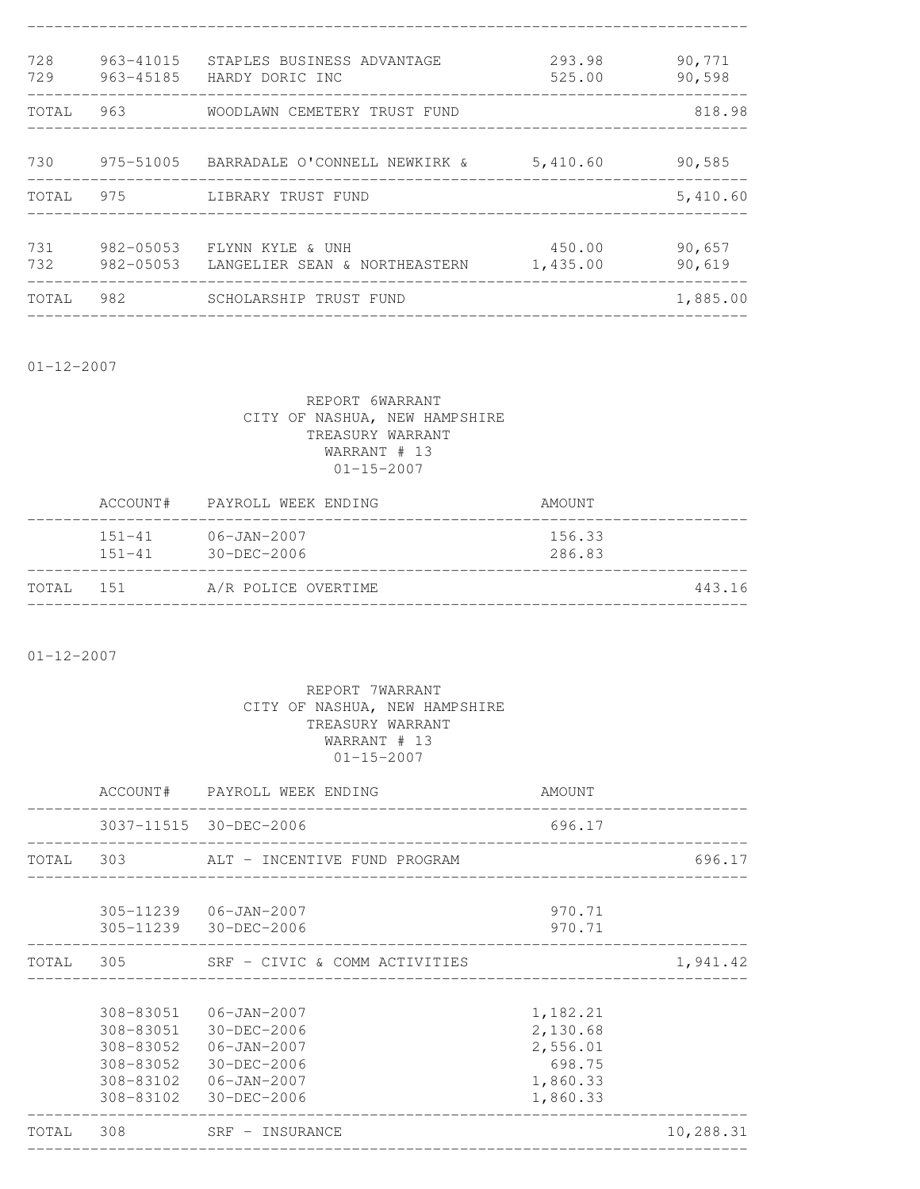| | | | | |
|---|---|---|---|---|
| 728 | 963-41015 | STAPLES BUSINESS ADVANTAGE | 293.98 | 90,771 |
| 729 | 963-45185 | HARDY DORIC INC | 525.00 | 90,598 |
| TOTAL | 963 | WOODLAWN CEMETERY TRUST FUND | | 818.98 |
| 730 | 975-51005 | BARRADALE O'CONNELL NEWKIRK & | 5,410.60 | 90,585 |
| TOTAL | 975 | LIBRARY TRUST FUND | | 5,410.60 |
| 731 | 982-05053 | FLYNN KYLE & UNH | 450.00 | 90,657 |
| 732 | 982-05053 | LANGELIER SEAN & NORTHEASTERN | 1,435.00 | 90,619 |
| TOTAL | 982 | SCHOLARSHIP TRUST FUND | | 1,885.00 |

01-12-2007

REPORT 6WARRANT
CITY OF NASHUA, NEW HAMPSHIRE
TREASURY WARRANT
WARRANT # 13
01-15-2007

| | ACCOUNT# | PAYROLL WEEK ENDING | AMOUNT | |
|---|---|---|---|---|
| | 151-41 | 06-JAN-2007 | 156.33 | |
| | 151-41 | 30-DEC-2006 | 286.83 | |
| TOTAL | 151 | A/R POLICE OVERTIME | | 443.16 |

01-12-2007

REPORT 7WARRANT
CITY OF NASHUA, NEW HAMPSHIRE
TREASURY WARRANT
WARRANT # 13
01-15-2007

| | ACCOUNT# | PAYROLL WEEK ENDING | AMOUNT | |
|---|---|---|---|---|
| | 3037-11515 | 30-DEC-2006 | 696.17 | |
| TOTAL | 303 | ALT - INCENTIVE FUND PROGRAM | | 696.17 |
| | 305-11239 | 06-JAN-2007 | 970.71 | |
| | 305-11239 | 30-DEC-2006 | 970.71 | |
| TOTAL | 305 | SRF - CIVIC & COMM ACTIVITIES | | 1,941.42 |
| | 308-83051 | 06-JAN-2007 | 1,182.21 | |
| | 308-83051 | 30-DEC-2006 | 2,130.68 | |
| | 308-83052 | 06-JAN-2007 | 2,556.01 | |
| | 308-83052 | 30-DEC-2006 | 698.75 | |
| | 308-83102 | 06-JAN-2007 | 1,860.33 | |
| | 308-83102 | 30-DEC-2006 | 1,860.33 | |
| TOTAL | 308 | SRF - INSURANCE | | 10,288.31 |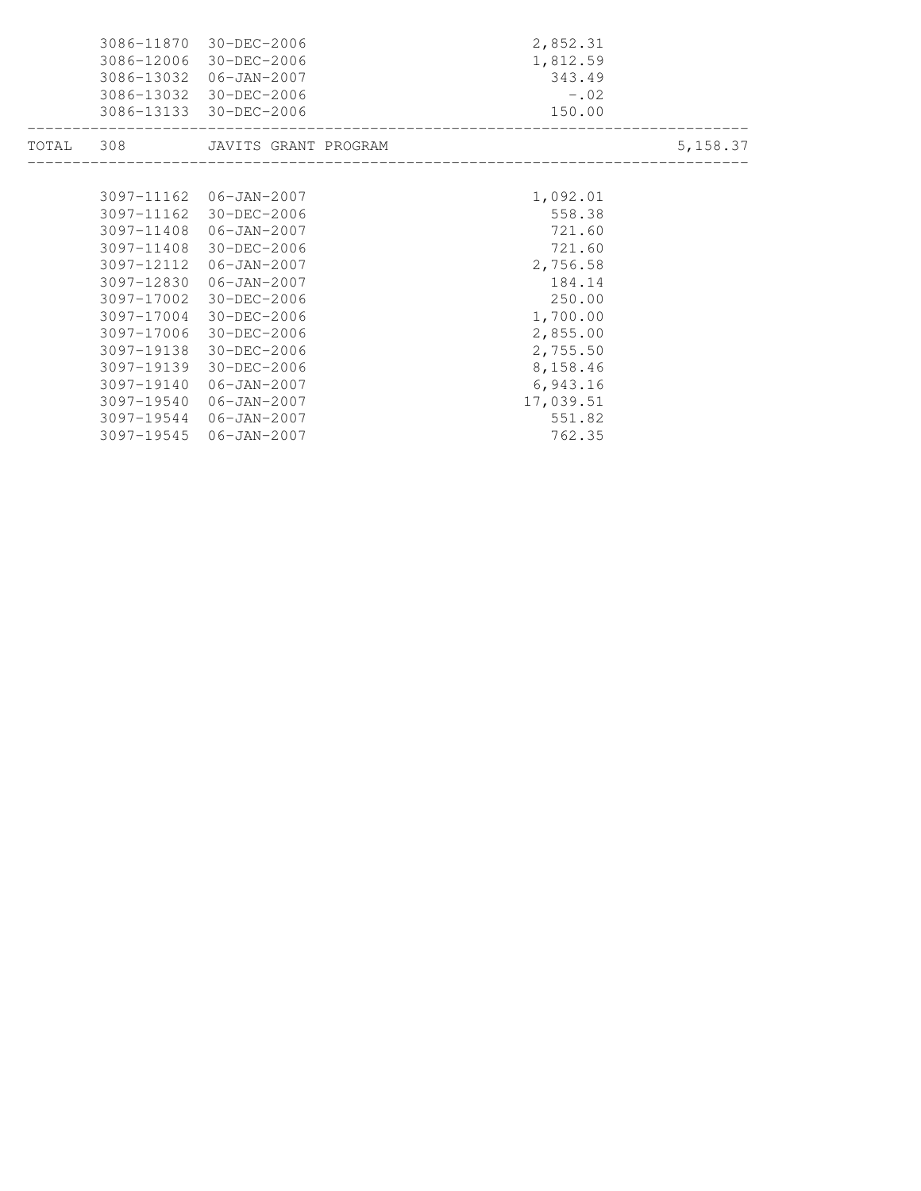| | | | | |
|---|---|---|---|---|
| | 3086-11870 | 30-DEC-2006 | 2,852.31 | |
| | 3086-12006 | 30-DEC-2006 | 1,812.59 | |
| | 3086-13032 | 06-JAN-2007 | 343.49 | |
| | 3086-13032 | 30-DEC-2006 | -.02 | |
| | 3086-13133 | 30-DEC-2006 | 150.00 | |
| TOTAL | 308 | JAVITS GRANT PROGRAM | | 5,158.37 |

| | | | | |
|---|---|---|---|---|
| | 3097-11162 | 06-JAN-2007 | 1,092.01 | |
| | 3097-11162 | 30-DEC-2006 | 558.38 | |
| | 3097-11408 | 06-JAN-2007 | 721.60 | |
| | 3097-11408 | 30-DEC-2006 | 721.60 | |
| | 3097-12112 | 06-JAN-2007 | 2,756.58 | |
| | 3097-12830 | 06-JAN-2007 | 184.14 | |
| | 3097-17002 | 30-DEC-2006 | 250.00 | |
| | 3097-17004 | 30-DEC-2006 | 1,700.00 | |
| | 3097-17006 | 30-DEC-2006 | 2,855.00 | |
| | 3097-19138 | 30-DEC-2006 | 2,755.50 | |
| | 3097-19139 | 30-DEC-2006 | 8,158.46 | |
| | 3097-19140 | 06-JAN-2007 | 6,943.16 | |
| | 3097-19540 | 06-JAN-2007 | 17,039.51 | |
| | 3097-19544 | 06-JAN-2007 | 551.82 | |
| | 3097-19545 | 06-JAN-2007 | 762.35 | |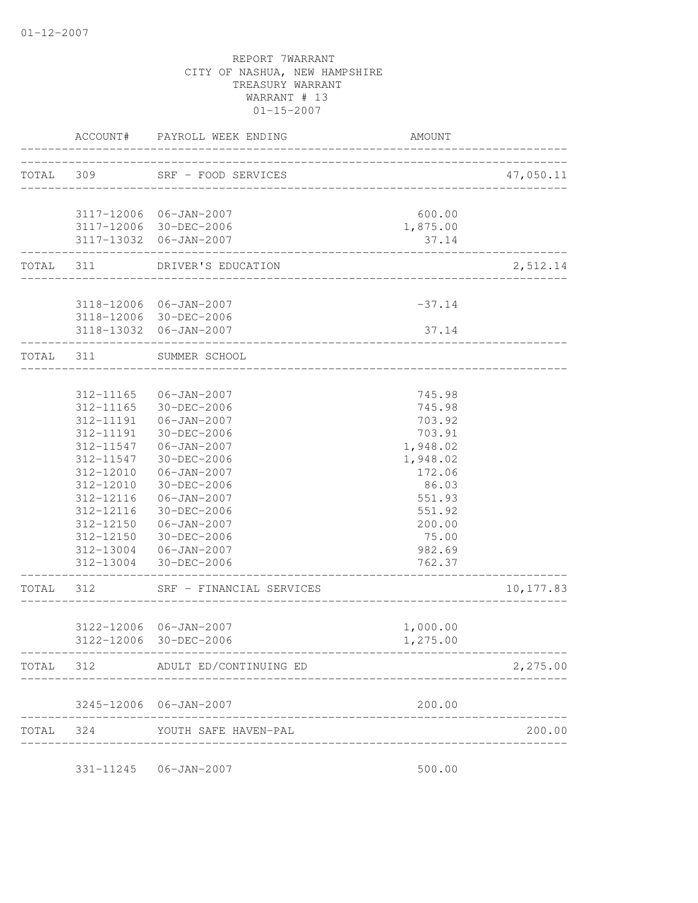01-12-2007

REPORT 7WARRANT
CITY OF NASHUA, NEW HAMPSHIRE
TREASURY WARRANT
WARRANT # 13
01-15-2007

| | ACCOUNT# | PAYROLL WEEK ENDING | AMOUNT | |
|---|---|---|---|---|
| TOTAL | 309 | SRF - FOOD SERVICES | | 47,050.11 |
| | 3117-12006 | 06-JAN-2007 | 600.00 | |
| | 3117-12006 | 30-DEC-2006 | 1,875.00 | |
| | 3117-13032 | 06-JAN-2007 | 37.14 | |
| TOTAL | 311 | DRIVER'S EDUCATION | | 2,512.14 |
| | 3118-12006 | 06-JAN-2007 | -37.14 | |
| | 3118-12006 | 30-DEC-2006 | | |
| | 3118-13032 | 06-JAN-2007 | 37.14 | |
| TOTAL | 311 | SUMMER SCHOOL | | |
| | 312-11165 | 06-JAN-2007 | 745.98 | |
| | 312-11165 | 30-DEC-2006 | 745.98 | |
| | 312-11191 | 06-JAN-2007 | 703.92 | |
| | 312-11191 | 30-DEC-2006 | 703.91 | |
| | 312-11547 | 06-JAN-2007 | 1,948.02 | |
| | 312-11547 | 30-DEC-2006 | 1,948.02 | |
| | 312-12010 | 06-JAN-2007 | 172.06 | |
| | 312-12010 | 30-DEC-2006 | 86.03 | |
| | 312-12116 | 06-JAN-2007 | 551.93 | |
| | 312-12116 | 30-DEC-2006 | 551.92 | |
| | 312-12150 | 06-JAN-2007 | 200.00 | |
| | 312-12150 | 30-DEC-2006 | 75.00 | |
| | 312-13004 | 06-JAN-2007 | 982.69 | |
| | 312-13004 | 30-DEC-2006 | 762.37 | |
| TOTAL | 312 | SRF - FINANCIAL SERVICES | | 10,177.83 |
| | 3122-12006 | 06-JAN-2007 | 1,000.00 | |
| | 3122-12006 | 30-DEC-2006 | 1,275.00 | |
| TOTAL | 312 | ADULT ED/CONTINUING ED | | 2,275.00 |
| | 3245-12006 | 06-JAN-2007 | 200.00 | |
| TOTAL | 324 | YOUTH SAFE HAVEN-PAL | | 200.00 |
| | 331-11245 | 06-JAN-2007 | 500.00 | |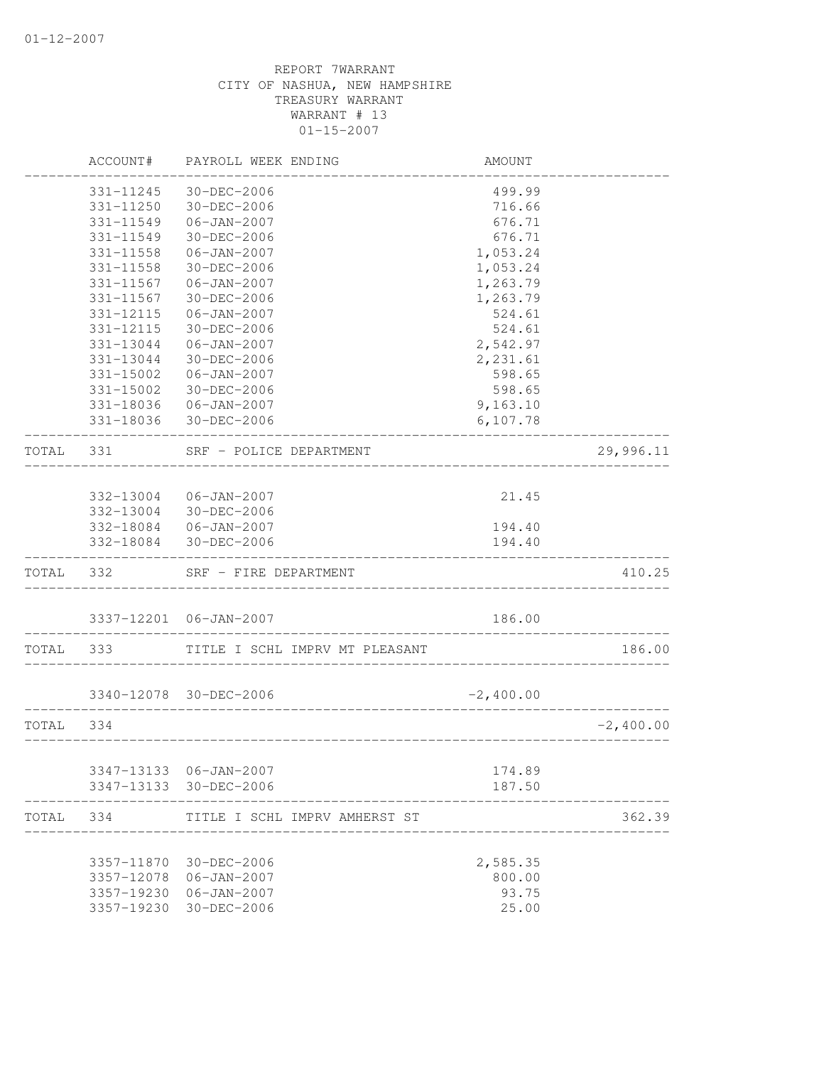01-12-2007

REPORT 7WARRANT
CITY OF NASHUA, NEW HAMPSHIRE
TREASURY WARRANT
WARRANT # 13
01-15-2007

| | ACCOUNT# | PAYROLL WEEK ENDING | AMOUNT | |
|---|---|---|---|---|
| | 331-11245 | 30-DEC-2006 | 499.99 | |
| | 331-11250 | 30-DEC-2006 | 716.66 | |
| | 331-11549 | 06-JAN-2007 | 676.71 | |
| | 331-11549 | 30-DEC-2006 | 676.71 | |
| | 331-11558 | 06-JAN-2007 | 1,053.24 | |
| | 331-11558 | 30-DEC-2006 | 1,053.24 | |
| | 331-11567 | 06-JAN-2007 | 1,263.79 | |
| | 331-11567 | 30-DEC-2006 | 1,263.79 | |
| | 331-12115 | 06-JAN-2007 | 524.61 | |
| | 331-12115 | 30-DEC-2006 | 524.61 | |
| | 331-13044 | 06-JAN-2007 | 2,542.97 | |
| | 331-13044 | 30-DEC-2006 | 2,231.61 | |
| | 331-15002 | 06-JAN-2007 | 598.65 | |
| | 331-15002 | 30-DEC-2006 | 598.65 | |
| | 331-18036 | 06-JAN-2007 | 9,163.10 | |
| | 331-18036 | 30-DEC-2006 | 6,107.78 | |
| TOTAL | 331 | SRF - POLICE DEPARTMENT | | 29,996.11 |
| | 332-13004 | 06-JAN-2007 | 21.45 | |
| | 332-13004 | 30-DEC-2006 | | |
| | 332-18084 | 06-JAN-2007 | 194.40 | |
| | 332-18084 | 30-DEC-2006 | 194.40 | |
| TOTAL | 332 | SRF - FIRE DEPARTMENT | | 410.25 |
| | 3337-12201 | 06-JAN-2007 | 186.00 | |
| TOTAL | 333 | TITLE I SCHL IMPRV MT PLEASANT | | 186.00 |
| | 3340-12078 | 30-DEC-2006 | -2,400.00 | |
| TOTAL | 334 | | | -2,400.00 |
| | 3347-13133 | 06-JAN-2007 | 174.89 | |
| | 3347-13133 | 30-DEC-2006 | 187.50 | |
| TOTAL | 334 | TITLE I SCHL IMPRV AMHERST ST | | 362.39 |
| | 3357-11870 | 30-DEC-2006 | 2,585.35 | |
| | 3357-12078 | 06-JAN-2007 | 800.00 | |
| | 3357-19230 | 06-JAN-2007 | 93.75 | |
| | 3357-19230 | 30-DEC-2006 | 25.00 | |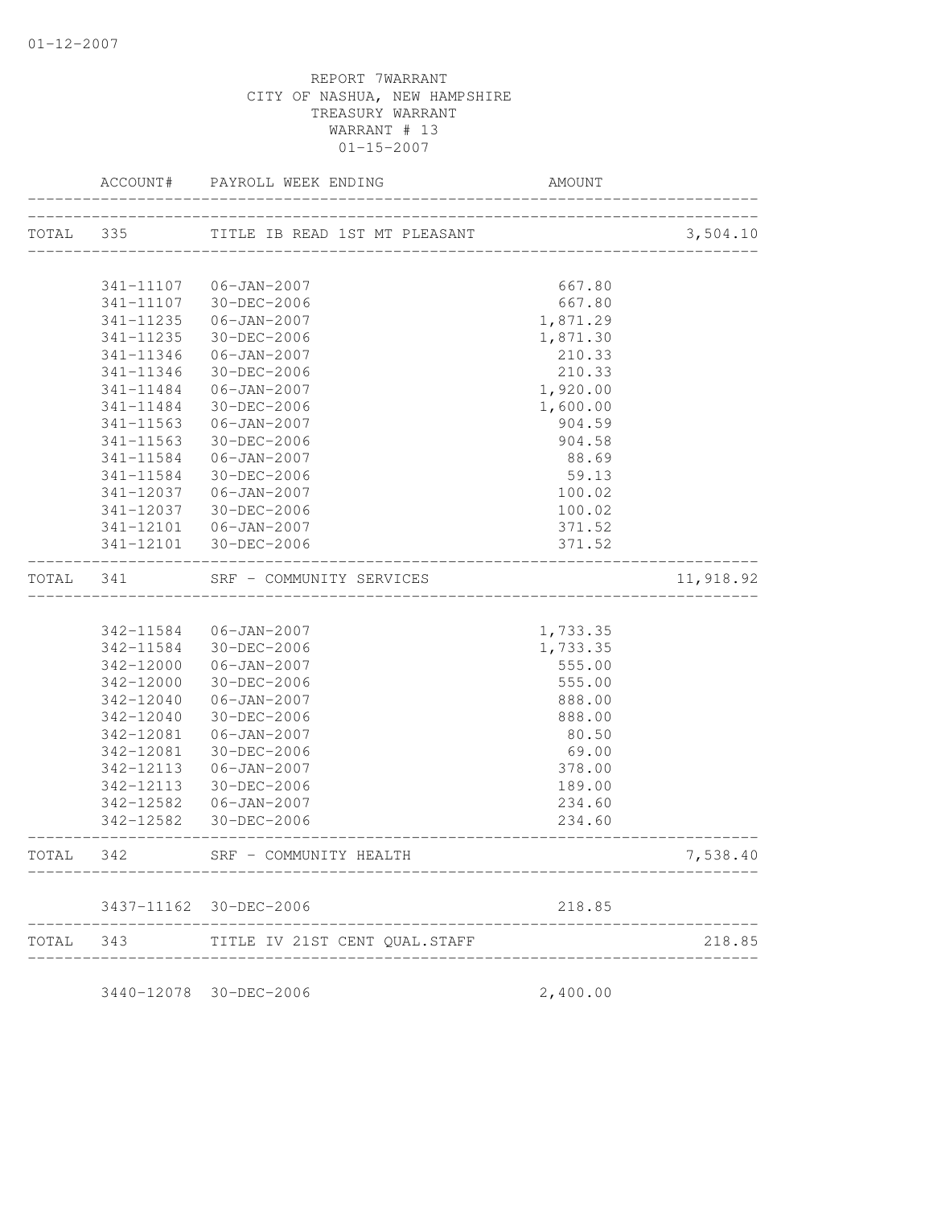REPORT 7WARRANT
CITY OF NASHUA, NEW HAMPSHIRE
TREASURY WARRANT
WARRANT # 13
01-15-2007

| | ACCOUNT# | PAYROLL WEEK ENDING | AMOUNT | |
|---|---|---|---|---|
| TOTAL | 335 | TITLE IB READ 1ST MT PLEASANT | | 3,504.10 |
| | 341-11107 | 06-JAN-2007 | 667.80 | |
| | 341-11107 | 30-DEC-2006 | 667.80 | |
| | 341-11235 | 06-JAN-2007 | 1,871.29 | |
| | 341-11235 | 30-DEC-2006 | 1,871.30 | |
| | 341-11346 | 06-JAN-2007 | 210.33 | |
| | 341-11346 | 30-DEC-2006 | 210.33 | |
| | 341-11484 | 06-JAN-2007 | 1,920.00 | |
| | 341-11484 | 30-DEC-2006 | 1,600.00 | |
| | 341-11563 | 06-JAN-2007 | 904.59 | |
| | 341-11563 | 30-DEC-2006 | 904.58 | |
| | 341-11584 | 06-JAN-2007 | 88.69 | |
| | 341-11584 | 30-DEC-2006 | 59.13 | |
| | 341-12037 | 06-JAN-2007 | 100.02 | |
| | 341-12037 | 30-DEC-2006 | 100.02 | |
| | 341-12101 | 06-JAN-2007 | 371.52 | |
| | 341-12101 | 30-DEC-2006 | 371.52 | |
| TOTAL | 341 | SRF - COMMUNITY SERVICES | | 11,918.92 |
| | 342-11584 | 06-JAN-2007 | 1,733.35 | |
| | 342-11584 | 30-DEC-2006 | 1,733.35 | |
| | 342-12000 | 06-JAN-2007 | 555.00 | |
| | 342-12000 | 30-DEC-2006 | 555.00 | |
| | 342-12040 | 06-JAN-2007 | 888.00 | |
| | 342-12040 | 30-DEC-2006 | 888.00 | |
| | 342-12081 | 06-JAN-2007 | 80.50 | |
| | 342-12081 | 30-DEC-2006 | 69.00 | |
| | 342-12113 | 06-JAN-2007 | 378.00 | |
| | 342-12113 | 30-DEC-2006 | 189.00 | |
| | 342-12582 | 06-JAN-2007 | 234.60 | |
| | 342-12582 | 30-DEC-2006 | 234.60 | |
| TOTAL | 342 | SRF - COMMUNITY HEALTH | | 7,538.40 |
| | 3437-11162 | 30-DEC-2006 | 218.85 | |
| TOTAL | 343 | TITLE IV 21ST CENT QUAL.STAFF | | 218.85 |
| | 3440-12078 | 30-DEC-2006 | 2,400.00 | |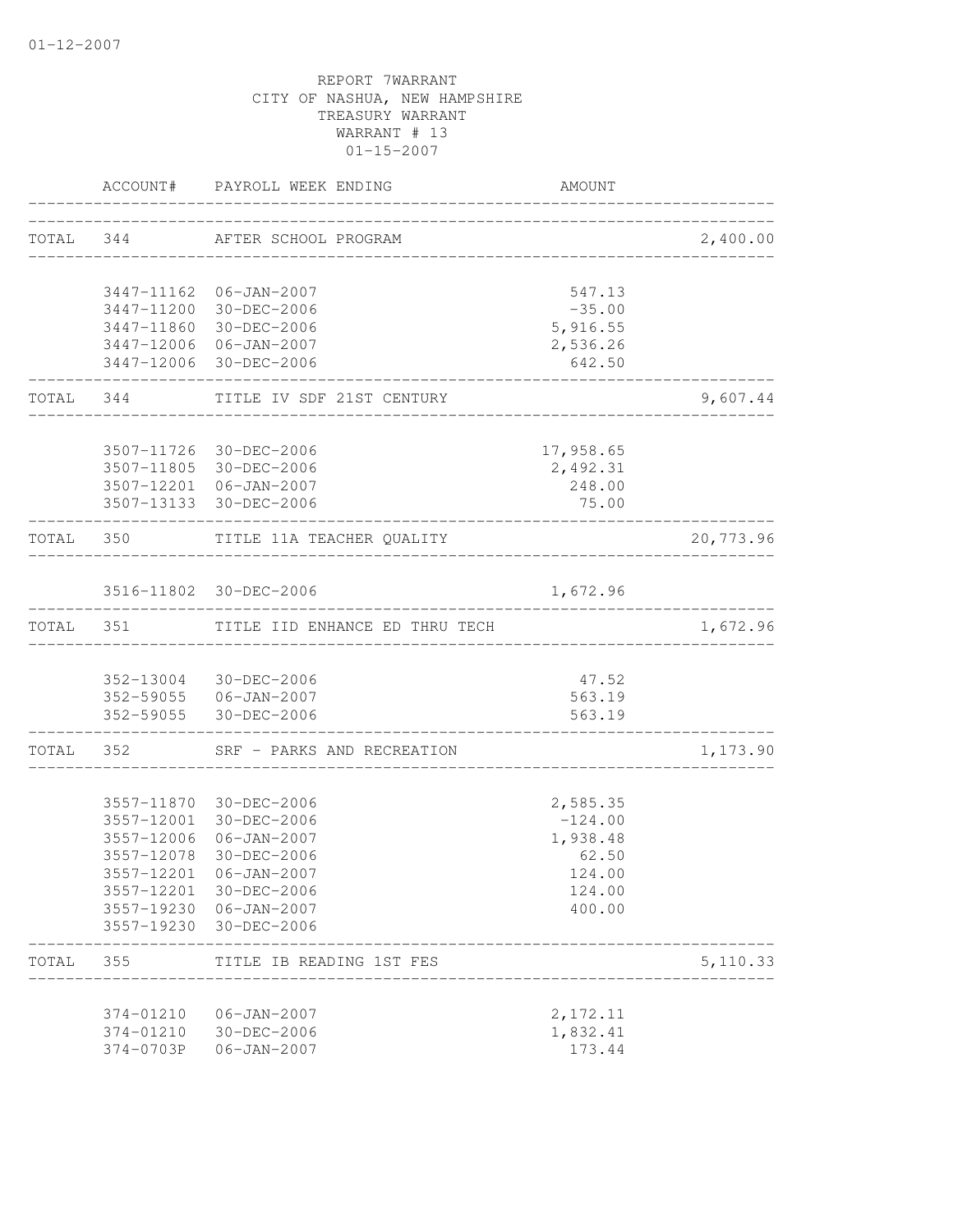01-12-2007

REPORT 7WARRANT
CITY OF NASHUA, NEW HAMPSHIRE
TREASURY WARRANT
WARRANT # 13
01-15-2007

| | ACCOUNT# | PAYROLL WEEK ENDING | AMOUNT | |
|---|---|---|---|---|
| TOTAL | 344 | AFTER SCHOOL PROGRAM | | 2,400.00 |
| | 3447-11162 | 06-JAN-2007 | 547.13 | |
| | 3447-11200 | 30-DEC-2006 | -35.00 | |
| | 3447-11860 | 30-DEC-2006 | 5,916.55 | |
| | 3447-12006 | 06-JAN-2007 | 2,536.26 | |
| | 3447-12006 | 30-DEC-2006 | 642.50 | |
| TOTAL | 344 | TITLE IV SDF 21ST CENTURY | | 9,607.44 |
| | 3507-11726 | 30-DEC-2006 | 17,958.65 | |
| | 3507-11805 | 30-DEC-2006 | 2,492.31 | |
| | 3507-12201 | 06-JAN-2007 | 248.00 | |
| | 3507-13133 | 30-DEC-2006 | 75.00 | |
| TOTAL | 350 | TITLE 11A TEACHER QUALITY | | 20,773.96 |
| | 3516-11802 | 30-DEC-2006 | 1,672.96 | |
| TOTAL | 351 | TITLE IID ENHANCE ED THRU TECH | | 1,672.96 |
| | 352-13004 | 30-DEC-2006 | 47.52 | |
| | 352-59055 | 06-JAN-2007 | 563.19 | |
| | 352-59055 | 30-DEC-2006 | 563.19 | |
| TOTAL | 352 | SRF - PARKS AND RECREATION | | 1,173.90 |
| | 3557-11870 | 30-DEC-2006 | 2,585.35 | |
| | 3557-12001 | 30-DEC-2006 | -124.00 | |
| | 3557-12006 | 06-JAN-2007 | 1,938.48 | |
| | 3557-12078 | 30-DEC-2006 | 62.50 | |
| | 3557-12201 | 06-JAN-2007 | 124.00 | |
| | 3557-12201 | 30-DEC-2006 | 124.00 | |
| | 3557-19230 | 06-JAN-2007 | 400.00 | |
| | 3557-19230 | 30-DEC-2006 | | |
| TOTAL | 355 | TITLE IB READING 1ST FES | | 5,110.33 |
| | 374-01210 | 06-JAN-2007 | 2,172.11 | |
| | 374-01210 | 30-DEC-2006 | 1,832.41 | |
| | 374-0703P | 06-JAN-2007 | 173.44 | |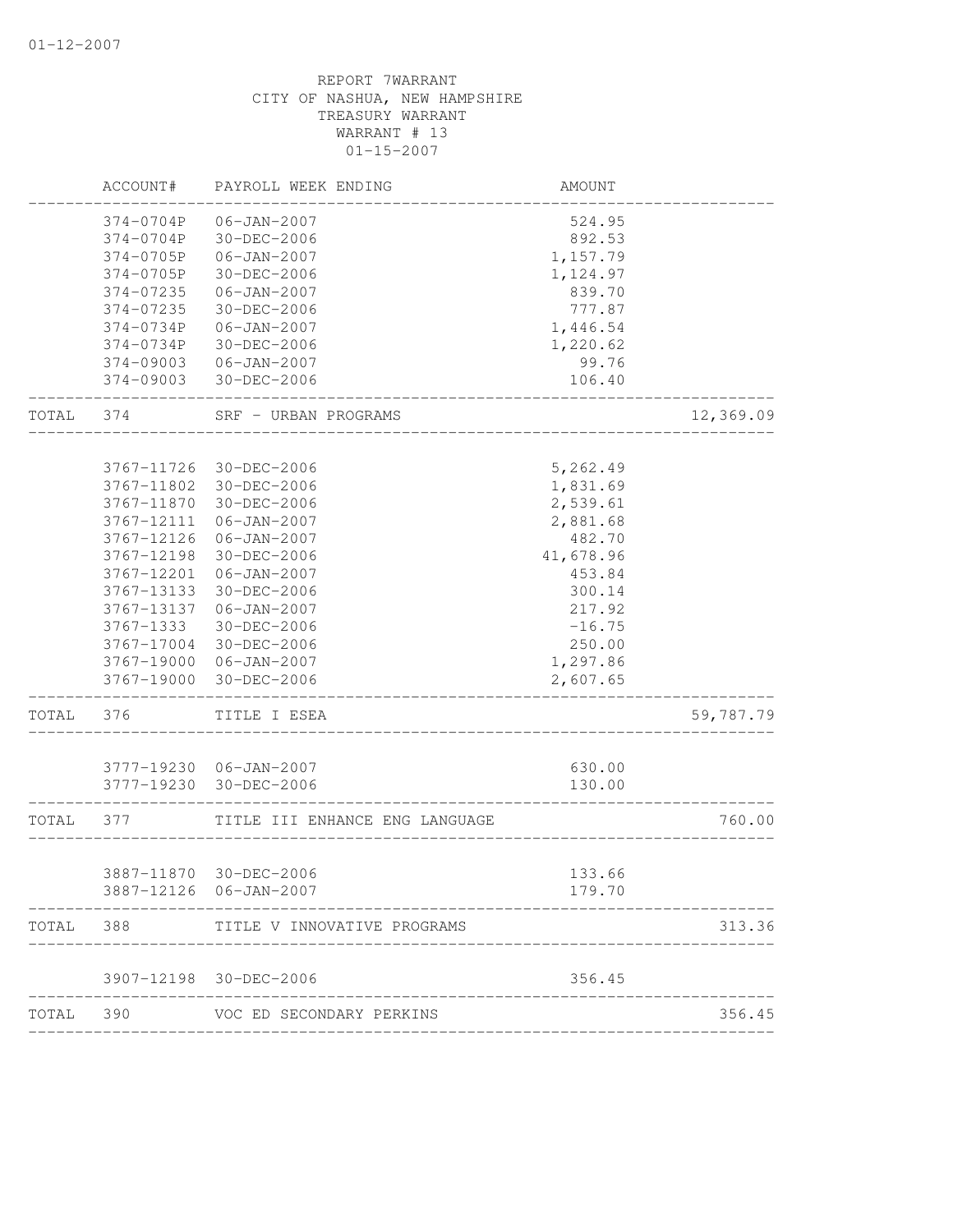01-12-2007

REPORT 7WARRANT
CITY OF NASHUA, NEW HAMPSHIRE
TREASURY WARRANT
WARRANT # 13
01-15-2007

| | ACCOUNT# | PAYROLL WEEK ENDING | AMOUNT | |
|---|---|---|---|---|
| | 374-0704P | 06-JAN-2007 | 524.95 | |
| | 374-0704P | 30-DEC-2006 | 892.53 | |
| | 374-0705P | 06-JAN-2007 | 1,157.79 | |
| | 374-0705P | 30-DEC-2006 | 1,124.97 | |
| | 374-07235 | 06-JAN-2007 | 839.70 | |
| | 374-07235 | 30-DEC-2006 | 777.87 | |
| | 374-0734P | 06-JAN-2007 | 1,446.54 | |
| | 374-0734P | 30-DEC-2006 | 1,220.62 | |
| | 374-09003 | 06-JAN-2007 | 99.76 | |
| | 374-09003 | 30-DEC-2006 | 106.40 | |
| TOTAL | 374 | SRF - URBAN PROGRAMS | | 12,369.09 |
| | 3767-11726 | 30-DEC-2006 | 5,262.49 | |
| | 3767-11802 | 30-DEC-2006 | 1,831.69 | |
| | 3767-11870 | 30-DEC-2006 | 2,539.61 | |
| | 3767-12111 | 06-JAN-2007 | 2,881.68 | |
| | 3767-12126 | 06-JAN-2007 | 482.70 | |
| | 3767-12198 | 30-DEC-2006 | 41,678.96 | |
| | 3767-12201 | 06-JAN-2007 | 453.84 | |
| | 3767-13133 | 30-DEC-2006 | 300.14 | |
| | 3767-13137 | 06-JAN-2007 | 217.92 | |
| | 3767-1333 | 30-DEC-2006 | -16.75 | |
| | 3767-17004 | 30-DEC-2006 | 250.00 | |
| | 3767-19000 | 06-JAN-2007 | 1,297.86 | |
| | 3767-19000 | 30-DEC-2006 | 2,607.65 | |
| TOTAL | 376 | TITLE I ESEA | | 59,787.79 |
| | 3777-19230 | 06-JAN-2007 | 630.00 | |
| | 3777-19230 | 30-DEC-2006 | 130.00 | |
| TOTAL | 377 | TITLE III ENHANCE ENG LANGUAGE | | 760.00 |
| | 3887-11870 | 30-DEC-2006 | 133.66 | |
| | 3887-12126 | 06-JAN-2007 | 179.70 | |
| TOTAL | 388 | TITLE V INNOVATIVE PROGRAMS | | 313.36 |
| | 3907-12198 | 30-DEC-2006 | 356.45 | |
| TOTAL | 390 | VOC ED SECONDARY PERKINS | | 356.45 |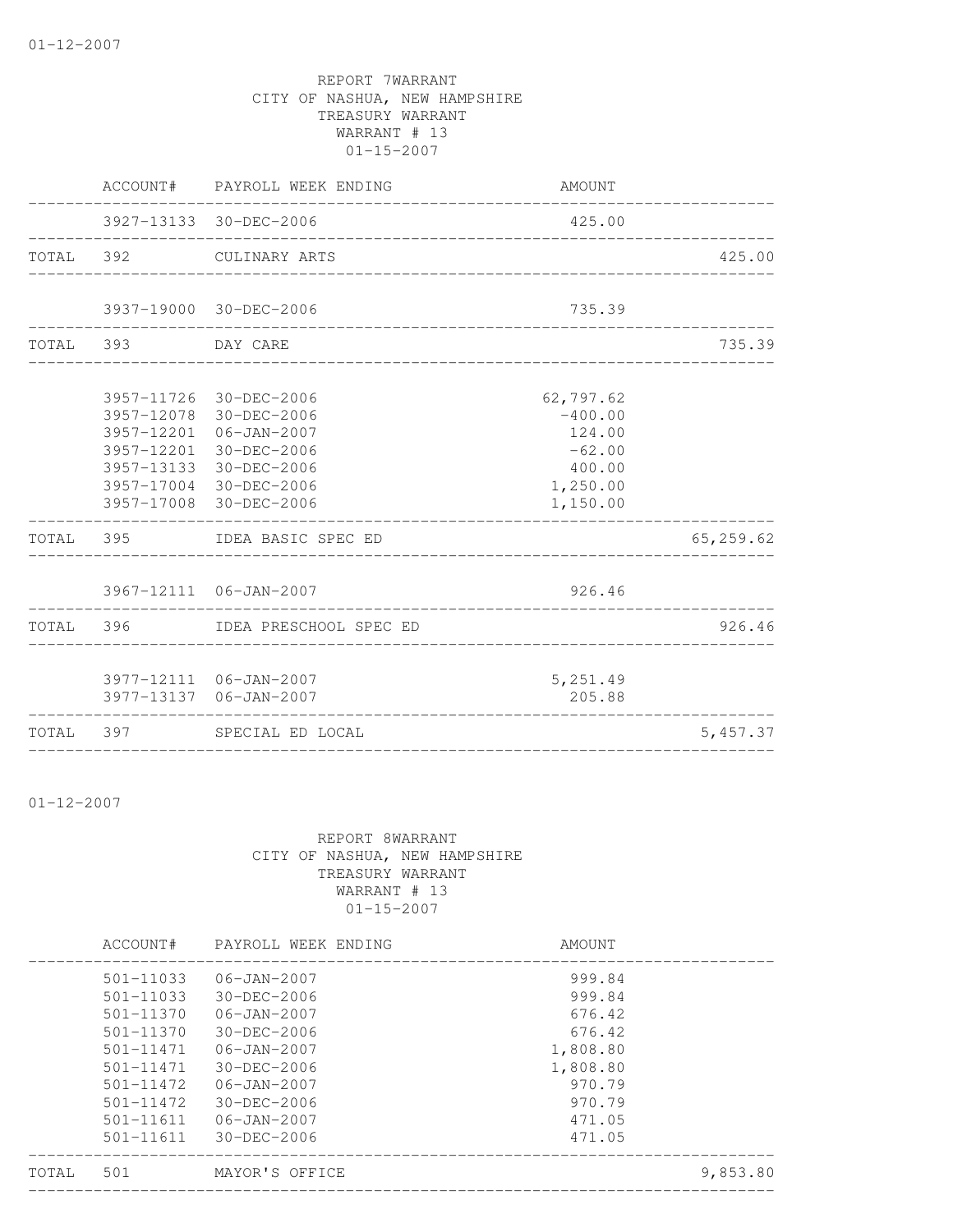01-12-2007

REPORT 7WARRANT
CITY OF NASHUA, NEW HAMPSHIRE
TREASURY WARRANT
WARRANT # 13
01-15-2007

| | ACCOUNT# | PAYROLL WEEK ENDING | AMOUNT | |
|---|---|---|---|---|
| | 3927-13133 | 30-DEC-2006 | 425.00 | |
| TOTAL | 392 | CULINARY ARTS | | 425.00 |
| | 3937-19000 | 30-DEC-2006 | 735.39 | |
| TOTAL | 393 | DAY CARE | | 735.39 |
| | 3957-11726 | 30-DEC-2006 | 62,797.62 | |
| | 3957-12078 | 30-DEC-2006 | -400.00 | |
| | 3957-12201 | 06-JAN-2007 | 124.00 | |
| | 3957-12201 | 30-DEC-2006 | -62.00 | |
| | 3957-13133 | 30-DEC-2006 | 400.00 | |
| | 3957-17004 | 30-DEC-2006 | 1,250.00 | |
| | 3957-17008 | 30-DEC-2006 | 1,150.00 | |
| TOTAL | 395 | IDEA BASIC SPEC ED | | 65,259.62 |
| | 3967-12111 | 06-JAN-2007 | 926.46 | |
| TOTAL | 396 | IDEA PRESCHOOL SPEC ED | | 926.46 |
| | 3977-12111 | 06-JAN-2007 | 5,251.49 | |
| | 3977-13137 | 06-JAN-2007 | 205.88 | |
| TOTAL | 397 | SPECIAL ED LOCAL | | 5,457.37 |

01-12-2007

REPORT 8WARRANT
CITY OF NASHUA, NEW HAMPSHIRE
TREASURY WARRANT
WARRANT # 13
01-15-2007

| | ACCOUNT# | PAYROLL WEEK ENDING | AMOUNT | |
|---|---|---|---|---|
| | 501-11033 | 06-JAN-2007 | 999.84 | |
| | 501-11033 | 30-DEC-2006 | 999.84 | |
| | 501-11370 | 06-JAN-2007 | 676.42 | |
| | 501-11370 | 30-DEC-2006 | 676.42 | |
| | 501-11471 | 06-JAN-2007 | 1,808.80 | |
| | 501-11471 | 30-DEC-2006 | 1,808.80 | |
| | 501-11472 | 06-JAN-2007 | 970.79 | |
| | 501-11472 | 30-DEC-2006 | 970.79 | |
| | 501-11611 | 06-JAN-2007 | 471.05 | |
| | 501-11611 | 30-DEC-2006 | 471.05 | |
| TOTAL | 501 | MAYOR'S OFFICE | | 9,853.80 |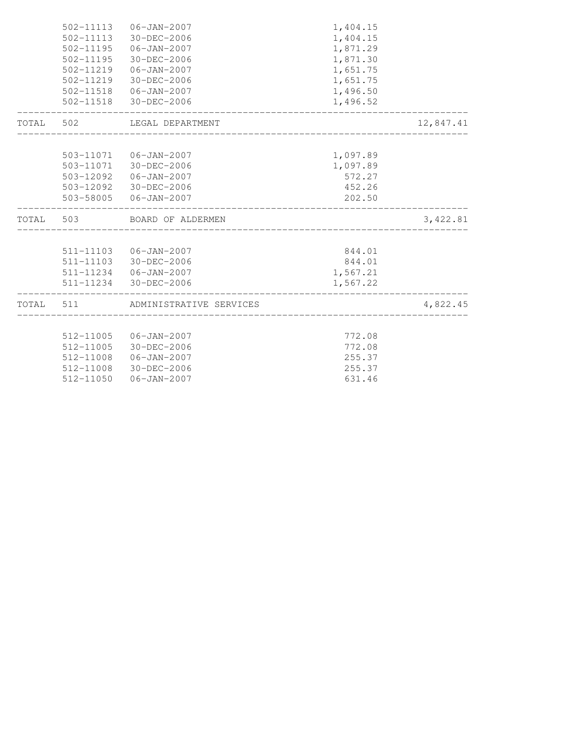| | Account | Date | Amount | Total |
|---|---|---|---|---|
| | 502-11113 | 06-JAN-2007 | 1,404.15 | |
| | 502-11113 | 30-DEC-2006 | 1,404.15 | |
| | 502-11195 | 06-JAN-2007 | 1,871.29 | |
| | 502-11195 | 30-DEC-2006 | 1,871.30 | |
| | 502-11219 | 06-JAN-2007 | 1,651.75 | |
| | 502-11219 | 30-DEC-2006 | 1,651.75 | |
| | 502-11518 | 06-JAN-2007 | 1,496.50 | |
| | 502-11518 | 30-DEC-2006 | 1,496.52 | |
| TOTAL | 502 | LEGAL DEPARTMENT | | 12,847.41 |
| | 503-11071 | 06-JAN-2007 | 1,097.89 | |
| | 503-11071 | 30-DEC-2006 | 1,097.89 | |
| | 503-12092 | 06-JAN-2007 | 572.27 | |
| | 503-12092 | 30-DEC-2006 | 452.26 | |
| | 503-58005 | 06-JAN-2007 | 202.50 | |
| TOTAL | 503 | BOARD OF ALDERMEN | | 3,422.81 |
| | 511-11103 | 06-JAN-2007 | 844.01 | |
| | 511-11103 | 30-DEC-2006 | 844.01 | |
| | 511-11234 | 06-JAN-2007 | 1,567.21 | |
| | 511-11234 | 30-DEC-2006 | 1,567.22 | |
| TOTAL | 511 | ADMINISTRATIVE SERVICES | | 4,822.45 |
| | 512-11005 | 06-JAN-2007 | 772.08 | |
| | 512-11005 | 30-DEC-2006 | 772.08 | |
| | 512-11008 | 06-JAN-2007 | 255.37 | |
| | 512-11008 | 30-DEC-2006 | 255.37 | |
| | 512-11050 | 06-JAN-2007 | 631.46 | |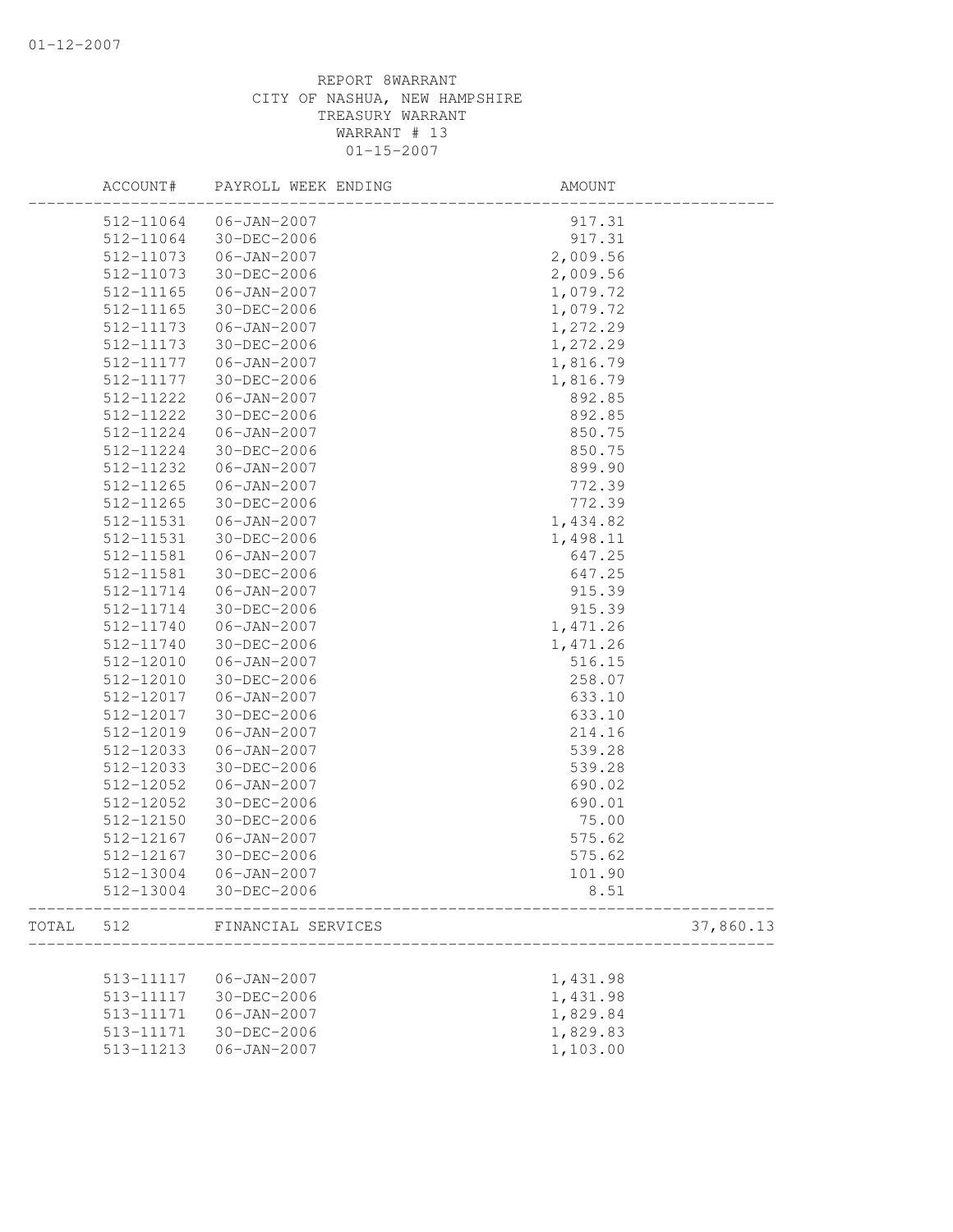01-12-2007

REPORT 8WARRANT
CITY OF NASHUA, NEW HAMPSHIRE
TREASURY WARRANT
WARRANT # 13
01-15-2007

| | ACCOUNT# | PAYROLL WEEK ENDING | AMOUNT | |
|---|---|---|---|---|
| | 512-11064 | 06-JAN-2007 | 917.31 | |
| | 512-11064 | 30-DEC-2006 | 917.31 | |
| | 512-11073 | 06-JAN-2007 | 2,009.56 | |
| | 512-11073 | 30-DEC-2006 | 2,009.56 | |
| | 512-11165 | 06-JAN-2007 | 1,079.72 | |
| | 512-11165 | 30-DEC-2006 | 1,079.72 | |
| | 512-11173 | 06-JAN-2007 | 1,272.29 | |
| | 512-11173 | 30-DEC-2006 | 1,272.29 | |
| | 512-11177 | 06-JAN-2007 | 1,816.79 | |
| | 512-11177 | 30-DEC-2006 | 1,816.79 | |
| | 512-11222 | 06-JAN-2007 | 892.85 | |
| | 512-11222 | 30-DEC-2006 | 892.85 | |
| | 512-11224 | 06-JAN-2007 | 850.75 | |
| | 512-11224 | 30-DEC-2006 | 850.75 | |
| | 512-11232 | 06-JAN-2007 | 899.90 | |
| | 512-11265 | 06-JAN-2007 | 772.39 | |
| | 512-11265 | 30-DEC-2006 | 772.39 | |
| | 512-11531 | 06-JAN-2007 | 1,434.82 | |
| | 512-11531 | 30-DEC-2006 | 1,498.11 | |
| | 512-11581 | 06-JAN-2007 | 647.25 | |
| | 512-11581 | 30-DEC-2006 | 647.25 | |
| | 512-11714 | 06-JAN-2007 | 915.39 | |
| | 512-11714 | 30-DEC-2006 | 915.39 | |
| | 512-11740 | 06-JAN-2007 | 1,471.26 | |
| | 512-11740 | 30-DEC-2006 | 1,471.26 | |
| | 512-12010 | 06-JAN-2007 | 516.15 | |
| | 512-12010 | 30-DEC-2006 | 258.07 | |
| | 512-12017 | 06-JAN-2007 | 633.10 | |
| | 512-12017 | 30-DEC-2006 | 633.10 | |
| | 512-12019 | 06-JAN-2007 | 214.16 | |
| | 512-12033 | 06-JAN-2007 | 539.28 | |
| | 512-12033 | 30-DEC-2006 | 539.28 | |
| | 512-12052 | 06-JAN-2007 | 690.02 | |
| | 512-12052 | 30-DEC-2006 | 690.01 | |
| | 512-12150 | 30-DEC-2006 | 75.00 | |
| | 512-12167 | 06-JAN-2007 | 575.62 | |
| | 512-12167 | 30-DEC-2006 | 575.62 | |
| | 512-13004 | 06-JAN-2007 | 101.90 | |
| | 512-13004 | 30-DEC-2006 | 8.51 | |
| TOTAL | 512 | FINANCIAL SERVICES | | 37,860.13 |
| | 513-11117 | 06-JAN-2007 | 1,431.98 | |
| | 513-11117 | 30-DEC-2006 | 1,431.98 | |
| | 513-11171 | 06-JAN-2007 | 1,829.84 | |
| | 513-11171 | 30-DEC-2006 | 1,829.83 | |
| | 513-11213 | 06-JAN-2007 | 1,103.00 | |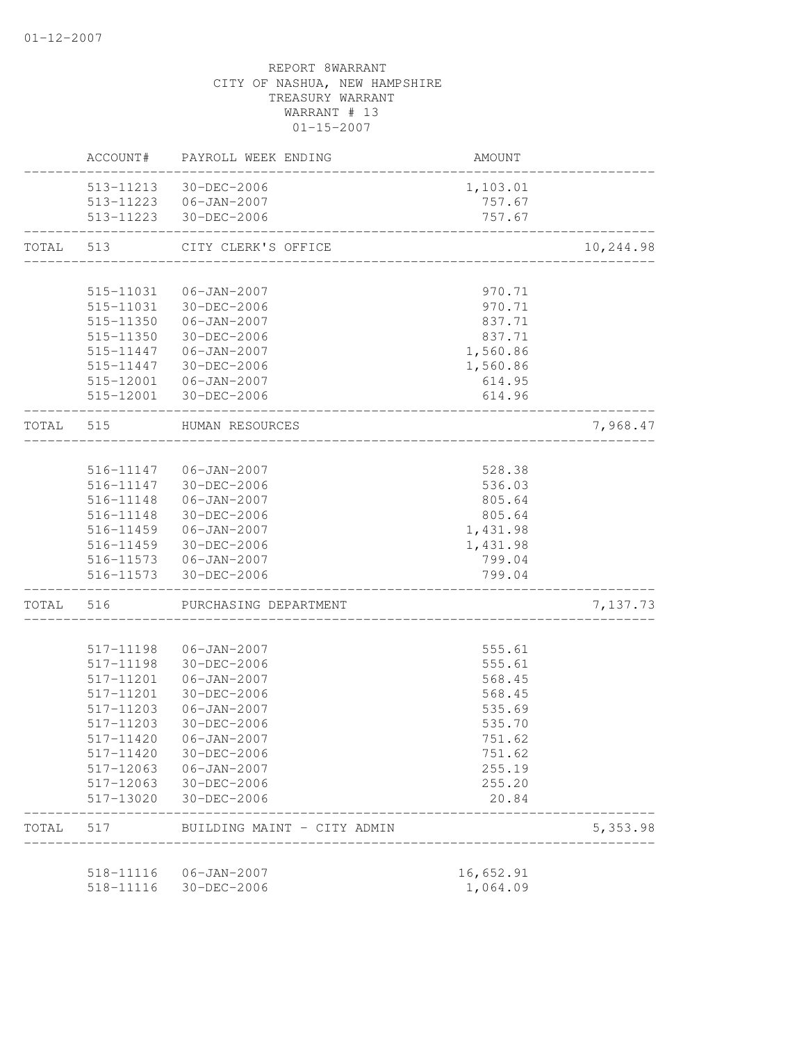REPORT 8WARRANT
CITY OF NASHUA, NEW HAMPSHIRE
TREASURY WARRANT
WARRANT # 13
01-15-2007

| | ACCOUNT# | PAYROLL WEEK ENDING | AMOUNT | |
|---|---|---|---|---|
| | 513-11213 | 30-DEC-2006 | 1,103.01 | |
| | 513-11223 | 06-JAN-2007 | 757.67 | |
| | 513-11223 | 30-DEC-2006 | 757.67 | |
| TOTAL | 513 | CITY CLERK'S OFFICE | | 10,244.98 |
| | 515-11031 | 06-JAN-2007 | 970.71 | |
| | 515-11031 | 30-DEC-2006 | 970.71 | |
| | 515-11350 | 06-JAN-2007 | 837.71 | |
| | 515-11350 | 30-DEC-2006 | 837.71 | |
| | 515-11447 | 06-JAN-2007 | 1,560.86 | |
| | 515-11447 | 30-DEC-2006 | 1,560.86 | |
| | 515-12001 | 06-JAN-2007 | 614.95 | |
| | 515-12001 | 30-DEC-2006 | 614.96 | |
| TOTAL | 515 | HUMAN RESOURCES | | 7,968.47 |
| | 516-11147 | 06-JAN-2007 | 528.38 | |
| | 516-11147 | 30-DEC-2006 | 536.03 | |
| | 516-11148 | 06-JAN-2007 | 805.64 | |
| | 516-11148 | 30-DEC-2006 | 805.64 | |
| | 516-11459 | 06-JAN-2007 | 1,431.98 | |
| | 516-11459 | 30-DEC-2006 | 1,431.98 | |
| | 516-11573 | 06-JAN-2007 | 799.04 | |
| | 516-11573 | 30-DEC-2006 | 799.04 | |
| TOTAL | 516 | PURCHASING DEPARTMENT | | 7,137.73 |
| | 517-11198 | 06-JAN-2007 | 555.61 | |
| | 517-11198 | 30-DEC-2006 | 555.61 | |
| | 517-11201 | 06-JAN-2007 | 568.45 | |
| | 517-11201 | 30-DEC-2006 | 568.45 | |
| | 517-11203 | 06-JAN-2007 | 535.69 | |
| | 517-11203 | 30-DEC-2006 | 535.70 | |
| | 517-11420 | 06-JAN-2007 | 751.62 | |
| | 517-11420 | 30-DEC-2006 | 751.62 | |
| | 517-12063 | 06-JAN-2007 | 255.19 | |
| | 517-12063 | 30-DEC-2006 | 255.20 | |
| | 517-13020 | 30-DEC-2006 | 20.84 | |
| TOTAL | 517 | BUILDING MAINT - CITY ADMIN | | 5,353.98 |
| | 518-11116 | 06-JAN-2007 | 16,652.91 | |
| | 518-11116 | 30-DEC-2006 | 1,064.09 | |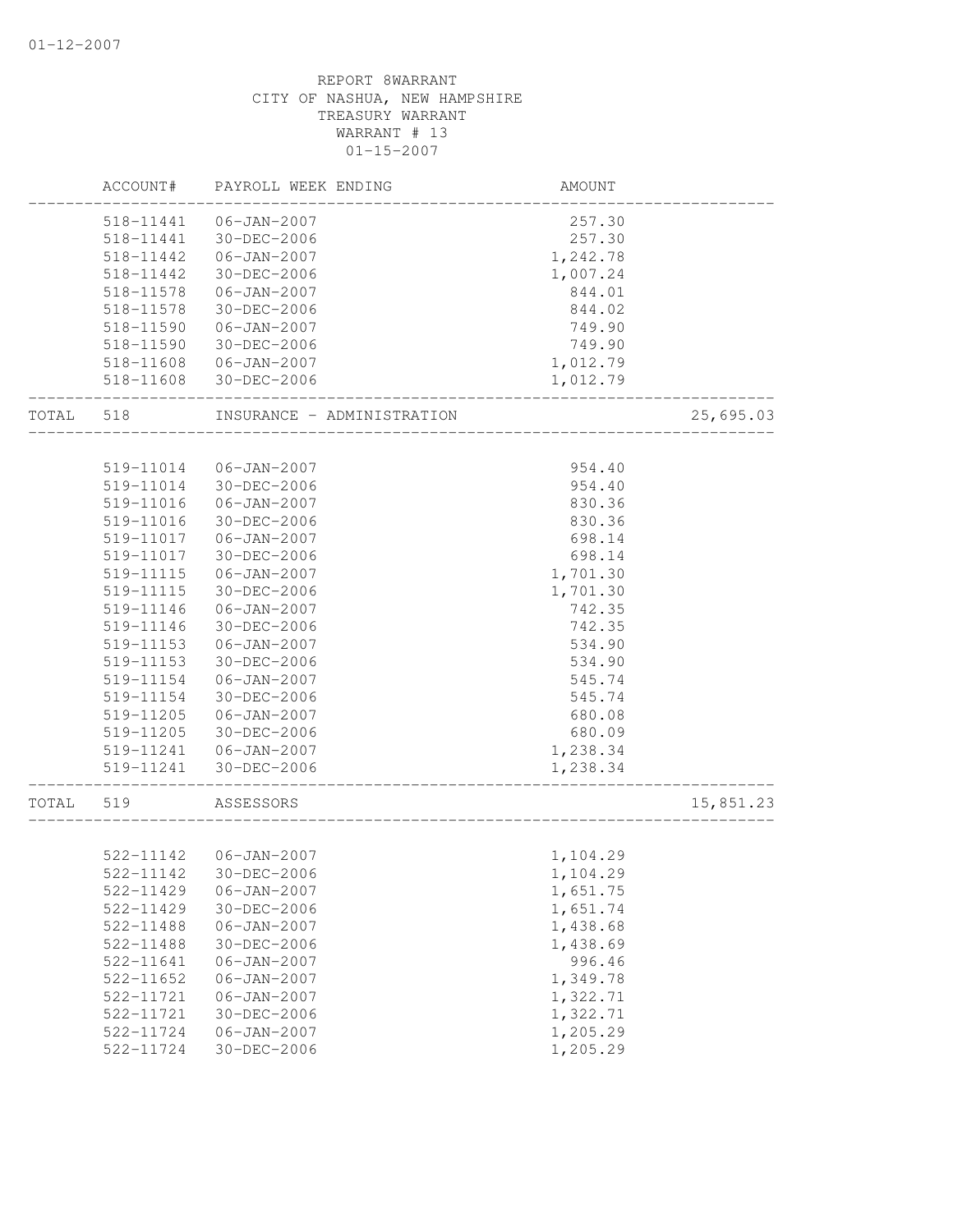REPORT 8WARRANT
CITY OF NASHUA, NEW HAMPSHIRE
TREASURY WARRANT
WARRANT # 13
01-15-2007

| | ACCOUNT# | PAYROLL WEEK ENDING | AMOUNT | |
|---|---|---|---|---|
| | 518-11441 | 06-JAN-2007 | 257.30 | |
| | 518-11441 | 30-DEC-2006 | 257.30 | |
| | 518-11442 | 06-JAN-2007 | 1,242.78 | |
| | 518-11442 | 30-DEC-2006 | 1,007.24 | |
| | 518-11578 | 06-JAN-2007 | 844.01 | |
| | 518-11578 | 30-DEC-2006 | 844.02 | |
| | 518-11590 | 06-JAN-2007 | 749.90 | |
| | 518-11590 | 30-DEC-2006 | 749.90 | |
| | 518-11608 | 06-JAN-2007 | 1,012.79 | |
| | 518-11608 | 30-DEC-2006 | 1,012.79 | |
| TOTAL | 518 | INSURANCE - ADMINISTRATION | | 25,695.03 |
| | 519-11014 | 06-JAN-2007 | 954.40 | |
| | 519-11014 | 30-DEC-2006 | 954.40 | |
| | 519-11016 | 06-JAN-2007 | 830.36 | |
| | 519-11016 | 30-DEC-2006 | 830.36 | |
| | 519-11017 | 06-JAN-2007 | 698.14 | |
| | 519-11017 | 30-DEC-2006 | 698.14 | |
| | 519-11115 | 06-JAN-2007 | 1,701.30 | |
| | 519-11115 | 30-DEC-2006 | 1,701.30 | |
| | 519-11146 | 06-JAN-2007 | 742.35 | |
| | 519-11146 | 30-DEC-2006 | 742.35 | |
| | 519-11153 | 06-JAN-2007 | 534.90 | |
| | 519-11153 | 30-DEC-2006 | 534.90 | |
| | 519-11154 | 06-JAN-2007 | 545.74 | |
| | 519-11154 | 30-DEC-2006 | 545.74 | |
| | 519-11205 | 06-JAN-2007 | 680.08 | |
| | 519-11205 | 30-DEC-2006 | 680.09 | |
| | 519-11241 | 06-JAN-2007 | 1,238.34 | |
| | 519-11241 | 30-DEC-2006 | 1,238.34 | |
| TOTAL | 519 | ASSESSORS | | 15,851.23 |
| | 522-11142 | 06-JAN-2007 | 1,104.29 | |
| | 522-11142 | 30-DEC-2006 | 1,104.29 | |
| | 522-11429 | 06-JAN-2007 | 1,651.75 | |
| | 522-11429 | 30-DEC-2006 | 1,651.74 | |
| | 522-11488 | 06-JAN-2007 | 1,438.68 | |
| | 522-11488 | 30-DEC-2006 | 1,438.69 | |
| | 522-11641 | 06-JAN-2007 | 996.46 | |
| | 522-11652 | 06-JAN-2007 | 1,349.78 | |
| | 522-11721 | 06-JAN-2007 | 1,322.71 | |
| | 522-11721 | 30-DEC-2006 | 1,322.71 | |
| | 522-11724 | 06-JAN-2007 | 1,205.29 | |
| | 522-11724 | 30-DEC-2006 | 1,205.29 | |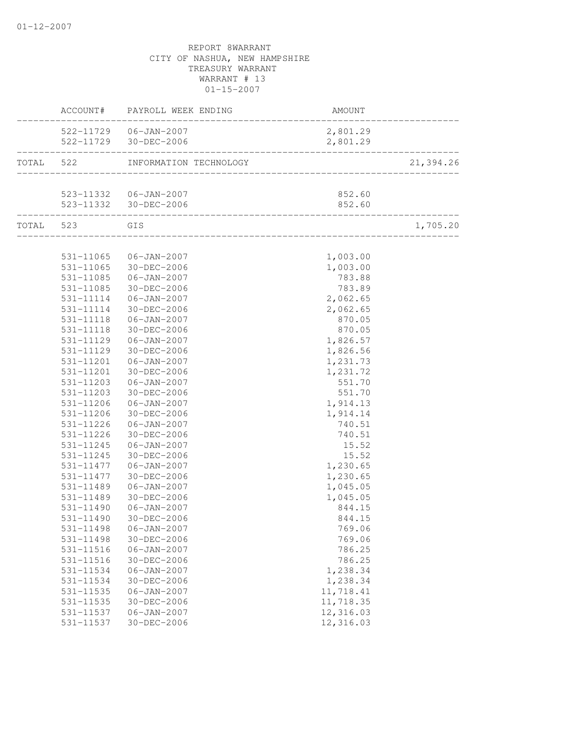REPORT 8WARRANT
CITY OF NASHUA, NEW HAMPSHIRE
TREASURY WARRANT
WARRANT # 13
01-15-2007

| | ACCOUNT# | PAYROLL WEEK ENDING | AMOUNT | |
|---|---|---|---|---|
| | 522-11729 | 06-JAN-2007 | 2,801.29 | |
| | 522-11729 | 30-DEC-2006 | 2,801.29 | |
| TOTAL | 522 | INFORMATION TECHNOLOGY | | 21,394.26 |
| | 523-11332 | 06-JAN-2007 | 852.60 | |
| | 523-11332 | 30-DEC-2006 | 852.60 | |
| TOTAL | 523 | GIS | | 1,705.20 |
| | 531-11065 | 06-JAN-2007 | 1,003.00 | |
| | 531-11065 | 30-DEC-2006 | 1,003.00 | |
| | 531-11085 | 06-JAN-2007 | 783.88 | |
| | 531-11085 | 30-DEC-2006 | 783.89 | |
| | 531-11114 | 06-JAN-2007 | 2,062.65 | |
| | 531-11114 | 30-DEC-2006 | 2,062.65 | |
| | 531-11118 | 06-JAN-2007 | 870.05 | |
| | 531-11118 | 30-DEC-2006 | 870.05 | |
| | 531-11129 | 06-JAN-2007 | 1,826.57 | |
| | 531-11129 | 30-DEC-2006 | 1,826.56 | |
| | 531-11201 | 06-JAN-2007 | 1,231.73 | |
| | 531-11201 | 30-DEC-2006 | 1,231.72 | |
| | 531-11203 | 06-JAN-2007 | 551.70 | |
| | 531-11203 | 30-DEC-2006 | 551.70 | |
| | 531-11206 | 06-JAN-2007 | 1,914.13 | |
| | 531-11206 | 30-DEC-2006 | 1,914.14 | |
| | 531-11226 | 06-JAN-2007 | 740.51 | |
| | 531-11226 | 30-DEC-2006 | 740.51 | |
| | 531-11245 | 06-JAN-2007 | 15.52 | |
| | 531-11245 | 30-DEC-2006 | 15.52 | |
| | 531-11477 | 06-JAN-2007 | 1,230.65 | |
| | 531-11477 | 30-DEC-2006 | 1,230.65 | |
| | 531-11489 | 06-JAN-2007 | 1,045.05 | |
| | 531-11489 | 30-DEC-2006 | 1,045.05 | |
| | 531-11490 | 06-JAN-2007 | 844.15 | |
| | 531-11490 | 30-DEC-2006 | 844.15 | |
| | 531-11498 | 06-JAN-2007 | 769.06 | |
| | 531-11498 | 30-DEC-2006 | 769.06 | |
| | 531-11516 | 06-JAN-2007 | 786.25 | |
| | 531-11516 | 30-DEC-2006 | 786.25 | |
| | 531-11534 | 06-JAN-2007 | 1,238.34 | |
| | 531-11534 | 30-DEC-2006 | 1,238.34 | |
| | 531-11535 | 06-JAN-2007 | 11,718.41 | |
| | 531-11535 | 30-DEC-2006 | 11,718.35 | |
| | 531-11537 | 06-JAN-2007 | 12,316.03 | |
| | 531-11537 | 30-DEC-2006 | 12,316.03 | |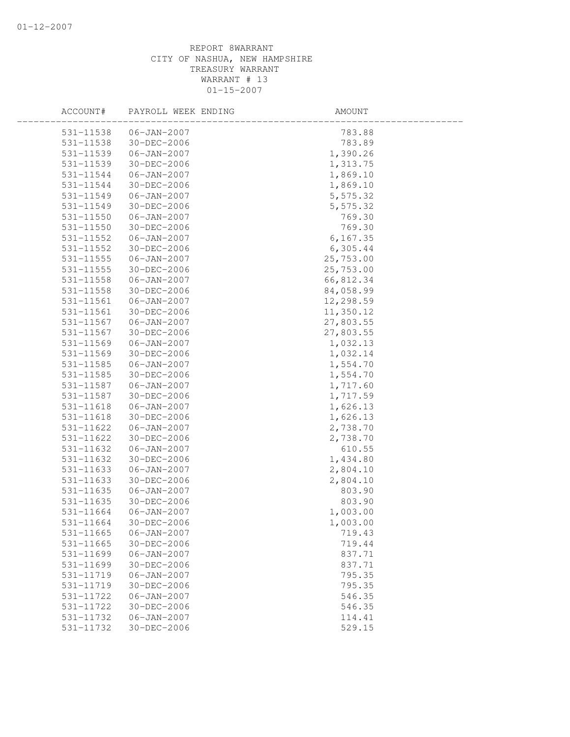REPORT 8WARRANT
CITY OF NASHUA, NEW HAMPSHIRE
TREASURY WARRANT
WARRANT # 13
01-15-2007

| ACCOUNT# | PAYROLL WEEK ENDING | AMOUNT |
|---|---|---|
| 531-11538 | 06-JAN-2007 | 783.88 |
| 531-11538 | 30-DEC-2006 | 783.89 |
| 531-11539 | 06-JAN-2007 | 1,390.26 |
| 531-11539 | 30-DEC-2006 | 1,313.75 |
| 531-11544 | 06-JAN-2007 | 1,869.10 |
| 531-11544 | 30-DEC-2006 | 1,869.10 |
| 531-11549 | 06-JAN-2007 | 5,575.32 |
| 531-11549 | 30-DEC-2006 | 5,575.32 |
| 531-11550 | 06-JAN-2007 | 769.30 |
| 531-11550 | 30-DEC-2006 | 769.30 |
| 531-11552 | 06-JAN-2007 | 6,167.35 |
| 531-11552 | 30-DEC-2006 | 6,305.44 |
| 531-11555 | 06-JAN-2007 | 25,753.00 |
| 531-11555 | 30-DEC-2006 | 25,753.00 |
| 531-11558 | 06-JAN-2007 | 66,812.34 |
| 531-11558 | 30-DEC-2006 | 84,058.99 |
| 531-11561 | 06-JAN-2007 | 12,298.59 |
| 531-11561 | 30-DEC-2006 | 11,350.12 |
| 531-11567 | 06-JAN-2007 | 27,803.55 |
| 531-11567 | 30-DEC-2006 | 27,803.55 |
| 531-11569 | 06-JAN-2007 | 1,032.13 |
| 531-11569 | 30-DEC-2006 | 1,032.14 |
| 531-11585 | 06-JAN-2007 | 1,554.70 |
| 531-11585 | 30-DEC-2006 | 1,554.70 |
| 531-11587 | 06-JAN-2007 | 1,717.60 |
| 531-11587 | 30-DEC-2006 | 1,717.59 |
| 531-11618 | 06-JAN-2007 | 1,626.13 |
| 531-11618 | 30-DEC-2006 | 1,626.13 |
| 531-11622 | 06-JAN-2007 | 2,738.70 |
| 531-11622 | 30-DEC-2006 | 2,738.70 |
| 531-11632 | 06-JAN-2007 | 610.55 |
| 531-11632 | 30-DEC-2006 | 1,434.80 |
| 531-11633 | 06-JAN-2007 | 2,804.10 |
| 531-11633 | 30-DEC-2006 | 2,804.10 |
| 531-11635 | 06-JAN-2007 | 803.90 |
| 531-11635 | 30-DEC-2006 | 803.90 |
| 531-11664 | 06-JAN-2007 | 1,003.00 |
| 531-11664 | 30-DEC-2006 | 1,003.00 |
| 531-11665 | 06-JAN-2007 | 719.43 |
| 531-11665 | 30-DEC-2006 | 719.44 |
| 531-11699 | 06-JAN-2007 | 837.71 |
| 531-11699 | 30-DEC-2006 | 837.71 |
| 531-11719 | 06-JAN-2007 | 795.35 |
| 531-11719 | 30-DEC-2006 | 795.35 |
| 531-11722 | 06-JAN-2007 | 546.35 |
| 531-11722 | 30-DEC-2006 | 546.35 |
| 531-11732 | 06-JAN-2007 | 114.41 |
| 531-11732 | 30-DEC-2006 | 529.15 |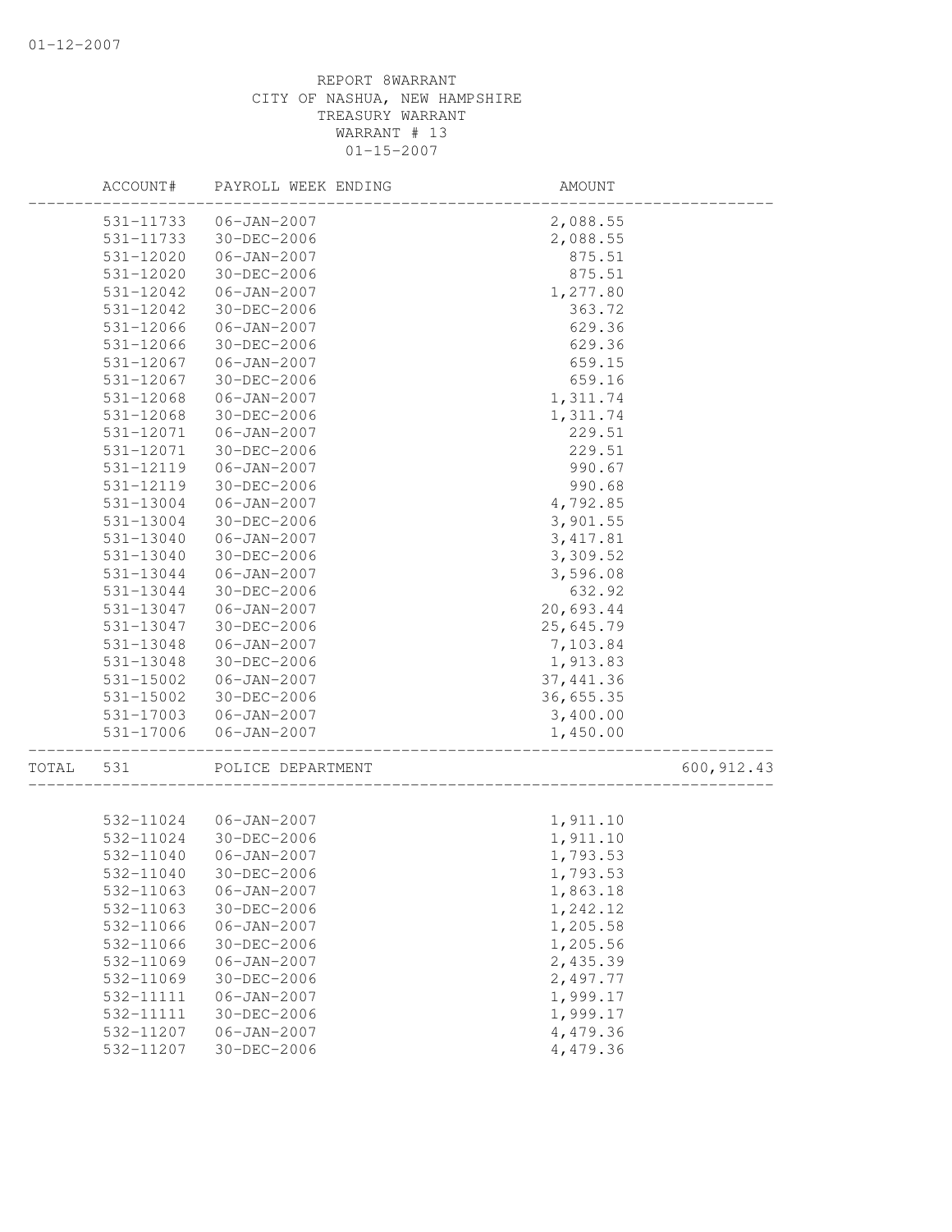01-12-2007

REPORT 8WARRANT
CITY OF NASHUA, NEW HAMPSHIRE
TREASURY WARRANT
WARRANT # 13
01-15-2007

| ACCOUNT# | PAYROLL WEEK ENDING | AMOUNT | |
|---|---|---|---|
| 531-11733 | 06-JAN-2007 | 2,088.55 | |
| 531-11733 | 30-DEC-2006 | 2,088.55 | |
| 531-12020 | 06-JAN-2007 | 875.51 | |
| 531-12020 | 30-DEC-2006 | 875.51 | |
| 531-12042 | 06-JAN-2007 | 1,277.80 | |
| 531-12042 | 30-DEC-2006 | 363.72 | |
| 531-12066 | 06-JAN-2007 | 629.36 | |
| 531-12066 | 30-DEC-2006 | 629.36 | |
| 531-12067 | 06-JAN-2007 | 659.15 | |
| 531-12067 | 30-DEC-2006 | 659.16 | |
| 531-12068 | 06-JAN-2007 | 1,311.74 | |
| 531-12068 | 30-DEC-2006 | 1,311.74 | |
| 531-12071 | 06-JAN-2007 | 229.51 | |
| 531-12071 | 30-DEC-2006 | 229.51 | |
| 531-12119 | 06-JAN-2007 | 990.67 | |
| 531-12119 | 30-DEC-2006 | 990.68 | |
| 531-13004 | 06-JAN-2007 | 4,792.85 | |
| 531-13004 | 30-DEC-2006 | 3,901.55 | |
| 531-13040 | 06-JAN-2007 | 3,417.81 | |
| 531-13040 | 30-DEC-2006 | 3,309.52 | |
| 531-13044 | 06-JAN-2007 | 3,596.08 | |
| 531-13044 | 30-DEC-2006 | 632.92 | |
| 531-13047 | 06-JAN-2007 | 20,693.44 | |
| 531-13047 | 30-DEC-2006 | 25,645.79 | |
| 531-13048 | 06-JAN-2007 | 7,103.84 | |
| 531-13048 | 30-DEC-2006 | 1,913.83 | |
| 531-15002 | 06-JAN-2007 | 37,441.36 | |
| 531-15002 | 30-DEC-2006 | 36,655.35 | |
| 531-17003 | 06-JAN-2007 | 3,400.00 | |
| 531-17006 | 06-JAN-2007 | 1,450.00 | |
| TOTAL 531 | POLICE DEPARTMENT | | 600,912.43 |
| 532-11024 | 06-JAN-2007 | 1,911.10 | |
| 532-11024 | 30-DEC-2006 | 1,911.10 | |
| 532-11040 | 06-JAN-2007 | 1,793.53 | |
| 532-11040 | 30-DEC-2006 | 1,793.53 | |
| 532-11063 | 06-JAN-2007 | 1,863.18 | |
| 532-11063 | 30-DEC-2006 | 1,242.12 | |
| 532-11066 | 06-JAN-2007 | 1,205.58 | |
| 532-11066 | 30-DEC-2006 | 1,205.56 | |
| 532-11069 | 06-JAN-2007 | 2,435.39 | |
| 532-11069 | 30-DEC-2006 | 2,497.77 | |
| 532-11111 | 06-JAN-2007 | 1,999.17 | |
| 532-11111 | 30-DEC-2006 | 1,999.17 | |
| 532-11207 | 06-JAN-2007 | 4,479.36 | |
| 532-11207 | 30-DEC-2006 | 4,479.36 | |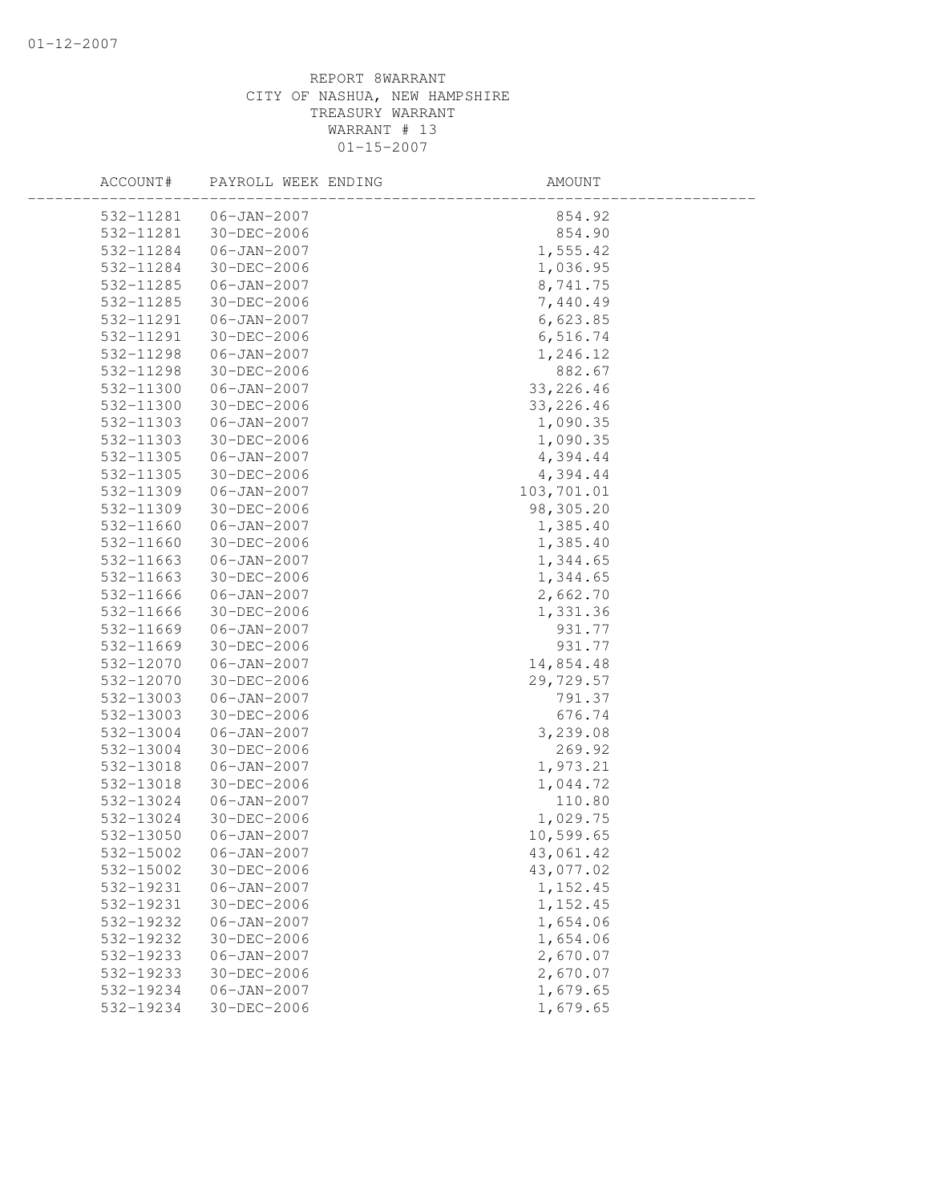REPORT 8WARRANT
CITY OF NASHUA, NEW HAMPSHIRE
TREASURY WARRANT
WARRANT # 13
01-15-2007

| ACCOUNT# | PAYROLL WEEK ENDING | AMOUNT |
|---|---|---|
| 532-11281 | 06-JAN-2007 | 854.92 |
| 532-11281 | 30-DEC-2006 | 854.90 |
| 532-11284 | 06-JAN-2007 | 1,555.42 |
| 532-11284 | 30-DEC-2006 | 1,036.95 |
| 532-11285 | 06-JAN-2007 | 8,741.75 |
| 532-11285 | 30-DEC-2006 | 7,440.49 |
| 532-11291 | 06-JAN-2007 | 6,623.85 |
| 532-11291 | 30-DEC-2006 | 6,516.74 |
| 532-11298 | 06-JAN-2007 | 1,246.12 |
| 532-11298 | 30-DEC-2006 | 882.67 |
| 532-11300 | 06-JAN-2007 | 33,226.46 |
| 532-11300 | 30-DEC-2006 | 33,226.46 |
| 532-11303 | 06-JAN-2007 | 1,090.35 |
| 532-11303 | 30-DEC-2006 | 1,090.35 |
| 532-11305 | 06-JAN-2007 | 4,394.44 |
| 532-11305 | 30-DEC-2006 | 4,394.44 |
| 532-11309 | 06-JAN-2007 | 103,701.01 |
| 532-11309 | 30-DEC-2006 | 98,305.20 |
| 532-11660 | 06-JAN-2007 | 1,385.40 |
| 532-11660 | 30-DEC-2006 | 1,385.40 |
| 532-11663 | 06-JAN-2007 | 1,344.65 |
| 532-11663 | 30-DEC-2006 | 1,344.65 |
| 532-11666 | 06-JAN-2007 | 2,662.70 |
| 532-11666 | 30-DEC-2006 | 1,331.36 |
| 532-11669 | 06-JAN-2007 | 931.77 |
| 532-11669 | 30-DEC-2006 | 931.77 |
| 532-12070 | 06-JAN-2007 | 14,854.48 |
| 532-12070 | 30-DEC-2006 | 29,729.57 |
| 532-13003 | 06-JAN-2007 | 791.37 |
| 532-13003 | 30-DEC-2006 | 676.74 |
| 532-13004 | 06-JAN-2007 | 3,239.08 |
| 532-13004 | 30-DEC-2006 | 269.92 |
| 532-13018 | 06-JAN-2007 | 1,973.21 |
| 532-13018 | 30-DEC-2006 | 1,044.72 |
| 532-13024 | 06-JAN-2007 | 110.80 |
| 532-13024 | 30-DEC-2006 | 1,029.75 |
| 532-13050 | 06-JAN-2007 | 10,599.65 |
| 532-15002 | 06-JAN-2007 | 43,061.42 |
| 532-15002 | 30-DEC-2006 | 43,077.02 |
| 532-19231 | 06-JAN-2007 | 1,152.45 |
| 532-19231 | 30-DEC-2006 | 1,152.45 |
| 532-19232 | 06-JAN-2007 | 1,654.06 |
| 532-19232 | 30-DEC-2006 | 1,654.06 |
| 532-19233 | 06-JAN-2007 | 2,670.07 |
| 532-19233 | 30-DEC-2006 | 2,670.07 |
| 532-19234 | 06-JAN-2007 | 1,679.65 |
| 532-19234 | 30-DEC-2006 | 1,679.65 |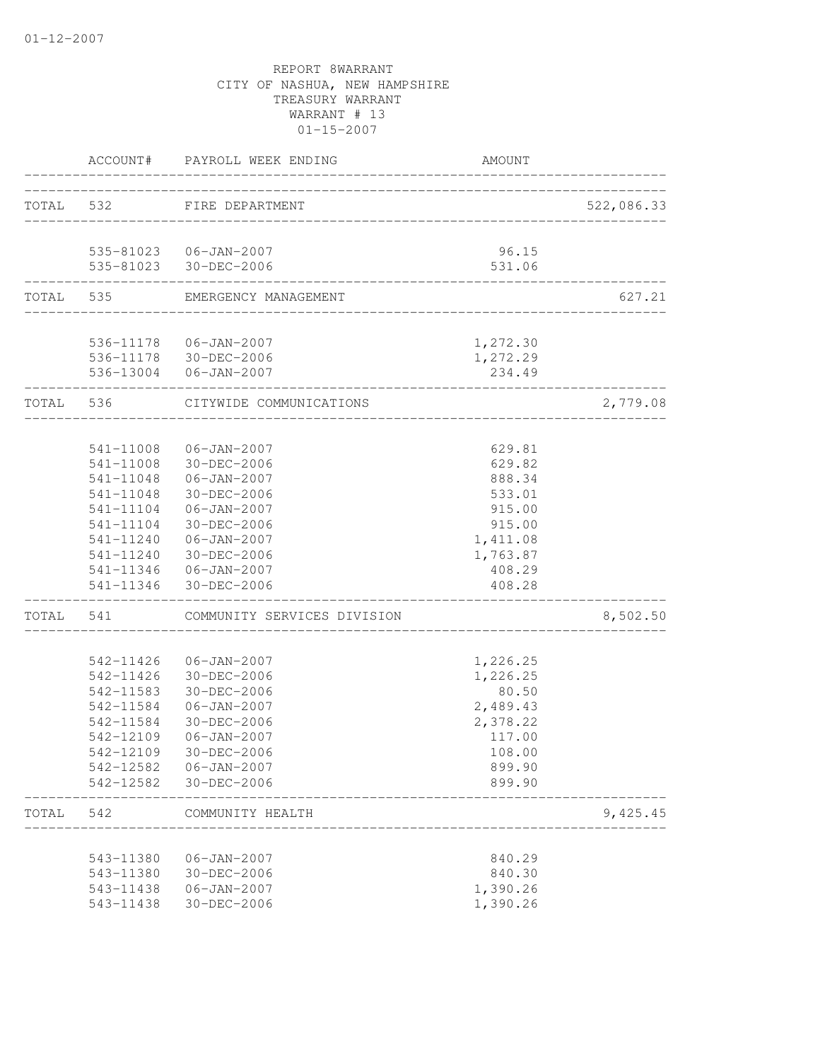01-12-2007

REPORT 8WARRANT
CITY OF NASHUA, NEW HAMPSHIRE
TREASURY WARRANT
WARRANT # 13
01-15-2007

| | ACCOUNT# | PAYROLL WEEK ENDING | AMOUNT | |
|---|---|---|---|---|
| TOTAL | 532 | FIRE DEPARTMENT | | 522,086.33 |
| | 535-81023 | 06-JAN-2007 | 96.15 | |
| | 535-81023 | 30-DEC-2006 | 531.06 | |
| TOTAL | 535 | EMERGENCY MANAGEMENT | | 627.21 |
| | 536-11178 | 06-JAN-2007 | 1,272.30 | |
| | 536-11178 | 30-DEC-2006 | 1,272.29 | |
| | 536-13004 | 06-JAN-2007 | 234.49 | |
| TOTAL | 536 | CITYWIDE COMMUNICATIONS | | 2,779.08 |
| | 541-11008 | 06-JAN-2007 | 629.81 | |
| | 541-11008 | 30-DEC-2006 | 629.82 | |
| | 541-11048 | 06-JAN-2007 | 888.34 | |
| | 541-11048 | 30-DEC-2006 | 533.01 | |
| | 541-11104 | 06-JAN-2007 | 915.00 | |
| | 541-11104 | 30-DEC-2006 | 915.00 | |
| | 541-11240 | 06-JAN-2007 | 1,411.08 | |
| | 541-11240 | 30-DEC-2006 | 1,763.87 | |
| | 541-11346 | 06-JAN-2007 | 408.29 | |
| | 541-11346 | 30-DEC-2006 | 408.28 | |
| TOTAL | 541 | COMMUNITY SERVICES DIVISION | | 8,502.50 |
| | 542-11426 | 06-JAN-2007 | 1,226.25 | |
| | 542-11426 | 30-DEC-2006 | 1,226.25 | |
| | 542-11583 | 30-DEC-2006 | 80.50 | |
| | 542-11584 | 06-JAN-2007 | 2,489.43 | |
| | 542-11584 | 30-DEC-2006 | 2,378.22 | |
| | 542-12109 | 06-JAN-2007 | 117.00 | |
| | 542-12109 | 30-DEC-2006 | 108.00 | |
| | 542-12582 | 06-JAN-2007 | 899.90 | |
| | 542-12582 | 30-DEC-2006 | 899.90 | |
| TOTAL | 542 | COMMUNITY HEALTH | | 9,425.45 |
| | 543-11380 | 06-JAN-2007 | 840.29 | |
| | 543-11380 | 30-DEC-2006 | 840.30 | |
| | 543-11438 | 06-JAN-2007 | 1,390.26 | |
| | 543-11438 | 30-DEC-2006 | 1,390.26 | |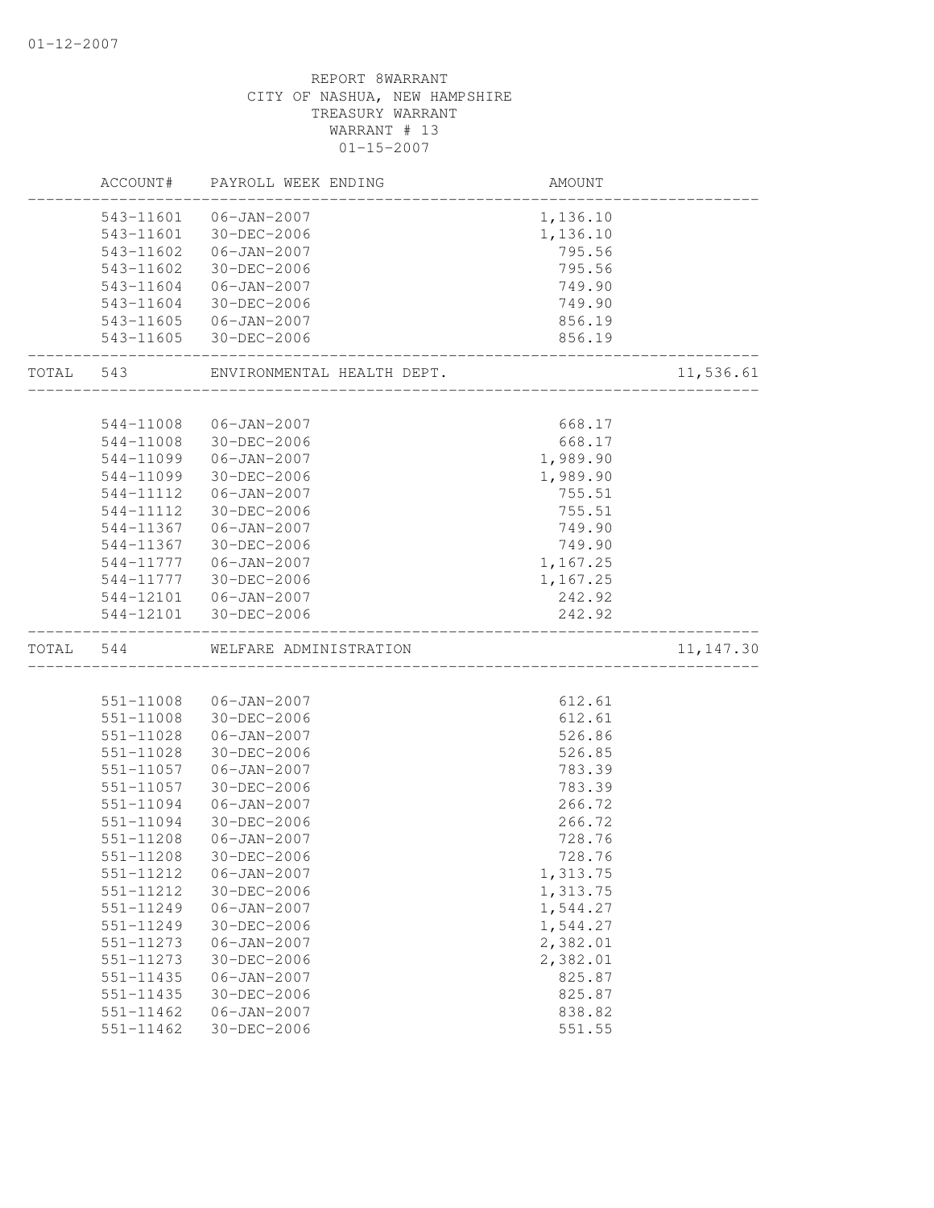01-12-2007

REPORT 8WARRANT
CITY OF NASHUA, NEW HAMPSHIRE
TREASURY WARRANT
WARRANT # 13
01-15-2007

| | ACCOUNT# | PAYROLL WEEK ENDING | AMOUNT | |
|---|---|---|---|---|
| | 543-11601 | 06-JAN-2007 | 1,136.10 | |
| | 543-11601 | 30-DEC-2006 | 1,136.10 | |
| | 543-11602 | 06-JAN-2007 | 795.56 | |
| | 543-11602 | 30-DEC-2006 | 795.56 | |
| | 543-11604 | 06-JAN-2007 | 749.90 | |
| | 543-11604 | 30-DEC-2006 | 749.90 | |
| | 543-11605 | 06-JAN-2007 | 856.19 | |
| | 543-11605 | 30-DEC-2006 | 856.19 | |
| TOTAL | 543 | ENVIRONMENTAL HEALTH DEPT. | | 11,536.61 |
| | 544-11008 | 06-JAN-2007 | 668.17 | |
| | 544-11008 | 30-DEC-2006 | 668.17 | |
| | 544-11099 | 06-JAN-2007 | 1,989.90 | |
| | 544-11099 | 30-DEC-2006 | 1,989.90 | |
| | 544-11112 | 06-JAN-2007 | 755.51 | |
| | 544-11112 | 30-DEC-2006 | 755.51 | |
| | 544-11367 | 06-JAN-2007 | 749.90 | |
| | 544-11367 | 30-DEC-2006 | 749.90 | |
| | 544-11777 | 06-JAN-2007 | 1,167.25 | |
| | 544-11777 | 30-DEC-2006 | 1,167.25 | |
| | 544-12101 | 06-JAN-2007 | 242.92 | |
| | 544-12101 | 30-DEC-2006 | 242.92 | |
| TOTAL | 544 | WELFARE ADMINISTRATION | | 11,147.30 |
| | 551-11008 | 06-JAN-2007 | 612.61 | |
| | 551-11008 | 30-DEC-2006 | 612.61 | |
| | 551-11028 | 06-JAN-2007 | 526.86 | |
| | 551-11028 | 30-DEC-2006 | 526.85 | |
| | 551-11057 | 06-JAN-2007 | 783.39 | |
| | 551-11057 | 30-DEC-2006 | 783.39 | |
| | 551-11094 | 06-JAN-2007 | 266.72 | |
| | 551-11094 | 30-DEC-2006 | 266.72 | |
| | 551-11208 | 06-JAN-2007 | 728.76 | |
| | 551-11208 | 30-DEC-2006 | 728.76 | |
| | 551-11212 | 06-JAN-2007 | 1,313.75 | |
| | 551-11212 | 30-DEC-2006 | 1,313.75 | |
| | 551-11249 | 06-JAN-2007 | 1,544.27 | |
| | 551-11249 | 30-DEC-2006 | 1,544.27 | |
| | 551-11273 | 06-JAN-2007 | 2,382.01 | |
| | 551-11273 | 30-DEC-2006 | 2,382.01 | |
| | 551-11435 | 06-JAN-2007 | 825.87 | |
| | 551-11435 | 30-DEC-2006 | 825.87 | |
| | 551-11462 | 06-JAN-2007 | 838.82 | |
| | 551-11462 | 30-DEC-2006 | 551.55 | |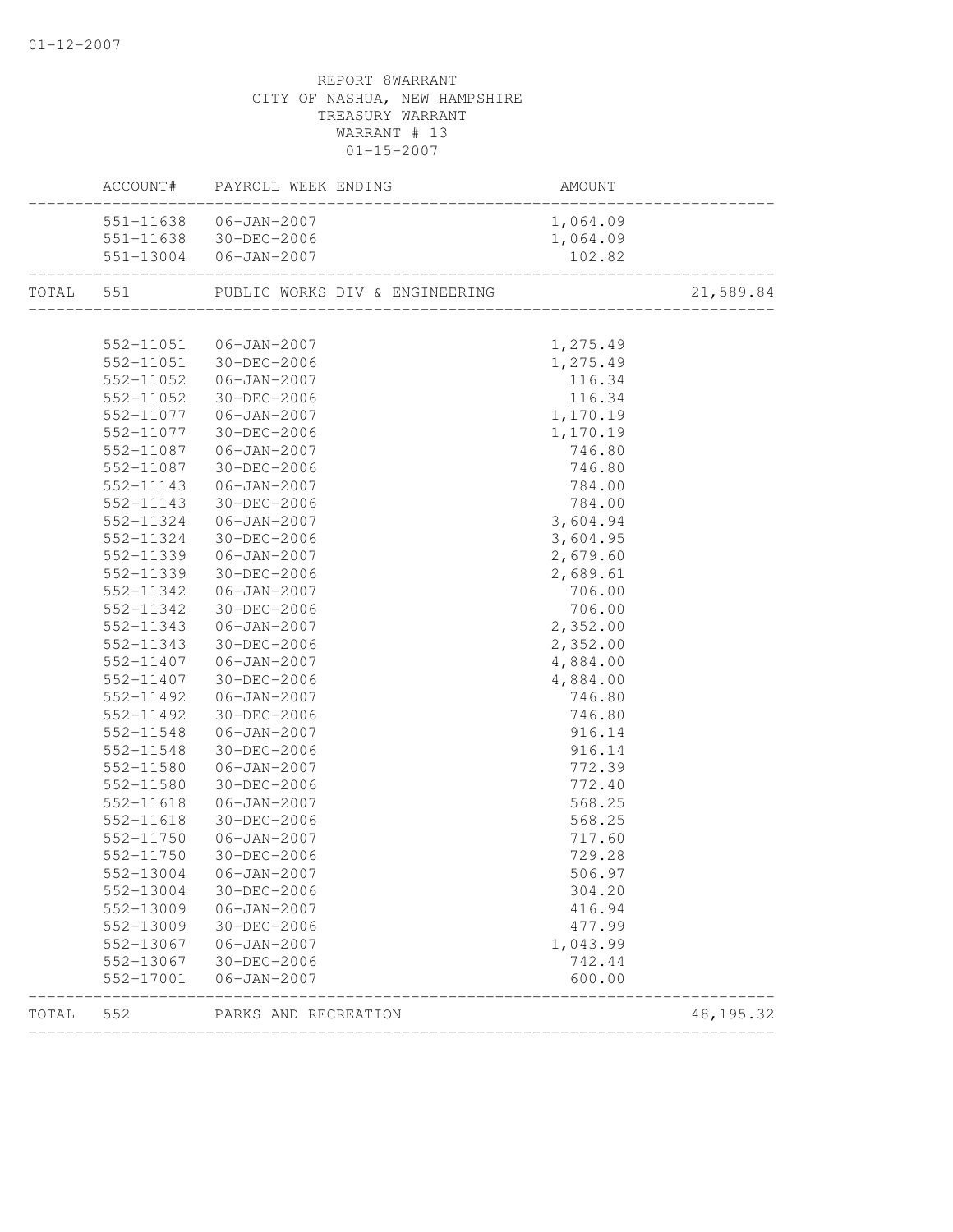REPORT 8WARRANT
CITY OF NASHUA, NEW HAMPSHIRE
TREASURY WARRANT
WARRANT # 13
01-15-2007

| | ACCOUNT# | PAYROLL WEEK ENDING | AMOUNT | |
|---|---|---|---|---|
| | 551-11638 | 06-JAN-2007 | 1,064.09 | |
| | 551-11638 | 30-DEC-2006 | 1,064.09 | |
| | 551-13004 | 06-JAN-2007 | 102.82 | |
| TOTAL | 551 | PUBLIC WORKS DIV & ENGINEERING | | 21,589.84 |
| | 552-11051 | 06-JAN-2007 | 1,275.49 | |
| | 552-11051 | 30-DEC-2006 | 1,275.49 | |
| | 552-11052 | 06-JAN-2007 | 116.34 | |
| | 552-11052 | 30-DEC-2006 | 116.34 | |
| | 552-11077 | 06-JAN-2007 | 1,170.19 | |
| | 552-11077 | 30-DEC-2006 | 1,170.19 | |
| | 552-11087 | 06-JAN-2007 | 746.80 | |
| | 552-11087 | 30-DEC-2006 | 746.80 | |
| | 552-11143 | 06-JAN-2007 | 784.00 | |
| | 552-11143 | 30-DEC-2006 | 784.00 | |
| | 552-11324 | 06-JAN-2007 | 3,604.94 | |
| | 552-11324 | 30-DEC-2006 | 3,604.95 | |
| | 552-11339 | 06-JAN-2007 | 2,679.60 | |
| | 552-11339 | 30-DEC-2006 | 2,689.61 | |
| | 552-11342 | 06-JAN-2007 | 706.00 | |
| | 552-11342 | 30-DEC-2006 | 706.00 | |
| | 552-11343 | 06-JAN-2007 | 2,352.00 | |
| | 552-11343 | 30-DEC-2006 | 2,352.00 | |
| | 552-11407 | 06-JAN-2007 | 4,884.00 | |
| | 552-11407 | 30-DEC-2006 | 4,884.00 | |
| | 552-11492 | 06-JAN-2007 | 746.80 | |
| | 552-11492 | 30-DEC-2006 | 746.80 | |
| | 552-11548 | 06-JAN-2007 | 916.14 | |
| | 552-11548 | 30-DEC-2006 | 916.14 | |
| | 552-11580 | 06-JAN-2007 | 772.39 | |
| | 552-11580 | 30-DEC-2006 | 772.40 | |
| | 552-11618 | 06-JAN-2007 | 568.25 | |
| | 552-11618 | 30-DEC-2006 | 568.25 | |
| | 552-11750 | 06-JAN-2007 | 717.60 | |
| | 552-11750 | 30-DEC-2006 | 729.28 | |
| | 552-13004 | 06-JAN-2007 | 506.97 | |
| | 552-13004 | 30-DEC-2006 | 304.20 | |
| | 552-13009 | 06-JAN-2007 | 416.94 | |
| | 552-13009 | 30-DEC-2006 | 477.99 | |
| | 552-13067 | 06-JAN-2007 | 1,043.99 | |
| | 552-13067 | 30-DEC-2006 | 742.44 | |
| | 552-17001 | 06-JAN-2007 | 600.00 | |
| TOTAL | 552 | PARKS AND RECREATION | | 48,195.32 |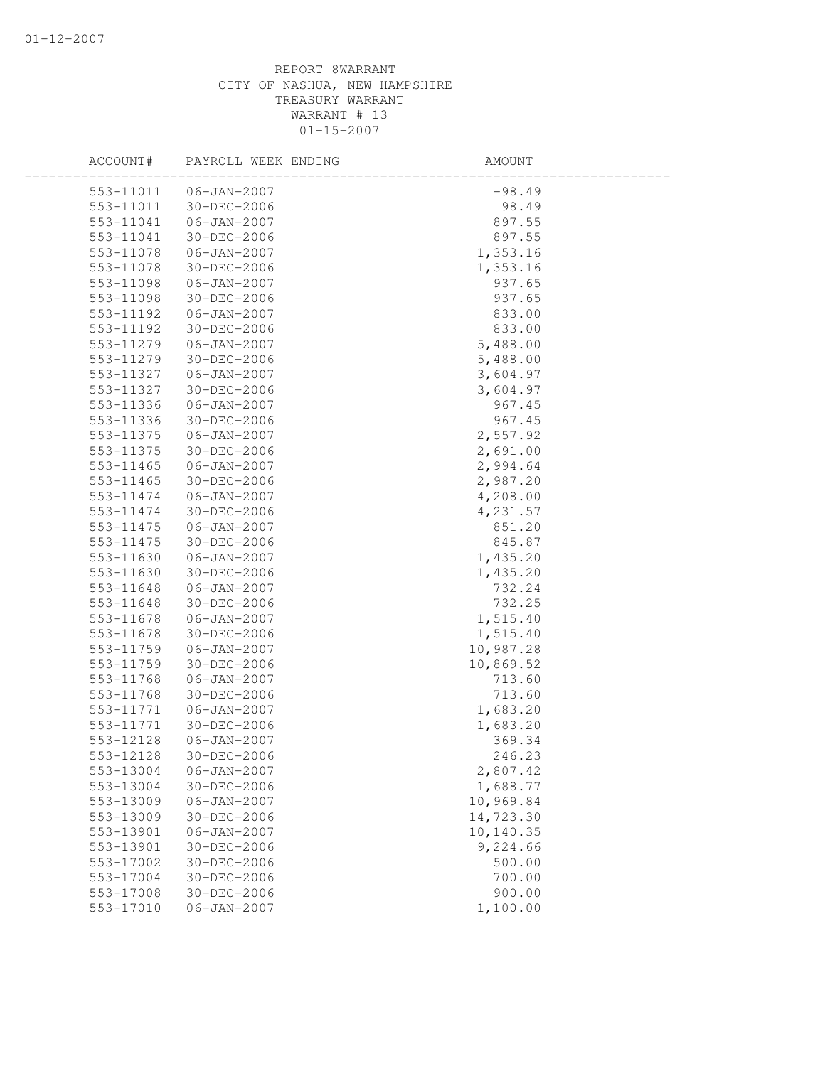REPORT 8WARRANT
CITY OF NASHUA, NEW HAMPSHIRE
TREASURY WARRANT
WARRANT # 13
01-15-2007

| ACCOUNT# | PAYROLL WEEK ENDING | AMOUNT |
|---|---|---|
| 553-11011 | 06-JAN-2007 | -98.49 |
| 553-11011 | 30-DEC-2006 | 98.49 |
| 553-11041 | 06-JAN-2007 | 897.55 |
| 553-11041 | 30-DEC-2006 | 897.55 |
| 553-11078 | 06-JAN-2007 | 1,353.16 |
| 553-11078 | 30-DEC-2006 | 1,353.16 |
| 553-11098 | 06-JAN-2007 | 937.65 |
| 553-11098 | 30-DEC-2006 | 937.65 |
| 553-11192 | 06-JAN-2007 | 833.00 |
| 553-11192 | 30-DEC-2006 | 833.00 |
| 553-11279 | 06-JAN-2007 | 5,488.00 |
| 553-11279 | 30-DEC-2006 | 5,488.00 |
| 553-11327 | 06-JAN-2007 | 3,604.97 |
| 553-11327 | 30-DEC-2006 | 3,604.97 |
| 553-11336 | 06-JAN-2007 | 967.45 |
| 553-11336 | 30-DEC-2006 | 967.45 |
| 553-11375 | 06-JAN-2007 | 2,557.92 |
| 553-11375 | 30-DEC-2006 | 2,691.00 |
| 553-11465 | 06-JAN-2007 | 2,994.64 |
| 553-11465 | 30-DEC-2006 | 2,987.20 |
| 553-11474 | 06-JAN-2007 | 4,208.00 |
| 553-11474 | 30-DEC-2006 | 4,231.57 |
| 553-11475 | 06-JAN-2007 | 851.20 |
| 553-11475 | 30-DEC-2006 | 845.87 |
| 553-11630 | 06-JAN-2007 | 1,435.20 |
| 553-11630 | 30-DEC-2006 | 1,435.20 |
| 553-11648 | 06-JAN-2007 | 732.24 |
| 553-11648 | 30-DEC-2006 | 732.25 |
| 553-11678 | 06-JAN-2007 | 1,515.40 |
| 553-11678 | 30-DEC-2006 | 1,515.40 |
| 553-11759 | 06-JAN-2007 | 10,987.28 |
| 553-11759 | 30-DEC-2006 | 10,869.52 |
| 553-11768 | 06-JAN-2007 | 713.60 |
| 553-11768 | 30-DEC-2006 | 713.60 |
| 553-11771 | 06-JAN-2007 | 1,683.20 |
| 553-11771 | 30-DEC-2006 | 1,683.20 |
| 553-12128 | 06-JAN-2007 | 369.34 |
| 553-12128 | 30-DEC-2006 | 246.23 |
| 553-13004 | 06-JAN-2007 | 2,807.42 |
| 553-13004 | 30-DEC-2006 | 1,688.77 |
| 553-13009 | 06-JAN-2007 | 10,969.84 |
| 553-13009 | 30-DEC-2006 | 14,723.30 |
| 553-13901 | 06-JAN-2007 | 10,140.35 |
| 553-13901 | 30-DEC-2006 | 9,224.66 |
| 553-17002 | 30-DEC-2006 | 500.00 |
| 553-17004 | 30-DEC-2006 | 700.00 |
| 553-17008 | 30-DEC-2006 | 900.00 |
| 553-17010 | 06-JAN-2007 | 1,100.00 |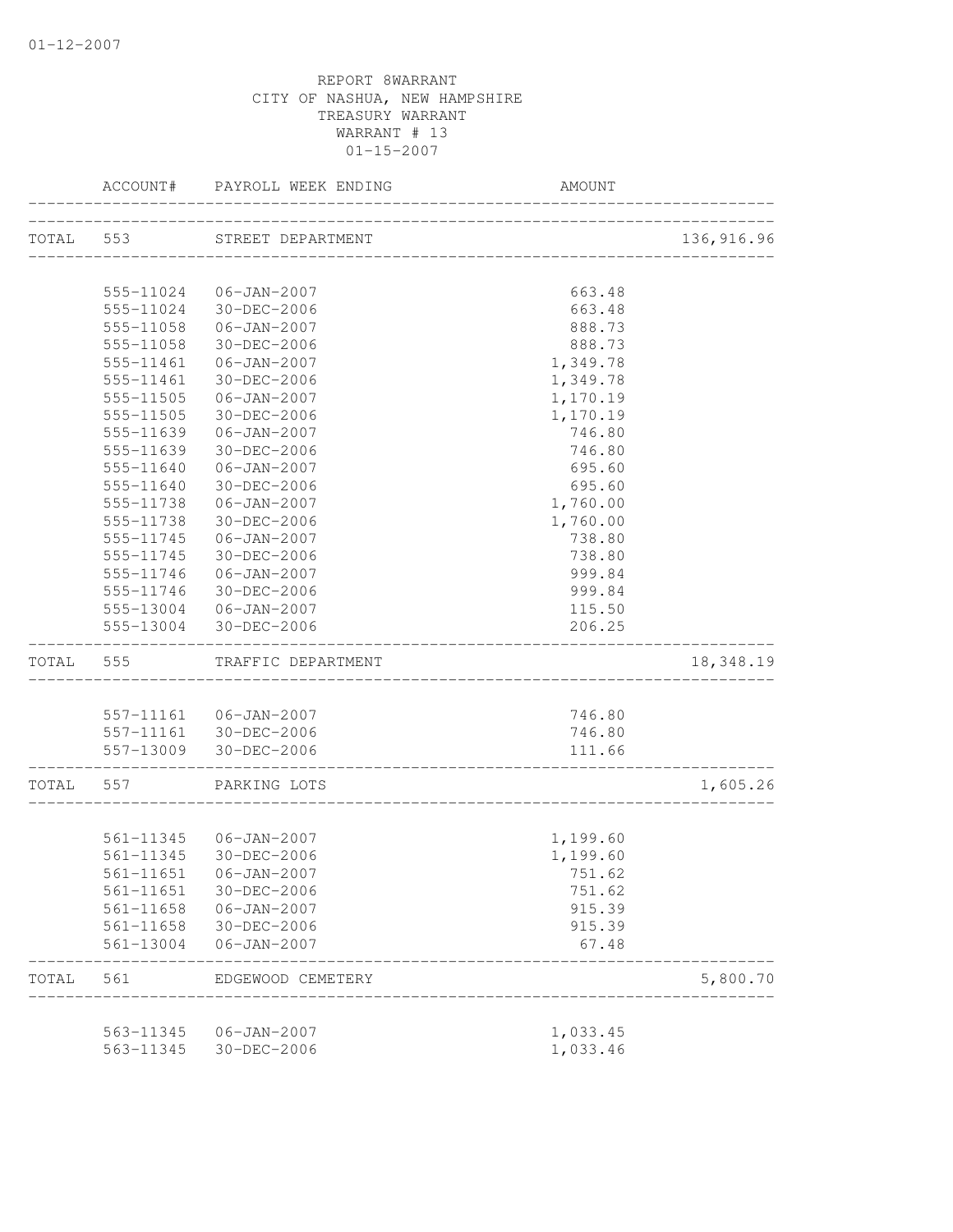REPORT 8WARRANT
CITY OF NASHUA, NEW HAMPSHIRE
TREASURY WARRANT
WARRANT # 13
01-15-2007

| ACCOUNT# | PAYROLL WEEK ENDING | AMOUNT | |
|---|---|---|---|
| TOTAL 553 | STREET DEPARTMENT | | 136,916.96 |
| 555-11024 | 06-JAN-2007 | 663.48 | |
| 555-11024 | 30-DEC-2006 | 663.48 | |
| 555-11058 | 06-JAN-2007 | 888.73 | |
| 555-11058 | 30-DEC-2006 | 888.73 | |
| 555-11461 | 06-JAN-2007 | 1,349.78 | |
| 555-11461 | 30-DEC-2006 | 1,349.78 | |
| 555-11505 | 06-JAN-2007 | 1,170.19 | |
| 555-11505 | 30-DEC-2006 | 1,170.19 | |
| 555-11639 | 06-JAN-2007 | 746.80 | |
| 555-11639 | 30-DEC-2006 | 746.80 | |
| 555-11640 | 06-JAN-2007 | 695.60 | |
| 555-11640 | 30-DEC-2006 | 695.60 | |
| 555-11738 | 06-JAN-2007 | 1,760.00 | |
| 555-11738 | 30-DEC-2006 | 1,760.00 | |
| 555-11745 | 06-JAN-2007 | 738.80 | |
| 555-11745 | 30-DEC-2006 | 738.80 | |
| 555-11746 | 06-JAN-2007 | 999.84 | |
| 555-11746 | 30-DEC-2006 | 999.84 | |
| 555-13004 | 06-JAN-2007 | 115.50 | |
| 555-13004 | 30-DEC-2006 | 206.25 | |
| TOTAL 555 | TRAFFIC DEPARTMENT | | 18,348.19 |
| 557-11161 | 06-JAN-2007 | 746.80 | |
| 557-11161 | 30-DEC-2006 | 746.80 | |
| 557-13009 | 30-DEC-2006 | 111.66 | |
| TOTAL 557 | PARKING LOTS | | 1,605.26 |
| 561-11345 | 06-JAN-2007 | 1,199.60 | |
| 561-11345 | 30-DEC-2006 | 1,199.60 | |
| 561-11651 | 06-JAN-2007 | 751.62 | |
| 561-11651 | 30-DEC-2006 | 751.62 | |
| 561-11658 | 06-JAN-2007 | 915.39 | |
| 561-11658 | 30-DEC-2006 | 915.39 | |
| 561-13004 | 06-JAN-2007 | 67.48 | |
| TOTAL 561 | EDGEWOOD CEMETERY | | 5,800.70 |
| 563-11345 | 06-JAN-2007 | 1,033.45 | |
| 563-11345 | 30-DEC-2006 | 1,033.46 | |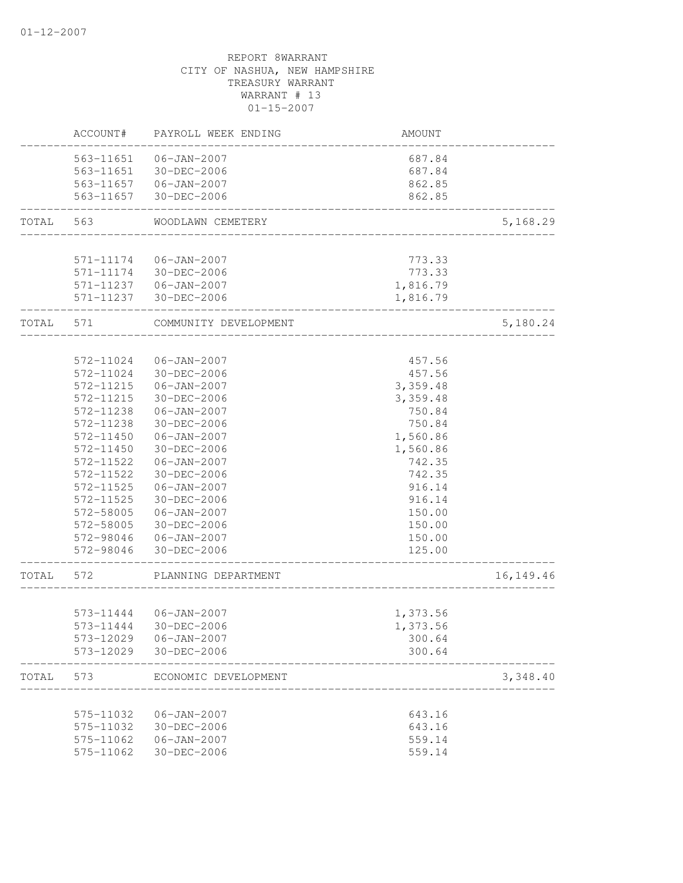01-12-2007

REPORT 8WARRANT
CITY OF NASHUA, NEW HAMPSHIRE
TREASURY WARRANT
WARRANT # 13
01-15-2007

| | ACCOUNT# | PAYROLL WEEK ENDING | AMOUNT | |
|---|---|---|---|---|
| | 563-11651 | 06-JAN-2007 | 687.84 | |
| | 563-11651 | 30-DEC-2006 | 687.84 | |
| | 563-11657 | 06-JAN-2007 | 862.85 | |
| | 563-11657 | 30-DEC-2006 | 862.85 | |
| TOTAL | 563 | WOODLAWN CEMETERY | | 5,168.29 |
| | 571-11174 | 06-JAN-2007 | 773.33 | |
| | 571-11174 | 30-DEC-2006 | 773.33 | |
| | 571-11237 | 06-JAN-2007 | 1,816.79 | |
| | 571-11237 | 30-DEC-2006 | 1,816.79 | |
| TOTAL | 571 | COMMUNITY DEVELOPMENT | | 5,180.24 |
| | 572-11024 | 06-JAN-2007 | 457.56 | |
| | 572-11024 | 30-DEC-2006 | 457.56 | |
| | 572-11215 | 06-JAN-2007 | 3,359.48 | |
| | 572-11215 | 30-DEC-2006 | 3,359.48 | |
| | 572-11238 | 06-JAN-2007 | 750.84 | |
| | 572-11238 | 30-DEC-2006 | 750.84 | |
| | 572-11450 | 06-JAN-2007 | 1,560.86 | |
| | 572-11450 | 30-DEC-2006 | 1,560.86 | |
| | 572-11522 | 06-JAN-2007 | 742.35 | |
| | 572-11522 | 30-DEC-2006 | 742.35 | |
| | 572-11525 | 06-JAN-2007 | 916.14 | |
| | 572-11525 | 30-DEC-2006 | 916.14 | |
| | 572-58005 | 06-JAN-2007 | 150.00 | |
| | 572-58005 | 30-DEC-2006 | 150.00 | |
| | 572-98046 | 06-JAN-2007 | 150.00 | |
| | 572-98046 | 30-DEC-2006 | 125.00 | |
| TOTAL | 572 | PLANNING DEPARTMENT | | 16,149.46 |
| | 573-11444 | 06-JAN-2007 | 1,373.56 | |
| | 573-11444 | 30-DEC-2006 | 1,373.56 | |
| | 573-12029 | 06-JAN-2007 | 300.64 | |
| | 573-12029 | 30-DEC-2006 | 300.64 | |
| TOTAL | 573 | ECONOMIC DEVELOPMENT | | 3,348.40 |
| | 575-11032 | 06-JAN-2007 | 643.16 | |
| | 575-11032 | 30-DEC-2006 | 643.16 | |
| | 575-11062 | 06-JAN-2007 | 559.14 | |
| | 575-11062 | 30-DEC-2006 | 559.14 | |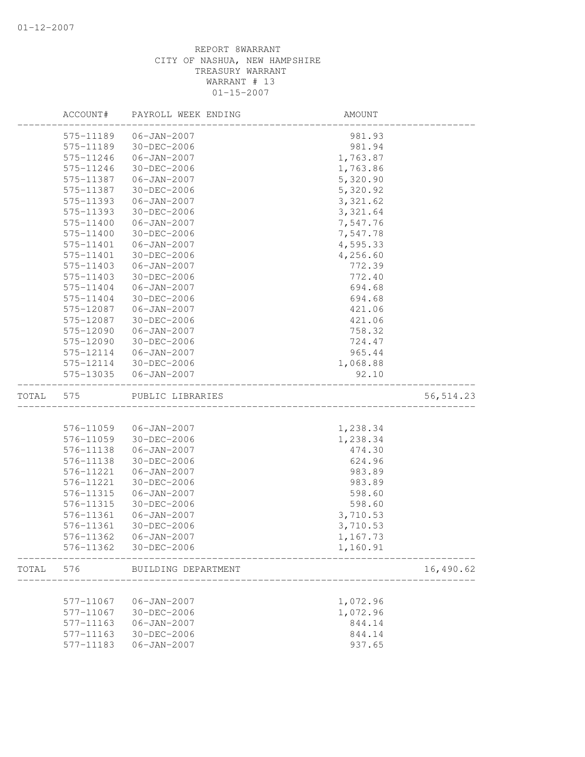REPORT 8WARRANT
CITY OF NASHUA, NEW HAMPSHIRE
TREASURY WARRANT
WARRANT # 13
01-15-2007

| | ACCOUNT# | PAYROLL WEEK ENDING | AMOUNT | |
|---|---|---|---|---|
| | 575-11189 | 06-JAN-2007 | 981.93 | |
| | 575-11189 | 30-DEC-2006 | 981.94 | |
| | 575-11246 | 06-JAN-2007 | 1,763.87 | |
| | 575-11246 | 30-DEC-2006 | 1,763.86 | |
| | 575-11387 | 06-JAN-2007 | 5,320.90 | |
| | 575-11387 | 30-DEC-2006 | 5,320.92 | |
| | 575-11393 | 06-JAN-2007 | 3,321.62 | |
| | 575-11393 | 30-DEC-2006 | 3,321.64 | |
| | 575-11400 | 06-JAN-2007 | 7,547.76 | |
| | 575-11400 | 30-DEC-2006 | 7,547.78 | |
| | 575-11401 | 06-JAN-2007 | 4,595.33 | |
| | 575-11401 | 30-DEC-2006 | 4,256.60 | |
| | 575-11403 | 06-JAN-2007 | 772.39 | |
| | 575-11403 | 30-DEC-2006 | 772.40 | |
| | 575-11404 | 06-JAN-2007 | 694.68 | |
| | 575-11404 | 30-DEC-2006 | 694.68 | |
| | 575-12087 | 06-JAN-2007 | 421.06 | |
| | 575-12087 | 30-DEC-2006 | 421.06 | |
| | 575-12090 | 06-JAN-2007 | 758.32 | |
| | 575-12090 | 30-DEC-2006 | 724.47 | |
| | 575-12114 | 06-JAN-2007 | 965.44 | |
| | 575-12114 | 30-DEC-2006 | 1,068.88 | |
| | 575-13035 | 06-JAN-2007 | 92.10 | |
| TOTAL | 575 | PUBLIC LIBRARIES | | 56,514.23 |
| | 576-11059 | 06-JAN-2007 | 1,238.34 | |
| | 576-11059 | 30-DEC-2006 | 1,238.34 | |
| | 576-11138 | 06-JAN-2007 | 474.30 | |
| | 576-11138 | 30-DEC-2006 | 624.96 | |
| | 576-11221 | 06-JAN-2007 | 983.89 | |
| | 576-11221 | 30-DEC-2006 | 983.89 | |
| | 576-11315 | 06-JAN-2007 | 598.60 | |
| | 576-11315 | 30-DEC-2006 | 598.60 | |
| | 576-11361 | 06-JAN-2007 | 3,710.53 | |
| | 576-11361 | 30-DEC-2006 | 3,710.53 | |
| | 576-11362 | 06-JAN-2007 | 1,167.73 | |
| | 576-11362 | 30-DEC-2006 | 1,160.91 | |
| TOTAL | 576 | BUILDING DEPARTMENT | | 16,490.62 |
| | 577-11067 | 06-JAN-2007 | 1,072.96 | |
| | 577-11067 | 30-DEC-2006 | 1,072.96 | |
| | 577-11163 | 06-JAN-2007 | 844.14 | |
| | 577-11163 | 30-DEC-2006 | 844.14 | |
| | 577-11183 | 06-JAN-2007 | 937.65 | |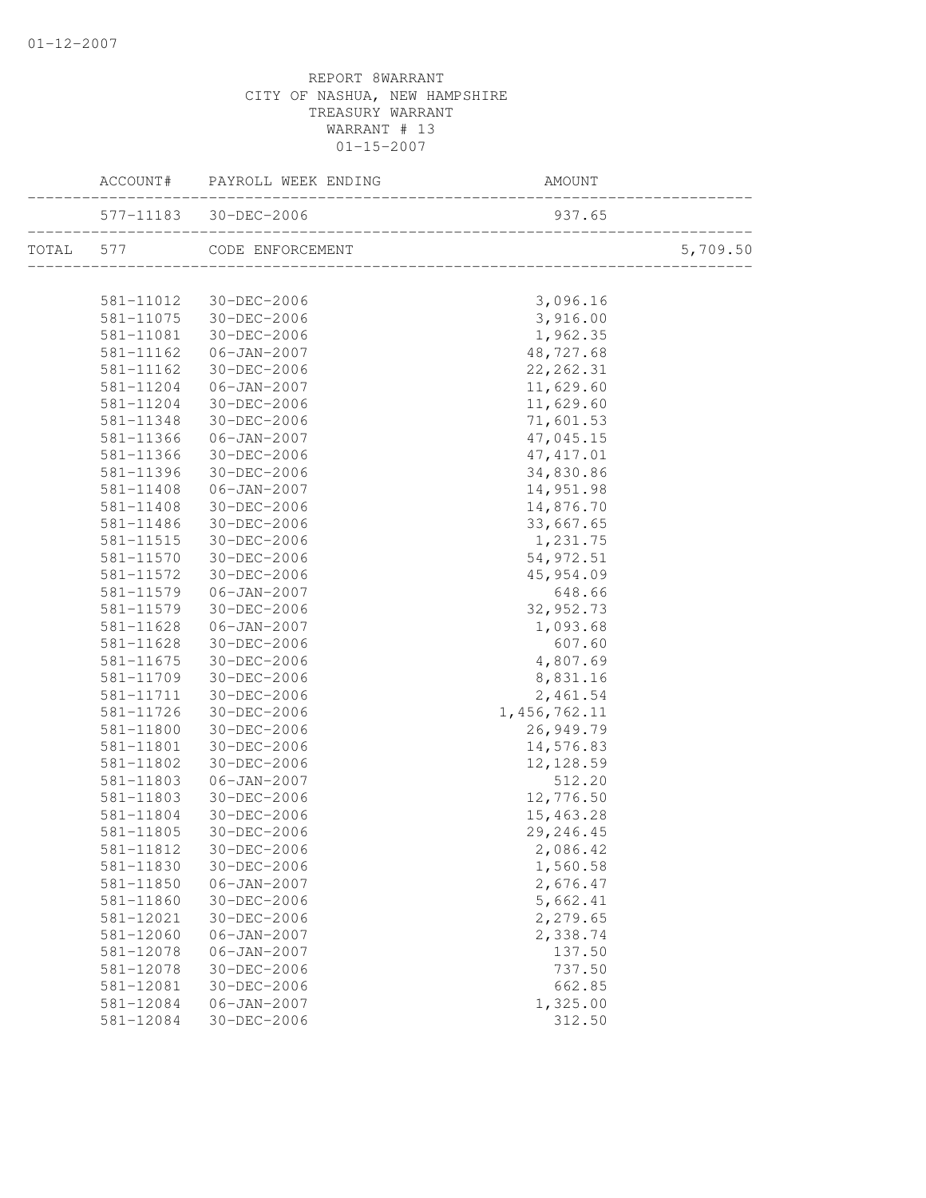REPORT 8WARRANT
CITY OF NASHUA, NEW HAMPSHIRE
TREASURY WARRANT
WARRANT # 13
01-15-2007

| | ACCOUNT# | PAYROLL WEEK ENDING | AMOUNT | |
|---|---|---|---|---|
| | 577-11183 | 30-DEC-2006 | 937.65 | |
| TOTAL | 577 | CODE ENFORCEMENT | | 5,709.50 |
| | 581-11012 | 30-DEC-2006 | 3,096.16 | |
| | 581-11075 | 30-DEC-2006 | 3,916.00 | |
| | 581-11081 | 30-DEC-2006 | 1,962.35 | |
| | 581-11162 | 06-JAN-2007 | 48,727.68 | |
| | 581-11162 | 30-DEC-2006 | 22,262.31 | |
| | 581-11204 | 06-JAN-2007 | 11,629.60 | |
| | 581-11204 | 30-DEC-2006 | 11,629.60 | |
| | 581-11348 | 30-DEC-2006 | 71,601.53 | |
| | 581-11366 | 06-JAN-2007 | 47,045.15 | |
| | 581-11366 | 30-DEC-2006 | 47,417.01 | |
| | 581-11396 | 30-DEC-2006 | 34,830.86 | |
| | 581-11408 | 06-JAN-2007 | 14,951.98 | |
| | 581-11408 | 30-DEC-2006 | 14,876.70 | |
| | 581-11486 | 30-DEC-2006 | 33,667.65 | |
| | 581-11515 | 30-DEC-2006 | 1,231.75 | |
| | 581-11570 | 30-DEC-2006 | 54,972.51 | |
| | 581-11572 | 30-DEC-2006 | 45,954.09 | |
| | 581-11579 | 06-JAN-2007 | 648.66 | |
| | 581-11579 | 30-DEC-2006 | 32,952.73 | |
| | 581-11628 | 06-JAN-2007 | 1,093.68 | |
| | 581-11628 | 30-DEC-2006 | 607.60 | |
| | 581-11675 | 30-DEC-2006 | 4,807.69 | |
| | 581-11709 | 30-DEC-2006 | 8,831.16 | |
| | 581-11711 | 30-DEC-2006 | 2,461.54 | |
| | 581-11726 | 30-DEC-2006 | 1,456,762.11 | |
| | 581-11800 | 30-DEC-2006 | 26,949.79 | |
| | 581-11801 | 30-DEC-2006 | 14,576.83 | |
| | 581-11802 | 30-DEC-2006 | 12,128.59 | |
| | 581-11803 | 06-JAN-2007 | 512.20 | |
| | 581-11803 | 30-DEC-2006 | 12,776.50 | |
| | 581-11804 | 30-DEC-2006 | 15,463.28 | |
| | 581-11805 | 30-DEC-2006 | 29,246.45 | |
| | 581-11812 | 30-DEC-2006 | 2,086.42 | |
| | 581-11830 | 30-DEC-2006 | 1,560.58 | |
| | 581-11850 | 06-JAN-2007 | 2,676.47 | |
| | 581-11860 | 30-DEC-2006 | 5,662.41 | |
| | 581-12021 | 30-DEC-2006 | 2,279.65 | |
| | 581-12060 | 06-JAN-2007 | 2,338.74 | |
| | 581-12078 | 06-JAN-2007 | 137.50 | |
| | 581-12078 | 30-DEC-2006 | 737.50 | |
| | 581-12081 | 30-DEC-2006 | 662.85 | |
| | 581-12084 | 06-JAN-2007 | 1,325.00 | |
| | 581-12084 | 30-DEC-2006 | 312.50 | |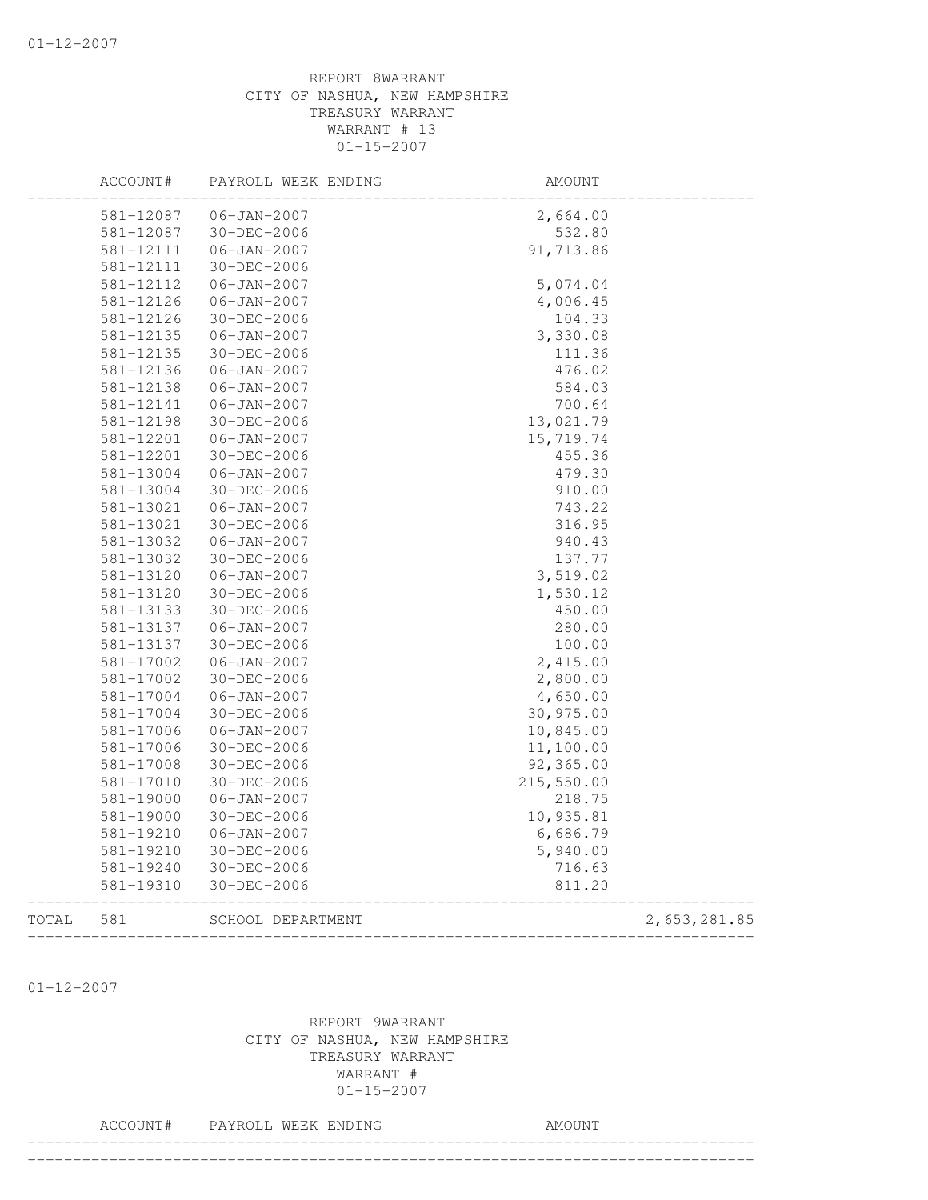REPORT 8WARRANT
CITY OF NASHUA, NEW HAMPSHIRE
TREASURY WARRANT
WARRANT # 13
01-15-2007

| ACCOUNT# | PAYROLL WEEK ENDING | AMOUNT | |
|---|---|---|---|
| 581-12087 | 06-JAN-2007 | 2,664.00 | |
| 581-12087 | 30-DEC-2006 | 532.80 | |
| 581-12111 | 06-JAN-2007 | 91,713.86 | |
| 581-12111 | 30-DEC-2006 | | |
| 581-12112 | 06-JAN-2007 | 5,074.04 | |
| 581-12126 | 06-JAN-2007 | 4,006.45 | |
| 581-12126 | 30-DEC-2006 | 104.33 | |
| 581-12135 | 06-JAN-2007 | 3,330.08 | |
| 581-12135 | 30-DEC-2006 | 111.36 | |
| 581-12136 | 06-JAN-2007 | 476.02 | |
| 581-12138 | 06-JAN-2007 | 584.03 | |
| 581-12141 | 06-JAN-2007 | 700.64 | |
| 581-12198 | 30-DEC-2006 | 13,021.79 | |
| 581-12201 | 06-JAN-2007 | 15,719.74 | |
| 581-12201 | 30-DEC-2006 | 455.36 | |
| 581-13004 | 06-JAN-2007 | 479.30 | |
| 581-13004 | 30-DEC-2006 | 910.00 | |
| 581-13021 | 06-JAN-2007 | 743.22 | |
| 581-13021 | 30-DEC-2006 | 316.95 | |
| 581-13032 | 06-JAN-2007 | 940.43 | |
| 581-13032 | 30-DEC-2006 | 137.77 | |
| 581-13120 | 06-JAN-2007 | 3,519.02 | |
| 581-13120 | 30-DEC-2006 | 1,530.12 | |
| 581-13133 | 30-DEC-2006 | 450.00 | |
| 581-13137 | 06-JAN-2007 | 280.00 | |
| 581-13137 | 30-DEC-2006 | 100.00 | |
| 581-17002 | 06-JAN-2007 | 2,415.00 | |
| 581-17002 | 30-DEC-2006 | 2,800.00 | |
| 581-17004 | 06-JAN-2007 | 4,650.00 | |
| 581-17004 | 30-DEC-2006 | 30,975.00 | |
| 581-17006 | 06-JAN-2007 | 10,845.00 | |
| 581-17006 | 30-DEC-2006 | 11,100.00 | |
| 581-17008 | 30-DEC-2006 | 92,365.00 | |
| 581-17010 | 30-DEC-2006 | 215,550.00 | |
| 581-19000 | 06-JAN-2007 | 218.75 | |
| 581-19000 | 30-DEC-2006 | 10,935.81 | |
| 581-19210 | 06-JAN-2007 | 6,686.79 | |
| 581-19210 | 30-DEC-2006 | 5,940.00 | |
| 581-19240 | 30-DEC-2006 | 716.63 | |
| 581-19310 | 30-DEC-2006 | 811.20 | |
| TOTAL 581 | SCHOOL DEPARTMENT | | 2,653,281.85 |

01-12-2007

REPORT 9WARRANT
CITY OF NASHUA, NEW HAMPSHIRE
TREASURY WARRANT
WARRANT #
01-15-2007

| ACCOUNT# | PAYROLL WEEK ENDING | AMOUNT |
|---|---|---|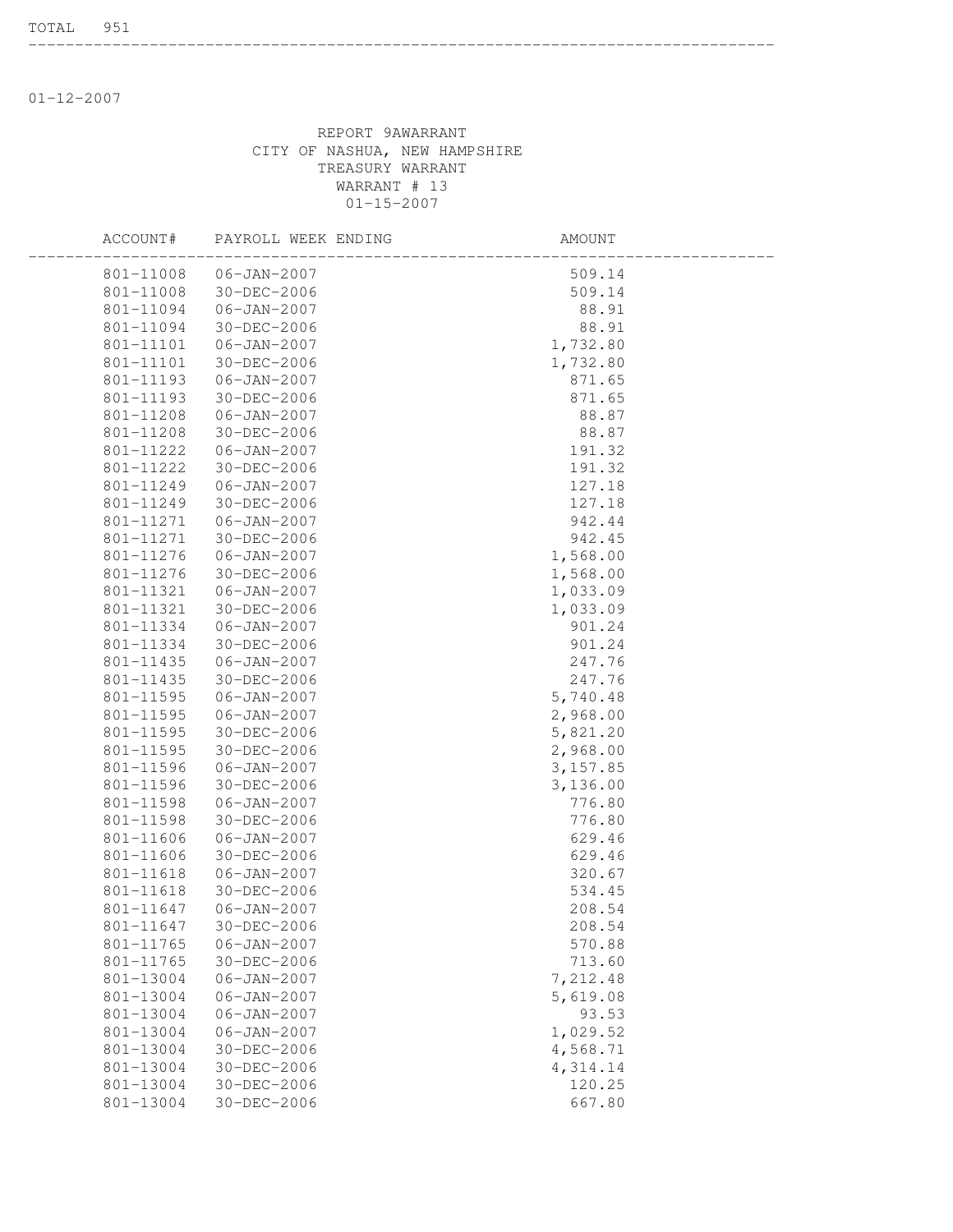TOTAL 951

---

01-12-2007

REPORT 9AWARRANT
CITY OF NASHUA, NEW HAMPSHIRE
TREASURY WARRANT
WARRANT # 13
01-15-2007

| ACCOUNT# | PAYROLL WEEK ENDING | AMOUNT |
|---|---|---|
| 801-11008 | 06-JAN-2007 | 509.14 |
| 801-11008 | 30-DEC-2006 | 509.14 |
| 801-11094 | 06-JAN-2007 | 88.91 |
| 801-11094 | 30-DEC-2006 | 88.91 |
| 801-11101 | 06-JAN-2007 | 1,732.80 |
| 801-11101 | 30-DEC-2006 | 1,732.80 |
| 801-11193 | 06-JAN-2007 | 871.65 |
| 801-11193 | 30-DEC-2006 | 871.65 |
| 801-11208 | 06-JAN-2007 | 88.87 |
| 801-11208 | 30-DEC-2006 | 88.87 |
| 801-11222 | 06-JAN-2007 | 191.32 |
| 801-11222 | 30-DEC-2006 | 191.32 |
| 801-11249 | 06-JAN-2007 | 127.18 |
| 801-11249 | 30-DEC-2006 | 127.18 |
| 801-11271 | 06-JAN-2007 | 942.44 |
| 801-11271 | 30-DEC-2006 | 942.45 |
| 801-11276 | 06-JAN-2007 | 1,568.00 |
| 801-11276 | 30-DEC-2006 | 1,568.00 |
| 801-11321 | 06-JAN-2007 | 1,033.09 |
| 801-11321 | 30-DEC-2006 | 1,033.09 |
| 801-11334 | 06-JAN-2007 | 901.24 |
| 801-11334 | 30-DEC-2006 | 901.24 |
| 801-11435 | 06-JAN-2007 | 247.76 |
| 801-11435 | 30-DEC-2006 | 247.76 |
| 801-11595 | 06-JAN-2007 | 5,740.48 |
| 801-11595 | 06-JAN-2007 | 2,968.00 |
| 801-11595 | 30-DEC-2006 | 5,821.20 |
| 801-11595 | 30-DEC-2006 | 2,968.00 |
| 801-11596 | 06-JAN-2007 | 3,157.85 |
| 801-11596 | 30-DEC-2006 | 3,136.00 |
| 801-11598 | 06-JAN-2007 | 776.80 |
| 801-11598 | 30-DEC-2006 | 776.80 |
| 801-11606 | 06-JAN-2007 | 629.46 |
| 801-11606 | 30-DEC-2006 | 629.46 |
| 801-11618 | 06-JAN-2007 | 320.67 |
| 801-11618 | 30-DEC-2006 | 534.45 |
| 801-11647 | 06-JAN-2007 | 208.54 |
| 801-11647 | 30-DEC-2006 | 208.54 |
| 801-11765 | 06-JAN-2007 | 570.88 |
| 801-11765 | 30-DEC-2006 | 713.60 |
| 801-13004 | 06-JAN-2007 | 7,212.48 |
| 801-13004 | 06-JAN-2007 | 5,619.08 |
| 801-13004 | 06-JAN-2007 | 93.53 |
| 801-13004 | 06-JAN-2007 | 1,029.52 |
| 801-13004 | 30-DEC-2006 | 4,568.71 |
| 801-13004 | 30-DEC-2006 | 4,314.14 |
| 801-13004 | 30-DEC-2006 | 120.25 |
| 801-13004 | 30-DEC-2006 | 667.80 |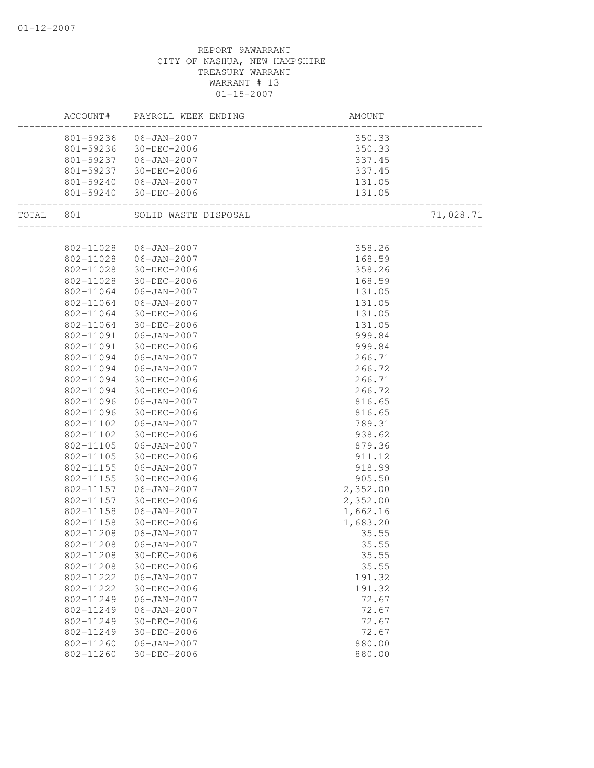REPORT 9AWARRANT
CITY OF NASHUA, NEW HAMPSHIRE
TREASURY WARRANT
WARRANT # 13
01-15-2007

| | ACCOUNT# | PAYROLL WEEK ENDING | AMOUNT | |
|---|---|---|---|---|
| | 801-59236 | 06-JAN-2007 | 350.33 | |
| | 801-59236 | 30-DEC-2006 | 350.33 | |
| | 801-59237 | 06-JAN-2007 | 337.45 | |
| | 801-59237 | 30-DEC-2006 | 337.45 | |
| | 801-59240 | 06-JAN-2007 | 131.05 | |
| | 801-59240 | 30-DEC-2006 | 131.05 | |
| TOTAL | 801 | SOLID WASTE DISPOSAL | | 71,028.71 |
| | 802-11028 | 06-JAN-2007 | 358.26 | |
| | 802-11028 | 06-JAN-2007 | 168.59 | |
| | 802-11028 | 30-DEC-2006 | 358.26 | |
| | 802-11028 | 30-DEC-2006 | 168.59 | |
| | 802-11064 | 06-JAN-2007 | 131.05 | |
| | 802-11064 | 06-JAN-2007 | 131.05 | |
| | 802-11064 | 30-DEC-2006 | 131.05 | |
| | 802-11064 | 30-DEC-2006 | 131.05 | |
| | 802-11091 | 06-JAN-2007 | 999.84 | |
| | 802-11091 | 30-DEC-2006 | 999.84 | |
| | 802-11094 | 06-JAN-2007 | 266.71 | |
| | 802-11094 | 06-JAN-2007 | 266.72 | |
| | 802-11094 | 30-DEC-2006 | 266.71 | |
| | 802-11094 | 30-DEC-2006 | 266.72 | |
| | 802-11096 | 06-JAN-2007 | 816.65 | |
| | 802-11096 | 30-DEC-2006 | 816.65 | |
| | 802-11102 | 06-JAN-2007 | 789.31 | |
| | 802-11102 | 30-DEC-2006 | 938.62 | |
| | 802-11105 | 06-JAN-2007 | 879.36 | |
| | 802-11105 | 30-DEC-2006 | 911.12 | |
| | 802-11155 | 06-JAN-2007 | 918.99 | |
| | 802-11155 | 30-DEC-2006 | 905.50 | |
| | 802-11157 | 06-JAN-2007 | 2,352.00 | |
| | 802-11157 | 30-DEC-2006 | 2,352.00 | |
| | 802-11158 | 06-JAN-2007 | 1,662.16 | |
| | 802-11158 | 30-DEC-2006 | 1,683.20 | |
| | 802-11208 | 06-JAN-2007 | 35.55 | |
| | 802-11208 | 06-JAN-2007 | 35.55 | |
| | 802-11208 | 30-DEC-2006 | 35.55 | |
| | 802-11208 | 30-DEC-2006 | 35.55 | |
| | 802-11222 | 06-JAN-2007 | 191.32 | |
| | 802-11222 | 30-DEC-2006 | 191.32 | |
| | 802-11249 | 06-JAN-2007 | 72.67 | |
| | 802-11249 | 06-JAN-2007 | 72.67 | |
| | 802-11249 | 30-DEC-2006 | 72.67 | |
| | 802-11249 | 30-DEC-2006 | 72.67 | |
| | 802-11260 | 06-JAN-2007 | 880.00 | |
| | 802-11260 | 30-DEC-2006 | 880.00 | |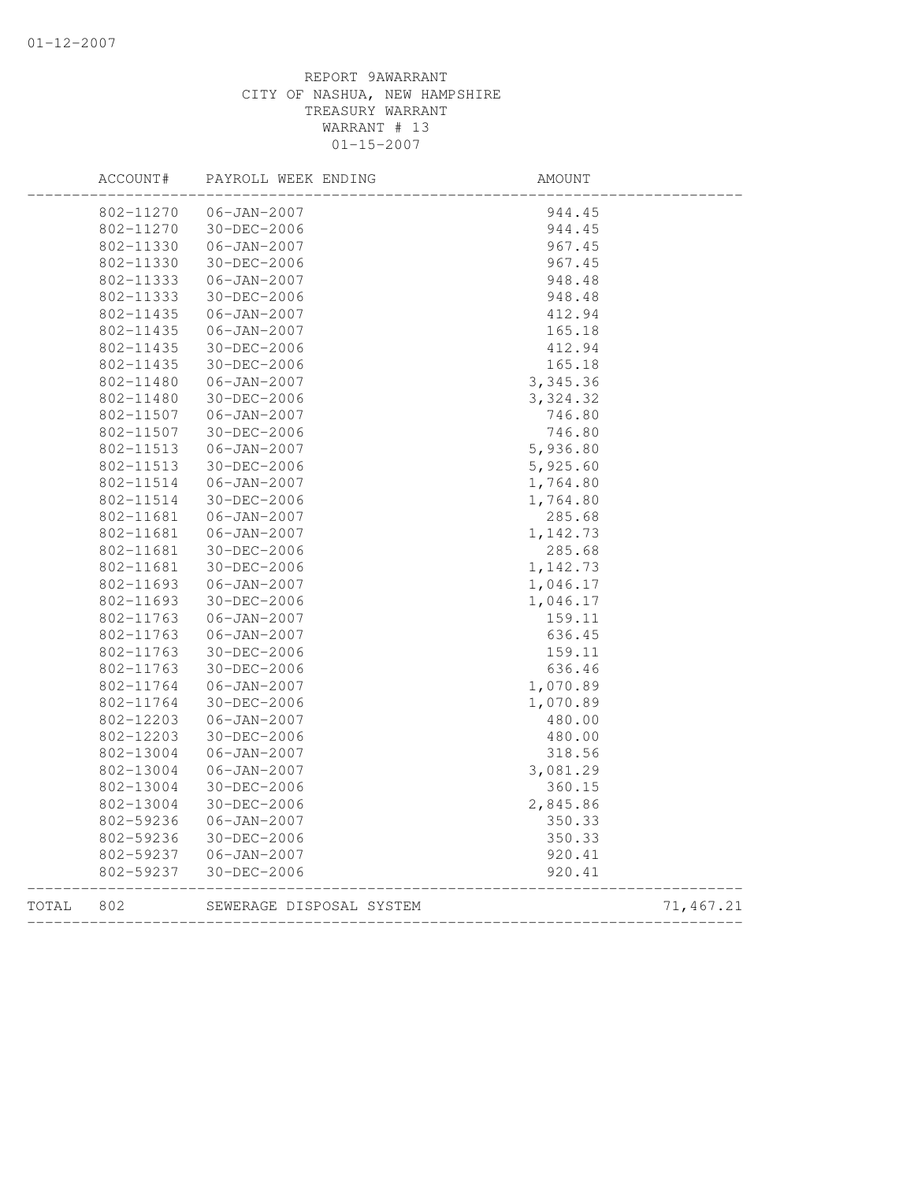01-12-2007

REPORT 9AWARRANT
CITY OF NASHUA, NEW HAMPSHIRE
TREASURY WARRANT
WARRANT # 13
01-15-2007

| | ACCOUNT# | PAYROLL WEEK ENDING | AMOUNT | |
|---|---|---|---|---|
| | 802-11270 | 06-JAN-2007 | 944.45 | |
| | 802-11270 | 30-DEC-2006 | 944.45 | |
| | 802-11330 | 06-JAN-2007 | 967.45 | |
| | 802-11330 | 30-DEC-2006 | 967.45 | |
| | 802-11333 | 06-JAN-2007 | 948.48 | |
| | 802-11333 | 30-DEC-2006 | 948.48 | |
| | 802-11435 | 06-JAN-2007 | 412.94 | |
| | 802-11435 | 06-JAN-2007 | 165.18 | |
| | 802-11435 | 30-DEC-2006 | 412.94 | |
| | 802-11435 | 30-DEC-2006 | 165.18 | |
| | 802-11480 | 06-JAN-2007 | 3,345.36 | |
| | 802-11480 | 30-DEC-2006 | 3,324.32 | |
| | 802-11507 | 06-JAN-2007 | 746.80 | |
| | 802-11507 | 30-DEC-2006 | 746.80 | |
| | 802-11513 | 06-JAN-2007 | 5,936.80 | |
| | 802-11513 | 30-DEC-2006 | 5,925.60 | |
| | 802-11514 | 06-JAN-2007 | 1,764.80 | |
| | 802-11514 | 30-DEC-2006 | 1,764.80 | |
| | 802-11681 | 06-JAN-2007 | 285.68 | |
| | 802-11681 | 06-JAN-2007 | 1,142.73 | |
| | 802-11681 | 30-DEC-2006 | 285.68 | |
| | 802-11681 | 30-DEC-2006 | 1,142.73 | |
| | 802-11693 | 06-JAN-2007 | 1,046.17 | |
| | 802-11693 | 30-DEC-2006 | 1,046.17 | |
| | 802-11763 | 06-JAN-2007 | 159.11 | |
| | 802-11763 | 06-JAN-2007 | 636.45 | |
| | 802-11763 | 30-DEC-2006 | 159.11 | |
| | 802-11763 | 30-DEC-2006 | 636.46 | |
| | 802-11764 | 06-JAN-2007 | 1,070.89 | |
| | 802-11764 | 30-DEC-2006 | 1,070.89 | |
| | 802-12203 | 06-JAN-2007 | 480.00 | |
| | 802-12203 | 30-DEC-2006 | 480.00 | |
| | 802-13004 | 06-JAN-2007 | 318.56 | |
| | 802-13004 | 06-JAN-2007 | 3,081.29 | |
| | 802-13004 | 30-DEC-2006 | 360.15 | |
| | 802-13004 | 30-DEC-2006 | 2,845.86 | |
| | 802-59236 | 06-JAN-2007 | 350.33 | |
| | 802-59236 | 30-DEC-2006 | 350.33 | |
| | 802-59237 | 06-JAN-2007 | 920.41 | |
| | 802-59237 | 30-DEC-2006 | 920.41 | |
| TOTAL | 802 | SEWERAGE DISPOSAL SYSTEM | | 71,467.21 |